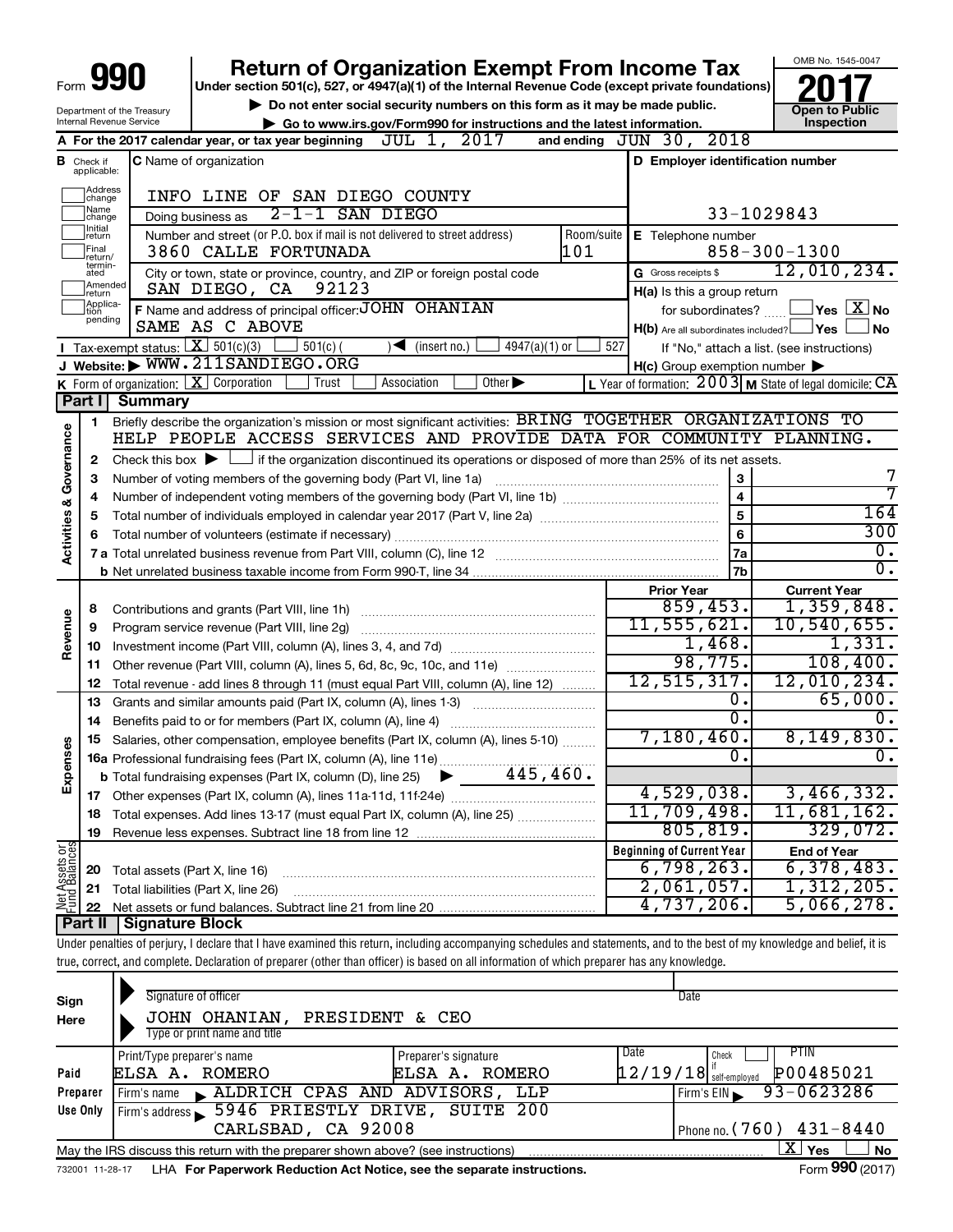Form **990**

# Return of Organization Exempt From Income Tax

**Under section 501(c), 527, or 4947(a)(1) of the Internal Revenue Code (except private foundations)**

▶ Do not enter social security numbers on this form as it may be made public.

▶ Go to www.irs.gov/Form990 for instructions and the latest information.

Department of the Treasury
Internal Revenue Service

OMB No. 1545-0047

**2017**

**Open to Public Inspection**

**A** For the 2017 calendar year, or tax year beginning JUL 1, 2017 and ending JUN 30, 2018

**B** Check if applicable: Address change, Name change, Initial return, Final return/terminated, Amended return, Application pending

**C** Name of organization: INFO LINE OF SAN DIEGO COUNTY

Doing business as: 2-1-1 SAN DIEGO

Number and street (or P.O. box if mail is not delivered to street address): 3860 CALLE FORTUNADA — Room/suite: 101

City or town, state or province, country, and ZIP or foreign postal code: SAN DIEGO, CA 92123

**D** Employer identification number: 33-1029843

**E** Telephone number: 858-300-1300

**G** Gross receipts $ 12,010,234.

**F** Name and address of principal officer: JOHN OHANIAN, SAME AS C ABOVE

**H(a)** Is this a group return for subordinates? ☐ Yes ☒ No

**H(b)** Are all subordinates included? ☐ Yes ☐ No — If "No," attach a list. (see instructions)

**H(c)** Group exemption number ▶

**I** Tax-exempt status: ☒ 501(c)(3) ☐ 501(c) ( ) ◀ (insert no.) ☐ 4947(a)(1) or ☐ 527

**J** Website: ▶ WWW.211SANDIEGO.ORG

**K** Form of organization: ☒ Corporation ☐ Trust ☐ Association ☐ Other ▶

**L** Year of formation: 2003 **M** State of legal domicile: CA

## Part I Summary

**Activities & Governance**

1. Briefly describe the organization's mission or most significant activities: BRING TOGETHER ORGANIZATIONS TO HELP PEOPLE ACCESS SERVICES AND PROVIDE DATA FOR COMMUNITY PLANNING.
2. Check this box ▶ ☐ if the organization discontinued its operations or disposed of more than 25% of its net assets.

| Line | Description | | Value |
|---|---|---|---|
| 3 | Number of voting members of the governing body (Part VI, line 1a) | 3 | 7 |
| 4 | Number of independent voting members of the governing body (Part VI, line 1b) | 4 | 7 |
| 5 | Total number of individuals employed in calendar year 2017 (Part V, line 2a) | 5 | 164 |
| 6 | Total number of volunteers (estimate if necessary) | 6 | 300 |
| 7a | Total unrelated business revenue from Part VIII, column (C), line 12 | 7a | 0. |
| 7b | Net unrelated business taxable income from Form 990-T, line 34 | 7b | 0. |

| Line | Description | Prior Year | Current Year |
|---|---|---|---|
| **Revenue** | | | |
| 8 | Contributions and grants (Part VIII, line 1h) | 859,453. | 1,359,848. |
| 9 | Program service revenue (Part VIII, line 2g) | 11,555,621. | 10,540,655. |
| 10 | Investment income (Part VIII, column (A), lines 3, 4, and 7d) | 1,468. | 1,331. |
| 11 | Other revenue (Part VIII, column (A), lines 5, 6d, 8c, 9c, 10c, and 11e) | 98,775. | 108,400. |
| 12 | Total revenue - add lines 8 through 11 (must equal Part VIII, column (A), line 12) | 12,515,317. | 12,010,234. |
| **Expenses** | | | |
| 13 | Grants and similar amounts paid (Part IX, column (A), lines 1-3) | 0. | 65,000. |
| 14 | Benefits paid to or for members (Part IX, column (A), line 4) | 0. | 0. |
| 15 | Salaries, other compensation, employee benefits (Part IX, column (A), lines 5-10) | 7,180,460. | 8,149,830. |
| 16a | Professional fundraising fees (Part IX, column (A), line 11e) | 0. | 0. |
| b | Total fundraising expenses (Part IX, column (D), line 25) ▶ 445,460. | | |
| 17 | Other expenses (Part IX, column (A), lines 11a-11d, 11f-24e) | 4,529,038. | 3,466,332. |
| 18 | Total expenses. Add lines 13-17 (must equal Part IX, column (A), line 25) | 11,709,498. | 11,681,162. |
| 19 | Revenue less expenses. Subtract line 18 from line 12 | 805,819. | 329,072. |

| Line | Net Assets or Fund Balances | Beginning of Current Year | End of Year |
|---|---|---|---|
| 20 | Total assets (Part X, line 16) | 6,798,263. | 6,378,483. |
| 21 | Total liabilities (Part X, line 26) | 2,061,057. | 1,312,205. |
| 22 | Net assets or fund balances. Subtract line 21 from line 20 | 4,737,206. | 5,066,278. |

## Part II Signature Block

Under penalties of perjury, I declare that I have examined this return, including accompanying schedules and statements, and to the best of my knowledge and belief, it is true, correct, and complete. Declaration of preparer (other than officer) is based on all information of which preparer has any knowledge.

**Sign Here**

Signature of officer — Date

JOHN OHANIAN, PRESIDENT & CEO
Type or print name and title

**Paid Preparer Use Only**

| Print/Type preparer's name | Preparer's signature | Date | Check if self-employed | PTIN |
|---|---|---|---|---|
| ELSA A. ROMERO | ELSA A. ROMERO | 12/19/18 | ☐ | P00485021 |

Firm's name ▶ ALDRICH CPAS AND ADVISORS, LLP — Firm's EIN ▶ 93-0623286

Firm's address ▶ 5946 PRIESTLY DRIVE, SUITE 200, CARLSBAD, CA 92008 — Phone no. (760) 431-8440

May the IRS discuss this return with the preparer shown above? (see instructions) ☒ Yes ☐ No

732001 11-28-17 LHA For Paperwork Reduction Act Notice, see the separate instructions. Form **990** (2017)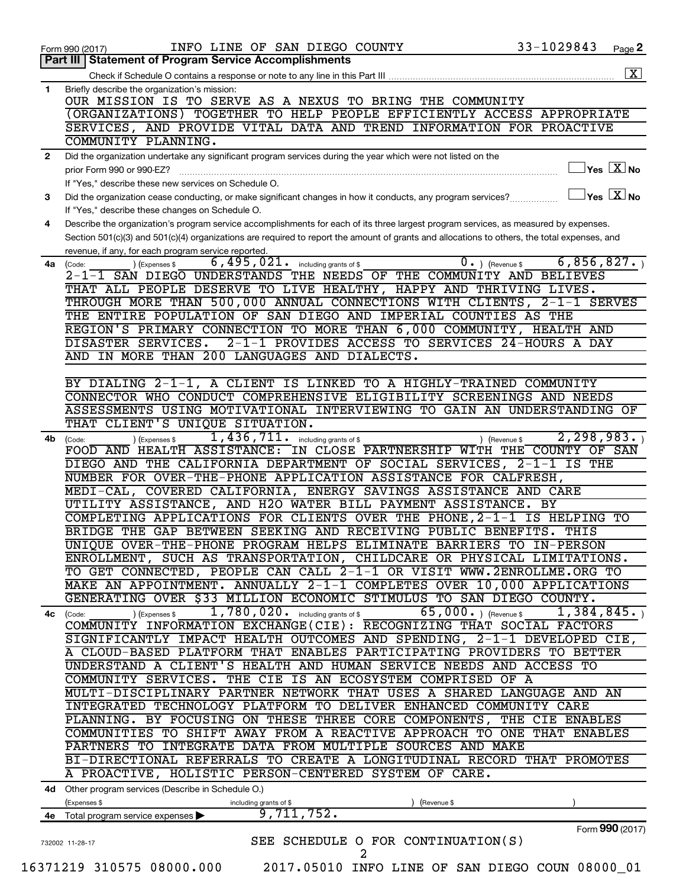Form 990 (2017) INFO LINE OF SAN DIEGO COUNTY 33-1029843

## Part III | Statement of Program Service Accomplishments

Check if Schedule O contains a response or note to any line in this Part III .......... [X]

**1** Briefly describe the organization's mission:

OUR MISSION IS TO SERVE AS A NEXUS TO BRING THE COMMUNITY (ORGANIZATIONS) TOGETHER TO HELP PEOPLE EFFICIENTLY ACCESS APPROPRIATE SERVICES, AND PROVIDE VITAL DATA AND TREND INFORMATION FOR PROACTIVE COMMUNITY PLANNING.

**2** Did the organization undertake any significant program services during the year which were not listed on the prior Form 990 or 990-EZ? .......... [ ] Yes [X] No

If "Yes," describe these new services on Schedule O.

**3** Did the organization cease conducting, or make significant changes in how it conducts, any program services? .......... [ ] Yes [X] No

If "Yes," describe these changes on Schedule O.

**4** Describe the organization's program service accomplishments for each of its three largest program services, as measured by expenses. Section 501(c)(3) and 501(c)(4) organizations are required to report the amount of grants and allocations to others, the total expenses, and revenue, if any, for each program service reported.

**4a** (Code: ) (Expenses $ 6,495,021. including grants of $ 0. ) (Revenue $ 6,856,827. )

2-1-1 SAN DIEGO UNDERSTANDS THE NEEDS OF THE COMMUNITY AND BELIEVES THAT ALL PEOPLE DESERVE TO LIVE HEALTHY, HAPPY AND THRIVING LIVES. THROUGH MORE THAN 500,000 ANNUAL CONNECTIONS WITH CLIENTS, 2-1-1 SERVES THE ENTIRE POPULATION OF SAN DIEGO AND IMPERIAL COUNTIES AS THE REGION'S PRIMARY CONNECTION TO MORE THAN 6,000 COMMUNITY, HEALTH AND DISASTER SERVICES. 2-1-1 PROVIDES ACCESS TO SERVICES 24-HOURS A DAY AND IN MORE THAN 200 LANGUAGES AND DIALECTS.

BY DIALING 2-1-1, A CLIENT IS LINKED TO A HIGHLY-TRAINED COMMUNITY CONNECTOR WHO CONDUCT COMPREHENSIVE ELIGIBILITY SCREENINGS AND NEEDS ASSESSMENTS USING MOTIVATIONAL INTERVIEWING TO GAIN AN UNDERSTANDING OF THAT CLIENT'S UNIQUE SITUATION.

**4b** (Code: ) (Expenses $ 1,436,711. including grants of $ ) (Revenue $ 2,298,983. )

FOOD AND HEALTH ASSISTANCE: IN CLOSE PARTNERSHIP WITH THE COUNTY OF SAN DIEGO AND THE CALIFORNIA DEPARTMENT OF SOCIAL SERVICES, 2-1-1 IS THE NUMBER FOR OVER-THE-PHONE APPLICATION ASSISTANCE FOR CALFRESH, MEDI-CAL, COVERED CALIFORNIA, ENERGY SAVINGS ASSISTANCE AND CARE UTILITY ASSISTANCE, AND H2O WATER BILL PAYMENT ASSISTANCE. BY COMPLETING APPLICATIONS FOR CLIENTS OVER THE PHONE,2-1-1 IS HELPING TO BRIDGE THE GAP BETWEEN SEEKING AND RECEIVING PUBLIC BENEFITS. THIS UNIQUE OVER-THE-PHONE PROGRAM HELPS ELIMINATE BARRIERS TO IN-PERSON ENROLLMENT, SUCH AS TRANSPORTATION, CHILDCARE OR PHYSICAL LIMITATIONS. TO GET CONNECTED, PEOPLE CAN CALL 2-1-1 OR VISIT WWW.2ENROLLME.ORG TO MAKE AN APPOINTMENT. ANNUALLY 2-1-1 COMPLETES OVER 10,000 APPLICATIONS GENERATING OVER $33 MILLION ECONOMIC STIMULUS TO SAN DIEGO COUNTY.

**4c** (Code: ) (Expenses $ 1,780,020. including grants of $ 65,000. ) (Revenue $ 1,384,845. )

COMMUNITY INFORMATION EXCHANGE(CIE): RECOGNIZING THAT SOCIAL FACTORS SIGNIFICANTLY IMPACT HEALTH OUTCOMES AND SPENDING, 2-1-1 DEVELOPED CIE, A CLOUD-BASED PLATFORM THAT ENABLES PARTICIPATING PROVIDERS TO BETTER UNDERSTAND A CLIENT'S HEALTH AND HUMAN SERVICE NEEDS AND ACCESS TO COMMUNITY SERVICES. THE CIE IS AN ECOSYSTEM COMPRISED OF A MULTI-DISCIPLINARY PARTNER NETWORK THAT USES A SHARED LANGUAGE AND AN INTEGRATED TECHNOLOGY PLATFORM TO DELIVER ENHANCED COMMUNITY CARE PLANNING. BY FOCUSING ON THESE THREE CORE COMPONENTS, THE CIE ENABLES COMMUNITIES TO SHIFT AWAY FROM A REACTIVE APPROACH TO ONE THAT ENABLES PARTNERS TO INTEGRATE DATA FROM MULTIPLE SOURCES AND MAKE BI-DIRECTIONAL REFERRALS TO CREATE A LONGITUDINAL RECORD THAT PROMOTES A PROACTIVE, HOLISTIC PERSON-CENTERED SYSTEM OF CARE.

**4d** Other program services (Describe in Schedule O.)

(Expenses $ including grants of $ ) (Revenue $ )

**4e** Total program services expenses ▶ 9,711,752.

Form **990** (2017)

SEE SCHEDULE O FOR CONTINUATION(S)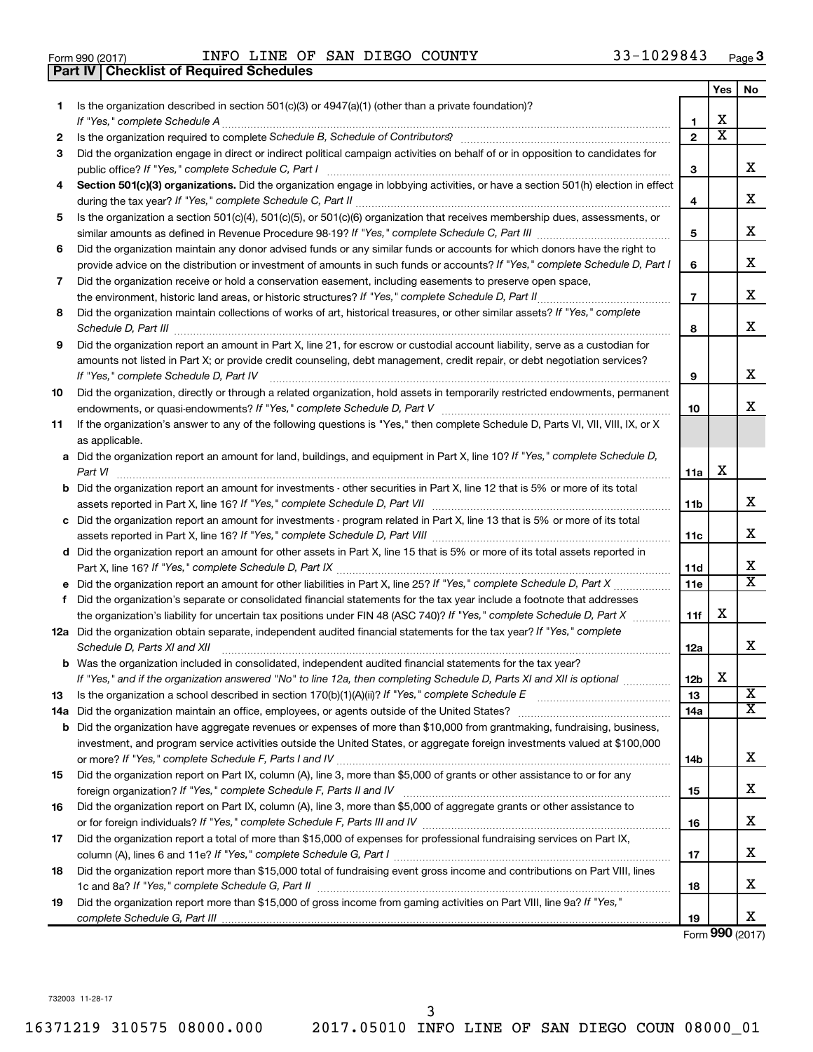Form 990 (2017) INFO LINE OF SAN DIEGO COUNTY 33-1029843

## Part IV | Checklist of Required Schedules

| | | | Yes | No |
|---|---|---|---|---|
| **1** | Is the organization described in section 501(c)(3) or 4947(a)(1) (other than a private foundation)? *If "Yes," complete Schedule A* | **1** | X | |
| **2** | Is the organization required to complete *Schedule B, Schedule of Contributors*? | **2** | X | |
| **3** | Did the organization engage in direct or indirect political campaign activities on behalf of or in opposition to candidates for public office? *If "Yes," complete Schedule C, Part I* | **3** | | X |
| **4** | **Section 501(c)(3) organizations.** Did the organization engage in lobbying activities, or have a section 501(h) election in effect during the tax year? *If "Yes," complete Schedule C, Part II* | **4** | | X |
| **5** | Is the organization a section 501(c)(4), 501(c)(5), or 501(c)(6) organization that receives membership dues, assessments, or similar amounts as defined in Revenue Procedure 98-19? *If "Yes," complete Schedule C, Part III* | **5** | | X |
| **6** | Did the organization maintain any donor advised funds or any similar funds or accounts for which donors have the right to provide advice on the distribution or investment of amounts in such funds or accounts? *If "Yes," complete Schedule D, Part I* | **6** | | X |
| **7** | Did the organization receive or hold a conservation easement, including easements to preserve open space, the environment, historic land areas, or historic structures? *If "Yes," complete Schedule D, Part II* | **7** | | X |
| **8** | Did the organization maintain collections of works of art, historical treasures, or other similar assets? *If "Yes," complete Schedule D, Part III* | **8** | | X |
| **9** | Did the organization report an amount in Part X, line 21, for escrow or custodial account liability, serve as a custodian for amounts not listed in Part X; or provide credit counseling, debt management, credit repair, or debt negotiation services? *If "Yes," complete Schedule D, Part IV* | **9** | | X |
| **10** | Did the organization, directly or through a related organization, hold assets in temporarily restricted endowments, permanent endowments, or quasi-endowments? *If "Yes," complete Schedule D, Part V* | **10** | | X |
| **11** | If the organization's answer to any of the following questions is "Yes," then complete Schedule D, Parts VI, VII, VIII, IX, or X as applicable. | | | |
| **a** | Did the organization report an amount for land, buildings, and equipment in Part X, line 10? *If "Yes," complete Schedule D, Part VI* | **11a** | X | |
| **b** | Did the organization report an amount for investments - other securities in Part X, line 12 that is 5% or more of its total assets reported in Part X, line 16? *If "Yes," complete Schedule D, Part VII* | **11b** | | X |
| **c** | Did the organization report an amount for investments - program related in Part X, line 13 that is 5% or more of its total assets reported in Part X, line 16? *If "Yes," complete Schedule D, Part VIII* | **11c** | | X |
| **d** | Did the organization report an amount for other assets in Part X, line 15 that is 5% or more of its total assets reported in Part X, line 16? *If "Yes," complete Schedule D, Part IX* | **11d** | | X |
| **e** | Did the organization report an amount for other liabilities in Part X, line 25? *If "Yes," complete Schedule D, Part X* | **11e** | | X |
| **f** | Did the organization's separate or consolidated financial statements for the tax year include a footnote that addresses the organization's liability for uncertain tax positions under FIN 48 (ASC 740)? *If "Yes," complete Schedule D, Part X* | **11f** | X | |
| **12a** | Did the organization obtain separate, independent audited financial statements for the tax year? *If "Yes," complete Schedule D, Parts XI and XII* | **12a** | | X |
| **b** | Was the organization included in consolidated, independent audited financial statements for the tax year? *If "Yes," and if the organization answered "No" to line 12a, then completing Schedule D, Parts XI and XII is optional* | **12b** | X | |
| **13** | Is the organization a school described in section 170(b)(1)(A)(ii)? *If "Yes," complete Schedule E* | **13** | | X |
| **14a** | Did the organization maintain an office, employees, or agents outside of the United States? | **14a** | | X |
| **b** | Did the organization have aggregate revenues or expenses of more than $10,000 from grantmaking, fundraising, business, investment, and program service activities outside the United States, or aggregate foreign investments valued at $100,000 or more? *If "Yes," complete Schedule F, Parts I and IV* | **14b** | | X |
| **15** | Did the organization report on Part IX, column (A), line 3, more than $5,000 of grants or other assistance to or for any foreign organization? *If "Yes," complete Schedule F, Parts II and IV* | **15** | | X |
| **16** | Did the organization report on Part IX, column (A), line 3, more than $5,000 of aggregate grants or other assistance to or for foreign individuals? *If "Yes," complete Schedule F, Parts III and IV* | **16** | | X |
| **17** | Did the organization report a total of more than $15,000 of expenses for professional fundraising services on Part IX, column (A), lines 6 and 11e? *If "Yes," complete Schedule G, Part I* | **17** | | X |
| **18** | Did the organization report more than $15,000 total of fundraising event gross income and contributions on Part VIII, lines 1c and 8a? *If "Yes," complete Schedule G, Part II* | **18** | | X |
| **19** | Did the organization report more than $15,000 of gross income from gaming activities on Part VIII, line 9a? *If "Yes," complete Schedule G, Part III* | **19** | | X |

Form **990** (2017)

732003 11-28-17

16371219 310575 08000.000 2017.05010 INFO LINE OF SAN DIEGO COUN 08000_01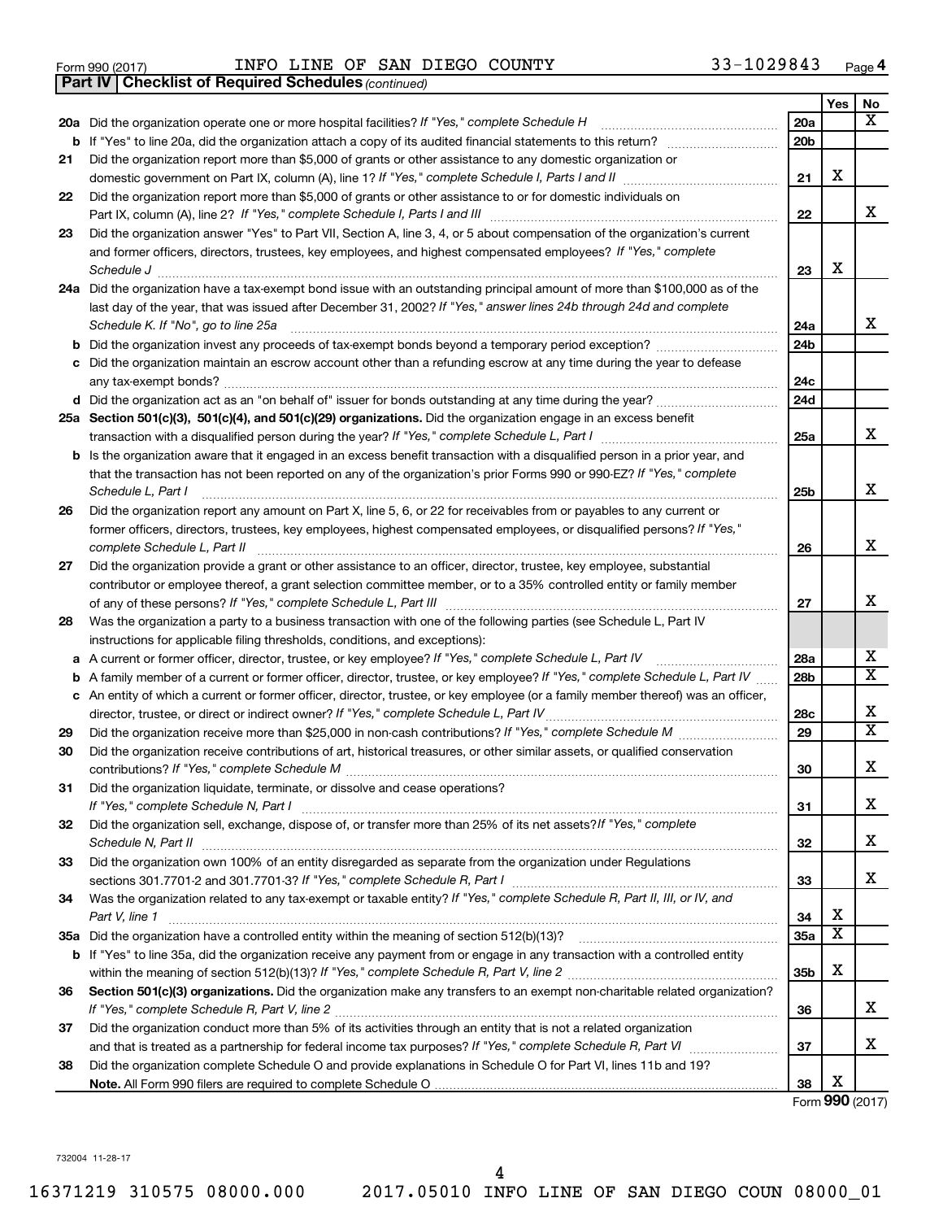Form 990 (2017) INFO LINE OF SAN DIEGO COUNTY 33-1029843

**Part IV | Checklist of Required Schedules** *(continued)*

| | | | Yes | No |
|---|---|---|---|---|
| 20a | Did the organization operate one or more hospital facilities? *If "Yes," complete Schedule H* | 20a | | X |
| b | If "Yes" to line 20a, did the organization attach a copy of its audited financial statements to this return? | 20b | | |
| 21 | Did the organization report more than $5,000 of grants or other assistance to any domestic organization or domestic government on Part IX, column (A), line 1? *If "Yes," complete Schedule I, Parts I and II* | 21 | X | |
| 22 | Did the organization report more than $5,000 of grants or other assistance to or for domestic individuals on Part IX, column (A), line 2? *If "Yes," complete Schedule I, Parts I and III* | 22 | | X |
| 23 | Did the organization answer "Yes" to Part VII, Section A, line 3, 4, or 5 about compensation of the organization's current and former officers, directors, trustees, key employees, and highest compensated employees? *If "Yes," complete Schedule J* | 23 | X | |
| 24a | Did the organization have a tax-exempt bond issue with an outstanding principal amount of more than $100,000 as of the last day of the year, that was issued after December 31, 2002? *If "Yes," answer lines 24b through 24d and complete Schedule K. If "No", go to line 25a* | 24a | | X |
| b | Did the organization invest any proceeds of tax-exempt bonds beyond a temporary period exception? | 24b | | |
| c | Did the organization maintain an escrow account other than a refunding escrow at any time during the year to defease any tax-exempt bonds? | 24c | | |
| d | Did the organization act as an "on behalf of" issuer for bonds outstanding at any time during the year? | 24d | | |
| 25a | **Section 501(c)(3), 501(c)(4), and 501(c)(29) organizations.** Did the organization engage in an excess benefit transaction with a disqualified person during the year? *If "Yes," complete Schedule L, Part I* | 25a | | X |
| b | Is the organization aware that it engaged in an excess benefit transaction with a disqualified person in a prior year, and that the transaction has not been reported on any of the organization's prior Forms 990 or 990-EZ? *If "Yes," complete Schedule L, Part I* | 25b | | X |
| 26 | Did the organization report any amount on Part X, line 5, 6, or 22 for receivables from or payables to any current or former officers, directors, trustees, key employees, highest compensated employees, or disqualified persons? *If "Yes," complete Schedule L, Part II* | 26 | | X |
| 27 | Did the organization provide a grant or other assistance to an officer, director, trustee, key employee, substantial contributor or employee thereof, a grant selection committee member, or to a 35% controlled entity or family member of any of these persons? *If "Yes," complete Schedule L, Part III* | 27 | | X |
| 28 | Was the organization a party to a business transaction with one of the following parties (see Schedule L, Part IV instructions for applicable filing thresholds, conditions, and exceptions): | | | |
| a | A current or former officer, director, trustee, or key employee? *If "Yes," complete Schedule L, Part IV* | 28a | | X |
| b | A family member of a current or former officer, director, trustee, or key employee? *If "Yes," complete Schedule L, Part IV* | 28b | | X |
| c | An entity of which a current or former officer, director, trustee, or key employee (or a family member thereof) was an officer, director, trustee, or direct or indirect owner? *If "Yes," complete Schedule L, Part IV* | 28c | | X |
| 29 | Did the organization receive more than $25,000 in non-cash contributions? *If "Yes," complete Schedule M* | 29 | | X |
| 30 | Did the organization receive contributions of art, historical treasures, or other similar assets, or qualified conservation contributions? *If "Yes," complete Schedule M* | 30 | | X |
| 31 | Did the organization liquidate, terminate, or dissolve and cease operations? *If "Yes," complete Schedule N, Part I* | 31 | | X |
| 32 | Did the organization sell, exchange, dispose of, or transfer more than 25% of its net assets? *If "Yes," complete Schedule N, Part II* | 32 | | X |
| 33 | Did the organization own 100% of an entity disregarded as separate from the organization under Regulations sections 301.7701-2 and 301.7701-3? *If "Yes," complete Schedule R, Part I* | 33 | | X |
| 34 | Was the organization related to any tax-exempt or taxable entity? *If "Yes," complete Schedule R, Part II, III, or IV, and Part V, line 1* | 34 | X | |
| 35a | Did the organization have a controlled entity within the meaning of section 512(b)(13)? | 35a | X | |
| b | If "Yes" to line 35a, did the organization receive any payment from or engage in any transaction with a controlled entity within the meaning of section 512(b)(13)? *If "Yes," complete Schedule R, Part V, line 2* | 35b | X | |
| 36 | **Section 501(c)(3) organizations.** Did the organization make any transfers to an exempt non-charitable related organization? *If "Yes," complete Schedule R, Part V, line 2* | 36 | | X |
| 37 | Did the organization conduct more than 5% of its activities through an entity that is not a related organization and that is treated as a partnership for federal income tax purposes? *If "Yes," complete Schedule R, Part VI* | 37 | | X |
| 38 | Did the organization complete Schedule O and provide explanations in Schedule O for Part VI, lines 11b and 19? **Note.** All Form 990 filers are required to complete Schedule O | 38 | X | |

Form **990** (2017)

732004 11-28-17

16371219 310575 08000.000 2017.05010 INFO LINE OF SAN DIEGO COUN 08000_01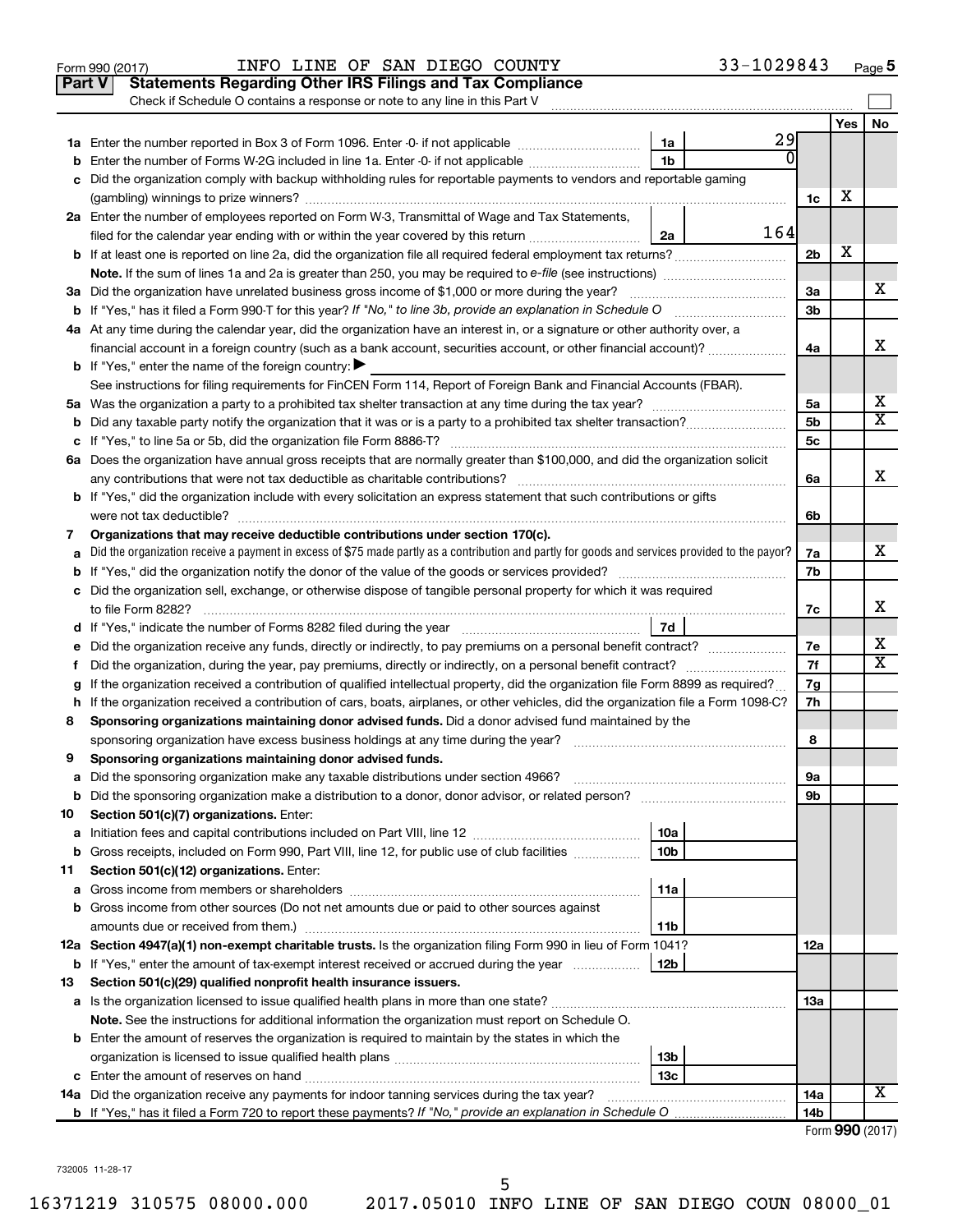Form 990 (2017) INFO LINE OF SAN DIEGO COUNTY 33-1029843

## Part V Statements Regarding Other IRS Filings and Tax Compliance

Check if Schedule O contains a response or note to any line in this Part V

| | | | | | Yes | No |
|---|---|---|---|---|---|---|
| **1a** | Enter the number reported in Box 3 of Form 1096. Enter -0- if not applicable | 1a | 29 | | | |
| **b** | Enter the number of Forms W-2G included in line 1a. Enter -0- if not applicable | 1b | 0 | | | |
| **c** | Did the organization comply with backup withholding rules for reportable payments to vendors and reportable gaming (gambling) winnings to prize winners? | | | 1c | X | |
| **2a** | Enter the number of employees reported on Form W-3, Transmittal of Wage and Tax Statements, filed for the calendar year ending with or within the year covered by this return | 2a | 164 | | | |
| **b** | If at least one is reported on line 2a, did the organization file all required federal employment tax returns? | | | 2b | X | |
| | **Note.** If the sum of lines 1a and 2a is greater than 250, you may be required to *e-file* (see instructions) | | | | | |
| **3a** | Did the organization have unrelated business gross income of $1,000 or more during the year? | | | 3a | | X |
| **b** | If "Yes," has it filed a Form 990-T for this year? *If "No," to line 3b, provide an explanation in Schedule O* | | | 3b | | |
| **4a** | At any time during the calendar year, did the organization have an interest in, or a signature or other authority over, a financial account in a foreign country (such as a bank account, securities account, or other financial account)? | | | 4a | | X |
| **b** | If "Yes," enter the name of the foreign country: ▶ | | | | | |
| | See instructions for filing requirements for FinCEN Form 114, Report of Foreign Bank and Financial Accounts (FBAR). | | | | | |
| **5a** | Was the organization a party to a prohibited tax shelter transaction at any time during the tax year? | | | 5a | | X |
| **b** | Did any taxable party notify the organization that it was or is a party to a prohibited tax shelter transaction? | | | 5b | | X |
| **c** | If "Yes," to line 5a or 5b, did the organization file Form 8886-T? | | | 5c | | |
| **6a** | Does the organization have annual gross receipts that are normally greater than $100,000, and did the organization solicit any contributions that were not tax deductible as charitable contributions? | | | 6a | | X |
| **b** | If "Yes," did the organization include with every solicitation an express statement that such contributions or gifts were not tax deductible? | | | 6b | | |
| **7** | **Organizations that may receive deductible contributions under section 170(c).** | | | | | |
| **a** | Did the organization receive a payment in excess of $75 made partly as a contribution and partly for goods and services provided to the payor? | | | 7a | | X |
| **b** | If "Yes," did the organization notify the donor of the value of the goods or services provided? | | | 7b | | |
| **c** | Did the organization sell, exchange, or otherwise dispose of tangible personal property for which it was required to file Form 8282? | | | 7c | | X |
| **d** | If "Yes," indicate the number of Forms 8282 filed during the year | 7d | | | | |
| **e** | Did the organization receive any funds, directly or indirectly, to pay premiums on a personal benefit contract? | | | 7e | | X |
| **f** | Did the organization, during the year, pay premiums, directly or indirectly, on a personal benefit contract? | | | 7f | | X |
| **g** | If the organization received a contribution of qualified intellectual property, did the organization file Form 8899 as required? | | | 7g | | |
| **h** | If the organization received a contribution of cars, boats, airplanes, or other vehicles, did the organization file a Form 1098-C? | | | 7h | | |
| **8** | **Sponsoring organizations maintaining donor advised funds.** Did a donor advised fund maintained by the sponsoring organization have excess business holdings at any time during the year? | | | 8 | | |
| **9** | **Sponsoring organizations maintaining donor advised funds.** | | | | | |
| **a** | Did the sponsoring organization make any taxable distributions under section 4966? | | | 9a | | |
| **b** | Did the sponsoring organization make a distribution to a donor, donor advisor, or related person? | | | 9b | | |
| **10** | **Section 501(c)(7) organizations.** Enter: | | | | | |
| **a** | Initiation fees and capital contributions included on Part VIII, line 12 | 10a | | | | |
| **b** | Gross receipts, included on Form 990, Part VIII, line 12, for public use of club facilities | 10b | | | | |
| **11** | **Section 501(c)(12) organizations.** Enter: | | | | | |
| **a** | Gross income from members or shareholders | 11a | | | | |
| **b** | Gross income from other sources (Do not net amounts due or paid to other sources against amounts due or received from them.) | 11b | | | | |
| **12a** | **Section 4947(a)(1) non-exempt charitable trusts.** Is the organization filing Form 990 in lieu of Form 1041? | | | 12a | | |
| **b** | If "Yes," enter the amount of tax-exempt interest received or accrued during the year | 12b | | | | |
| **13** | **Section 501(c)(29) qualified nonprofit health insurance issuers.** | | | | | |
| **a** | Is the organization licensed to issue qualified health plans in more than one state? | | | 13a | | |
| | **Note.** See the instructions for additional information the organization must report on Schedule O. | | | | | |
| **b** | Enter the amount of reserves the organization is required to maintain by the states in which the organization is licensed to issue qualified health plans | 13b | | | | |
| **c** | Enter the amount of reserves on hand | 13c | | | | |
| **14a** | Did the organization receive any payments for indoor tanning services during the tax year? | | | 14a | | X |
| **b** | If "Yes," has it filed a Form 720 to report these payments? *If "No," provide an explanation in Schedule O* | | | 14b | | |

Form **990** (2017)

732005 11-28-17

16371219 310575 08000.000 2017.05010 INFO LINE OF SAN DIEGO COUN 08000_01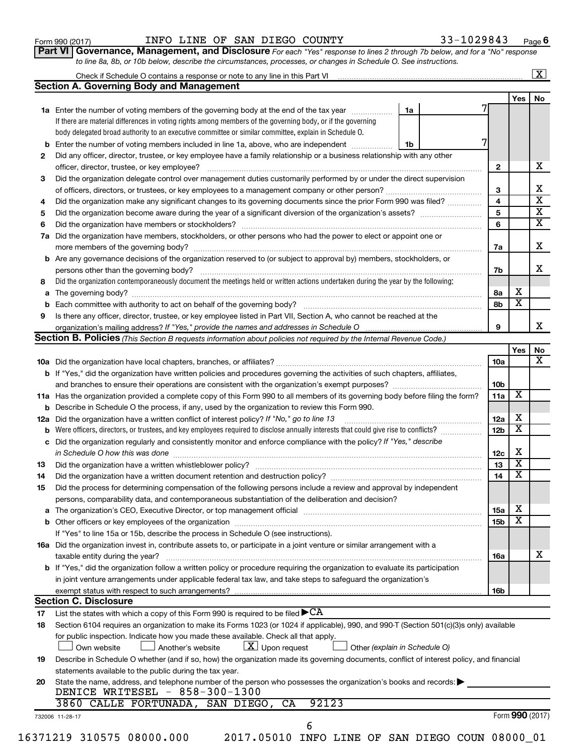Form 990 (2017) INFO LINE OF SAN DIEGO COUNTY 33-1029843

## Part VI Governance, Management, and Disclosure

*For each "Yes" response to lines 2 through 7b below, and for a "No" response to line 8a, 8b, or 10b below, describe the circumstances, processes, or changes in Schedule O. See instructions.*

Check if Schedule O contains a response or note to any line in this Part VI [X]

### Section A. Governing Body and Management

| | | | | Yes | No |
|---|---|---|---|---|---|
| 1a | Enter the number of voting members of the governing body at the end of the tax year. If there are material differences in voting rights among members of the governing body, or if the governing body delegated broad authority to an executive committee or similar committee, explain in Schedule O. | 1a: 7 | | | |
| b | Enter the number of voting members included in line 1a, above, who are independent | 1b: 7 | | | |
| 2 | Did any officer, director, trustee, or key employee have a family relationship or a business relationship with any other officer, director, trustee, or key employee? | | 2 | | X |
| 3 | Did the organization delegate control over management duties customarily performed by or under the direct supervision of officers, directors, or trustees, or key employees to a management company or other person? | | 3 | | X |
| 4 | Did the organization make any significant changes to its governing documents since the prior Form 990 was filed? | | 4 | | X |
| 5 | Did the organization become aware during the year of a significant diversion of the organization's assets? | | 5 | | X |
| 6 | Did the organization have members or stockholders? | | 6 | | X |
| 7a | Did the organization have members, stockholders, or other persons who had the power to elect or appoint one or more members of the governing body? | | 7a | | X |
| b | Are any governance decisions of the organization reserved to (or subject to approval by) members, stockholders, or persons other than the governing body? | | 7b | | X |
| 8 | Did the organization contemporaneously document the meetings held or written actions undertaken during the year by the following: | | | | |
| a | The governing body? | | 8a | X | |
| b | Each committee with authority to act on behalf of the governing body? | | 8b | X | |
| 9 | Is there any officer, director, trustee, or key employee listed in Part VII, Section A, who cannot be reached at the organization's mailing address? *If "Yes," provide the names and addresses in Schedule O* | | 9 | | X |

### Section B. Policies *(This Section B requests information about policies not required by the Internal Revenue Code.)*

| | | | Yes | No |
|---|---|---|---|---|
| 10a | Did the organization have local chapters, branches, or affiliates? | 10a | | X |
| b | If "Yes," did the organization have written policies and procedures governing the activities of such chapters, affiliates, and branches to ensure their operations are consistent with the organization's exempt purposes? | 10b | | |
| 11a | Has the organization provided a complete copy of this Form 990 to all members of its governing body before filing the form? | 11a | X | |
| b | Describe in Schedule O the process, if any, used by the organization to review this Form 990. | | | |
| 12a | Did the organization have a written conflict of interest policy? *If "No," go to line 13* | 12a | X | |
| b | Were officers, directors, or trustees, and key employees required to disclose annually interests that could give rise to conflicts? | 12b | X | |
| c | Did the organization regularly and consistently monitor and enforce compliance with the policy? *If "Yes," describe in Schedule O how this was done* | 12c | X | |
| 13 | Did the organization have a written whistleblower policy? | 13 | X | |
| 14 | Did the organization have a written document retention and destruction policy? | 14 | X | |
| 15 | Did the process for determining compensation of the following persons include a review and approval by independent persons, comparability data, and contemporaneous substantiation of the deliberation and decision? | | | |
| a | The organization's CEO, Executive Director, or top management official | 15a | X | |
| b | Other officers or key employees of the organization | 15b | X | |
| | If "Yes" to line 15a or 15b, describe the process in Schedule O (see instructions). | | | |
| 16a | Did the organization invest in, contribute assets to, or participate in a joint venture or similar arrangement with a taxable entity during the year? | 16a | | X |
| b | If "Yes," did the organization follow a written policy or procedure requiring the organization to evaluate its participation in joint venture arrangements under applicable federal tax law, and take steps to safeguard the organization's exempt status with respect to such arrangements? | 16b | | |

### Section C. Disclosure

17 List the states with which a copy of this Form 990 is required to be filed ▶ CA

18 Section 6104 requires an organization to make its Forms 1023 (or 1024 if applicable), 990, and 990-T (Section 501(c)(3)s only) available for public inspection. Indicate how you made these available. Check all that apply.

[ ] Own website [ ] Another's website [X] Upon request [ ] Other *(explain in Schedule O)*

19 Describe in Schedule O whether (and if so, how) the organization made its governing documents, conflict of interest policy, and financial statements available to the public during the tax year.

20 State the name, address, and telephone number of the person who possesses the organization's books and records: ▶

DENICE WRITESEL - 858-300-1300

3860 CALLE FORTUNADA, SAN DIEGO, CA 92123

732006 11-28-17 Form 990 (2017)

16371219 310575 08000.000 2017.05010 INFO LINE OF SAN DIEGO COUN 08000_01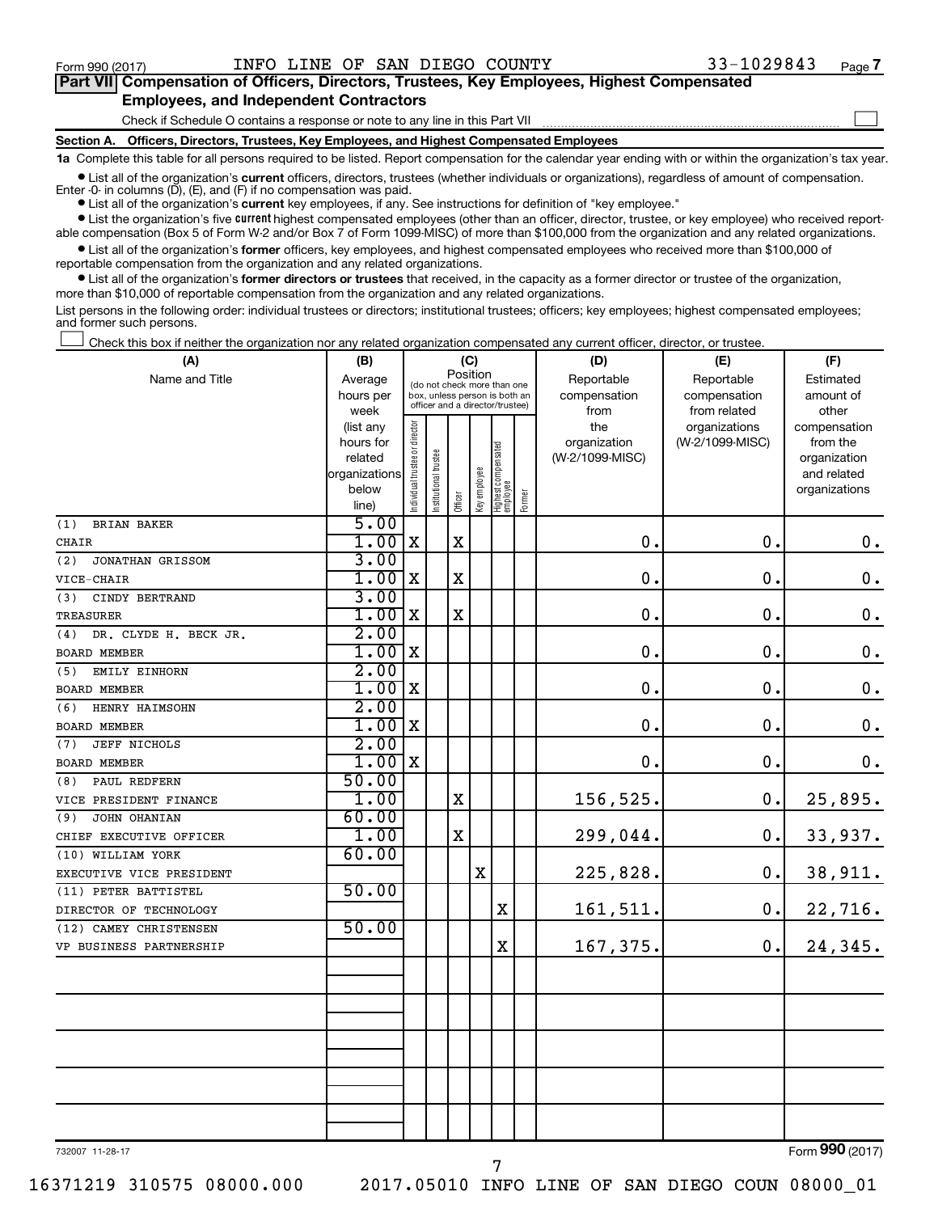Form 990 (2017) INFO LINE OF SAN DIEGO COUNTY 33-1029843 Page 7

**Part VII Compensation of Officers, Directors, Trustees, Key Employees, Highest Compensated Employees, and Independent Contractors**

Check if Schedule O contains a response or note to any line in this Part VII ☐

**Section A. Officers, Directors, Trustees, Key Employees, and Highest Compensated Employees**

**1a** Complete this table for all persons required to be listed. Report compensation for the calendar year ending with or within the organization's tax year.

- List all of the organization's **current** officers, directors, trustees (whether individuals or organizations), regardless of amount of compensation. Enter -0- in columns (D), (E), and (F) if no compensation was paid.
- List all of the organization's **current** key employees, if any. See instructions for definition of "key employee."
- List the organization's five **current** highest compensated employees (other than an officer, director, trustee, or key employee) who received reportable compensation (Box 5 of Form W-2 and/or Box 7 of Form 1099-MISC) of more than $100,000 from the organization and any related organizations.
- List all of the organization's **former** officers, key employees, and highest compensated employees who received more than $100,000 of reportable compensation from the organization and any related organizations.
- List all of the organization's **former directors or trustees** that received, in the capacity as a former director or trustee of the organization, more than $10,000 of reportable compensation from the organization and any related organizations.

List persons in the following order: individual trustees or directors; institutional trustees; officers; key employees; highest compensated employees; and former such persons.

☐ Check this box if neither the organization nor any related organization compensated any current officer, director, or trustee.

| (A) Name and Title | (B) Average hours per week (list any hours for related organizations below line) | (C) Position: Individual trustee or director | Institutional trustee | Officer | Key employee | Highest compensated employee | Former | (D) Reportable compensation from the organization (W-2/1099-MISC) | (E) Reportable compensation from related organizations (W-2/1099-MISC) | (F) Estimated amount of other compensation from the organization and related organizations |
|---|---|---|---|---|---|---|---|---|---|---|
| (1) BRIAN BAKER<br>CHAIR | 5.00<br>1.00 | X | | X | | | | 0. | 0. | 0. |
| (2) JONATHAN GRISSOM<br>VICE-CHAIR | 3.00<br>1.00 | X | | X | | | | 0. | 0. | 0. |
| (3) CINDY BERTRAND<br>TREASURER | 3.00<br>1.00 | X | | X | | | | 0. | 0. | 0. |
| (4) DR. CLYDE H. BECK JR.<br>BOARD MEMBER | 2.00<br>1.00 | X | | | | | | 0. | 0. | 0. |
| (5) EMILY EINHORN<br>BOARD MEMBER | 2.00<br>1.00 | X | | | | | | 0. | 0. | 0. |
| (6) HENRY HAIMSOHN<br>BOARD MEMBER | 2.00<br>1.00 | X | | | | | | 0. | 0. | 0. |
| (7) JEFF NICHOLS<br>BOARD MEMBER | 2.00<br>1.00 | X | | | | | | 0. | 0. | 0. |
| (8) PAUL REDFERN<br>VICE PRESIDENT FINANCE | 50.00<br>1.00 | | | X | | | | 156,525. | 0. | 25,895. |
| (9) JOHN OHANIAN<br>CHIEF EXECUTIVE OFFICER | 60.00<br>1.00 | | | X | | | | 299,044. | 0. | 33,937. |
| (10) WILLIAM YORK<br>EXECUTIVE VICE PRESIDENT | 60.00 | | | | X | | | 225,828. | 0. | 38,911. |
| (11) PETER BATTISTEL<br>DIRECTOR OF TECHNOLOGY | 50.00 | | | | | X | | 161,511. | 0. | 22,716. |
| (12) CAMEY CHRISTENSEN<br>VP BUSINESS PARTNERSHIP | 50.00 | | | | | X | | 167,375. | 0. | 24,345. |

732007 11-28-17

Form 990 (2017)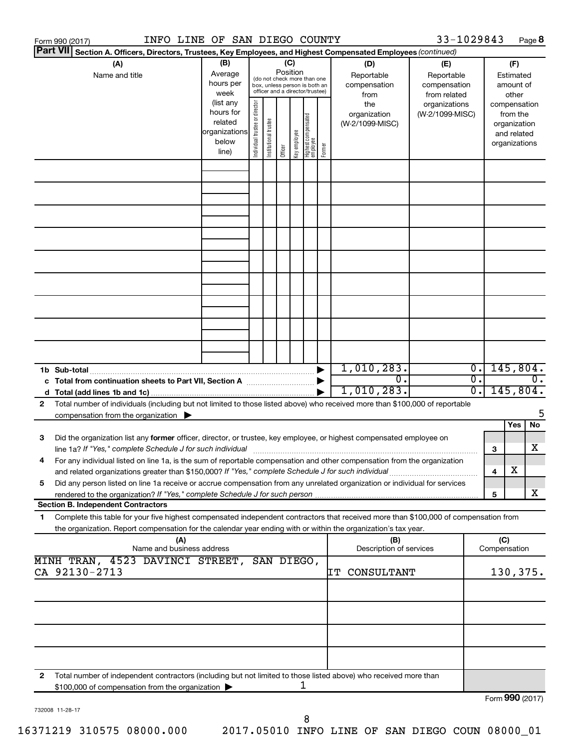Form 990 (2017) INFO LINE OF SAN DIEGO COUNTY 33-1029843 Page **8**

**Part VII** **Section A. Officers, Directors, Trustees, Key Employees, and Highest Compensated Employees** *(continued)*

| (A) Name and title | (B) Average hours per week (list any hours for related organizations below line) | (C) Position (do not check more than one box, unless person is both an officer and a director/trustee): Individual trustee or director | Institutional trustee | Officer | Key employee | Highest compensated employee | Former | (D) Reportable compensation from the organization (W-2/1099-MISC) | (E) Reportable compensation from related organizations (W-2/1099-MISC) | (F) Estimated amount of other compensation from the organization and related organizations |
|---|---|---|---|---|---|---|---|---|---|---|
| | | | | | | | | | | |
| | | | | | | | | | | |
| | | | | | | | | | | |
| | | | | | | | | | | |
| | | | | | | | | | | |
| | | | | | | | | | | |
| | | | | | | | | | | |
| | | | | | | | | | | |
| | | | | | | | | | | |
| **1b Sub-total** | | | | | | | ▶ | 1,010,283. | 0. | 145,804. |
| **c Total from continuation sheets to Part VII, Section A** | | | | | | | ▶ | 0. | 0. | 0. |
| **d Total (add lines 1b and 1c)** | | | | | | | ▶ | 1,010,283. | 0. | 145,804. |

**2** Total number of individuals (including but not limited to those listed above) who received more than $100,000 of reportable compensation from the organization ▶ 5

| | | | Yes | No |
|---|---|---|---|---|
| **3** | Did the organization list any **former** officer, director, or trustee, key employee, or highest compensated employee on line 1a? *If "Yes," complete Schedule J for such individual* | 3 | | X |
| **4** | For any individual listed on line 1a, is the sum of reportable compensation and other compensation from the organization and related organizations greater than $150,000? *If "Yes," complete Schedule J for such individual* | 4 | X | |
| **5** | Did any person listed on line 1a receive or accrue compensation from any unrelated organization or individual for services rendered to the organization? *If "Yes," complete Schedule J for such person* | 5 | | X |

**Section B. Independent Contractors**

**1** Complete this table for your five highest compensated independent contractors that received more than $100,000 of compensation from the organization. Report compensation for the calendar year ending with or within the organization's tax year.

| (A) Name and business address | (B) Description of services | (C) Compensation |
|---|---|---|
| MINH TRAN, 4523 DAVINCI STREET, SAN DIEGO, CA 92130-2713 | IT CONSULTANT | 130,375. |
| | | |
| | | |
| | | |
| | | |

**2** Total number of independent contractors (including but not limited to those listed above) who received more than $100,000 of compensation from the organization ▶ 1

Form **990** (2017)

732008 11-28-17

16371219 310575 08000.000 2017.05010 INFO LINE OF SAN DIEGO COUN 08000_01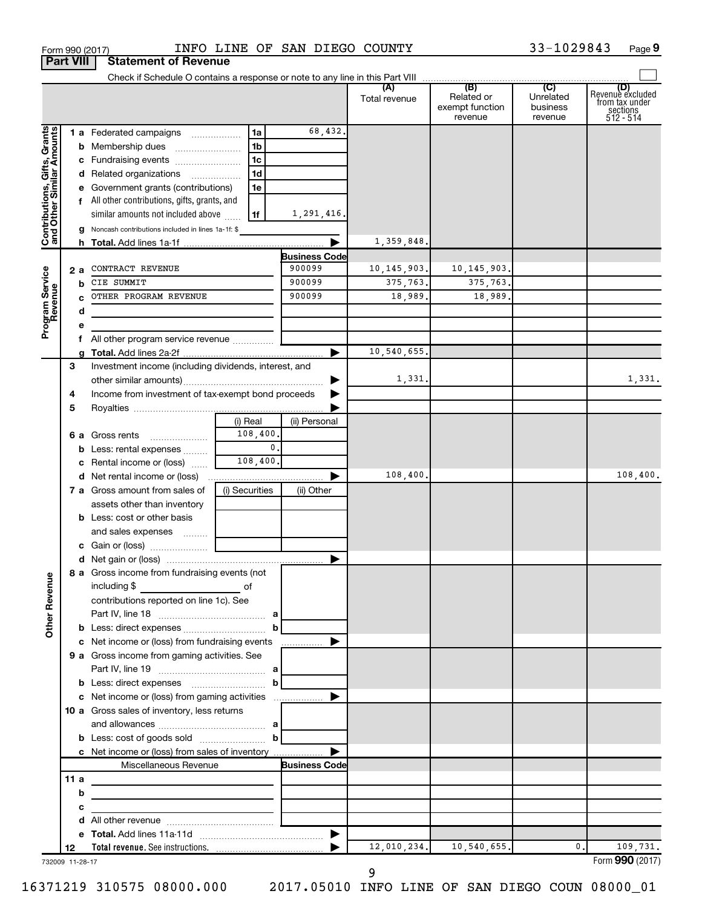Form 990 (2017) INFO LINE OF SAN DIEGO COUNTY 33-1029843 Page 9

## Part VIII Statement of Revenue

Check if Schedule O contains a response or note to any line in this Part VIII

| | | | | (A) Total revenue | (B) Related or exempt function revenue | (C) Unrelated business revenue | (D) Revenue excluded from tax under sections 512 - 514 |
|---|---|---|---|---|---|---|---|
| **Contributions, Gifts, Grants and Other Similar Amounts** | 1 a Federated campaigns | 1a | 68,432. | | | | |
| | b Membership dues | 1b | | | | | |
| | c Fundraising events | 1c | | | | | |
| | d Related organizations | 1d | | | | | |
| | e Government grants (contributions) | 1e | | | | | |
| | f All other contributions, gifts, grants, and similar amounts not included above | 1f | 1,291,416. | | | | |
| | g Noncash contributions included in lines 1a-1f: $ | | | | | | |
| | h **Total.** Add lines 1a-1f | | | 1,359,848. | | | |
| **Program Service Revenue** | | | **Business Code** | | | | |
| | 2 a CONTRACT REVENUE | | 900099 | 10,145,903. | 10,145,903. | | |
| | b CIE SUMMIT | | 900099 | 375,763. | 375,763. | | |
| | c OTHER PROGRAM REVENUE | | 900099 | 18,989. | 18,989. | | |
| | d | | | | | | |
| | e | | | | | | |
| | f All other program service revenue | | | | | | |
| | g **Total.** Add lines 2a-2f | | | 10,540,655. | | | |
| **Other Revenue** | 3 Investment income (including dividends, interest, and other similar amounts) | | | 1,331. | | | 1,331. |
| | 4 Income from investment of tax-exempt bond proceeds | | | | | | |
| | 5 Royalties | | | | | | |
| | | (i) Real | (ii) Personal | | | | |
| | 6 a Gross rents | 108,400. | | | | | |
| | b Less: rental expenses | 0. | | | | | |
| | c Rental income or (loss) | 108,400. | | | | | |
| | d Net rental income or (loss) | | | 108,400. | | | 108,400. |
| | 7 a Gross amount from sales of assets other than inventory | (i) Securities | (ii) Other | | | | |
| | b Less: cost or other basis and sales expenses | | | | | | |
| | c Gain or (loss) | | | | | | |
| | d Net gain or (loss) | | | | | | |
| | 8 a Gross income from fundraising events (not including $ of contributions reported on line 1c). See Part IV, line 18 | a | | | | | |
| | b Less: direct expenses | b | | | | | |
| | c Net income or (loss) from fundraising events | | | | | | |
| | 9 a Gross income from gaming activities. See Part IV, line 19 | a | | | | | |
| | b Less: direct expenses | b | | | | | |
| | c Net income or (loss) from gaming activities | | | | | | |
| | 10 a Gross sales of inventory, less returns and allowances | a | | | | | |
| | b Less: cost of goods sold | b | | | | | |
| | c Net income or (loss) from sales of inventory | | | | | | |
| | Miscellaneous Revenue | | **Business Code** | | | | |
| | 11 a | | | | | | |
| | b | | | | | | |
| | c | | | | | | |
| | d All other revenue | | | | | | |
| | e **Total.** Add lines 11a-11d | | | | | | |
| | 12 **Total revenue.** See instructions. | | | 12,010,234. | 10,540,655. | 0. | 109,731. |

732009 11-28-17

Form **990** (2017)

16371219 310575 08000.000 2017.05010 INFO LINE OF SAN DIEGO COUN 08000_01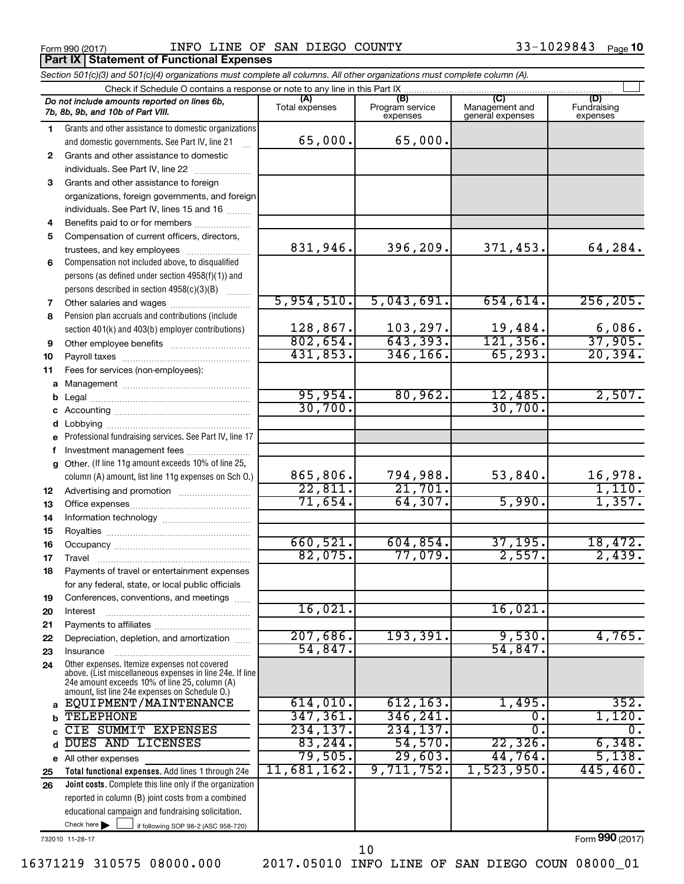Form 990 (2017) INFO LINE OF SAN DIEGO COUNTY 33-1029843

## Part IX Statement of Functional Expenses

*Section 501(c)(3) and 501(c)(4) organizations must complete all columns. All other organizations must complete column (A).*

Check if Schedule O contains a response or note to any line in this Part IX

| | *Do not include amounts reported on lines 6b, 7b, 8b, 9b, and 10b of Part VIII.* | (A) Total expenses | (B) Program service expenses | (C) Management and general expenses | (D) Fundraising expenses |
|---|---|---|---|---|---|
| 1 | Grants and other assistance to domestic organizations and domestic governments. See Part IV, line 21 | 65,000. | 65,000. | | |
| 2 | Grants and other assistance to domestic individuals. See Part IV, line 22 | | | | |
| 3 | Grants and other assistance to foreign organizations, foreign governments, and foreign individuals. See Part IV, lines 15 and 16 | | | | |
| 4 | Benefits paid to or for members | | | | |
| 5 | Compensation of current officers, directors, trustees, and key employees | 831,946. | 396,209. | 371,453. | 64,284. |
| 6 | Compensation not included above, to disqualified persons (as defined under section 4958(f)(1)) and persons described in section 4958(c)(3)(B) | | | | |
| 7 | Other salaries and wages | 5,954,510. | 5,043,691. | 654,614. | 256,205. |
| 8 | Pension plan accruals and contributions (include section 401(k) and 403(b) employer contributions) | 128,867. | 103,297. | 19,484. | 6,086. |
| 9 | Other employee benefits | 802,654. | 643,393. | 121,356. | 37,905. |
| 10 | Payroll taxes | 431,853. | 346,166. | 65,293. | 20,394. |
| 11 | Fees for services (non-employees): | | | | |
| a | Management | | | | |
| b | Legal | 95,954. | 80,962. | 12,485. | 2,507. |
| c | Accounting | 30,700. | | 30,700. | |
| d | Lobbying | | | | |
| e | Professional fundraising services. See Part IV, line 17 | | | | |
| f | Investment management fees | | | | |
| g | Other. (If line 11g amount exceeds 10% of line 25, column (A) amount, list line 11g expenses on Sch O.) | 865,806. | 794,988. | 53,840. | 16,978. |
| 12 | Advertising and promotion | 22,811. | 21,701. | | 1,110. |
| 13 | Office expenses | 71,654. | 64,307. | 5,990. | 1,357. |
| 14 | Information technology | | | | |
| 15 | Royalties | | | | |
| 16 | Occupancy | 660,521. | 604,854. | 37,195. | 18,472. |
| 17 | Travel | 82,075. | 77,079. | 2,557. | 2,439. |
| 18 | Payments of travel or entertainment expenses for any federal, state, or local public officials | | | | |
| 19 | Conferences, conventions, and meetings | | | | |
| 20 | Interest | 16,021. | | 16,021. | |
| 21 | Payments to affiliates | | | | |
| 22 | Depreciation, depletion, and amortization | 207,686. | 193,391. | 9,530. | 4,765. |
| 23 | Insurance | 54,847. | | 54,847. | |
| 24 | Other expenses. Itemize expenses not covered above. (List miscellaneous expenses in line 24e. If line 24e amount exceeds 10% of line 25, column (A) amount, list line 24e expenses on Schedule O.) | | | | |
| a | EQUIPMENT/MAINTENANCE | 614,010. | 612,163. | 1,495. | 352. |
| b | TELEPHONE | 347,361. | 346,241. | 0. | 1,120. |
| c | CIE SUMMIT EXPENSES | 234,137. | 234,137. | 0. | 0. |
| d | DUES AND LICENSES | 83,244. | 54,570. | 22,326. | 6,348. |
| e | All other expenses | 79,505. | 29,603. | 44,764. | 5,138. |
| 25 | **Total functional expenses.** Add lines 1 through 24e | 11,681,162. | 9,711,752. | 1,523,950. | 445,460. |
| 26 | **Joint costs.** Complete this line only if the organization reported in column (B) joint costs from a combined educational campaign and fundraising solicitation. Check here ▶ ☐ if following SOP 98-2 (ASC 958-720) | | | | |

732010 11-28-17 Form 990 (2017)

16371219 310575 08000.000 2017.05010 INFO LINE OF SAN DIEGO COUN 08000_01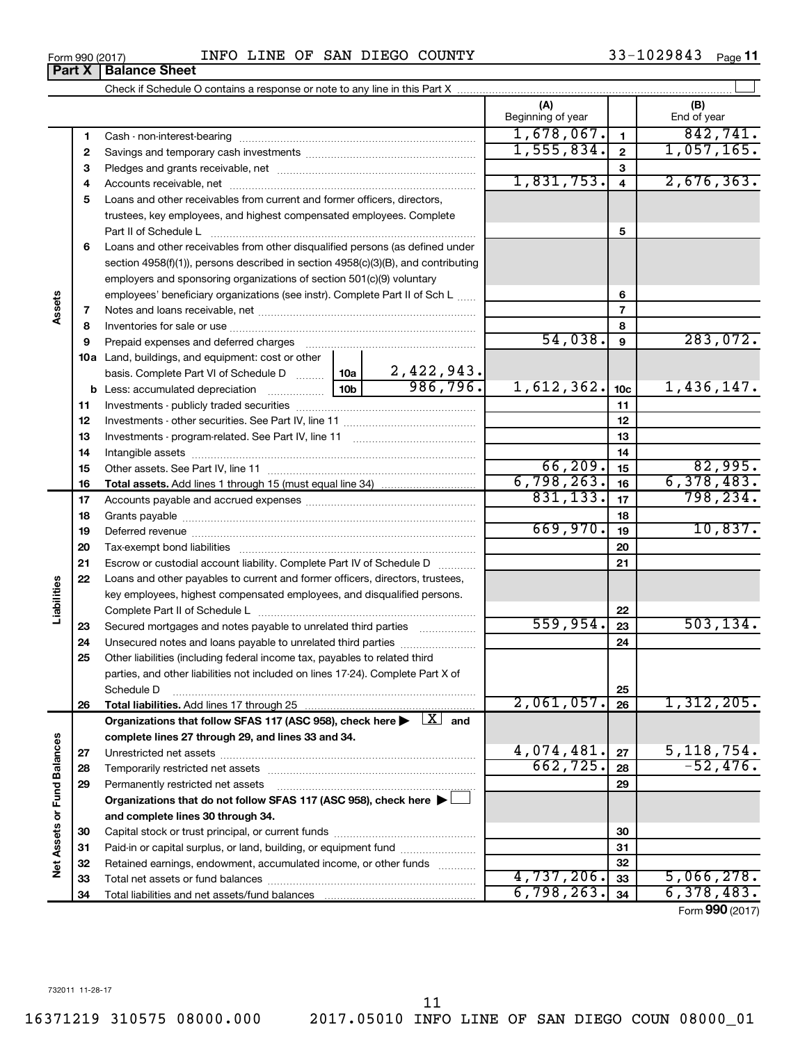Form 990 (2017) INFO LINE OF SAN DIEGO COUNTY 33-1029843

## Part X | Balance Sheet

Check if Schedule O contains a response or note to any line in this Part X ☐

| | | | (A) Beginning of year | | (B) End of year |
|---|---|---|---|---|---|
| **Assets** | 1 | Cash - non-interest-bearing | 1,678,067. | 1 | 842,741. |
| | 2 | Savings and temporary cash investments | 1,555,834. | 2 | 1,057,165. |
| | 3 | Pledges and grants receivable, net | | 3 | |
| | 4 | Accounts receivable, net | 1,831,753. | 4 | 2,676,363. |
| | 5 | Loans and other receivables from current and former officers, directors, trustees, key employees, and highest compensated employees. Complete Part II of Schedule L | | 5 | |
| | 6 | Loans and other receivables from other disqualified persons (as defined under section 4958(f)(1)), persons described in section 4958(c)(3)(B), and contributing employers and sponsoring organizations of section 501(c)(9) voluntary employees' beneficiary organizations (see instr). Complete Part II of Sch L | | 6 | |
| | 7 | Notes and loans receivable, net | | 7 | |
| | 8 | Inventories for sale or use | | 8 | |
| | 9 | Prepaid expenses and deferred charges | 54,038. | 9 | 283,072. |
| | 10a | Land, buildings, and equipment: cost or other basis. Complete Part VI of Schedule D — 10a: 2,422,943. | | | |
| | b | Less: accumulated depreciation — 10b: 986,796. | 1,612,362. | 10c | 1,436,147. |
| | 11 | Investments - publicly traded securities | | 11 | |
| | 12 | Investments - other securities. See Part IV, line 11 | | 12 | |
| | 13 | Investments - program-related. See Part IV, line 11 | | 13 | |
| | 14 | Intangible assets | | 14 | |
| | 15 | Other assets. See Part IV, line 11 | 66,209. | 15 | 82,995. |
| | 16 | **Total assets.** Add lines 1 through 15 (must equal line 34) | 6,798,263. | 16 | 6,378,483. |
| **Liabilities** | 17 | Accounts payable and accrued expenses | 831,133. | 17 | 798,234. |
| | 18 | Grants payable | | 18 | |
| | 19 | Deferred revenue | 669,970. | 19 | 10,837. |
| | 20 | Tax-exempt bond liabilities | | 20 | |
| | 21 | Escrow or custodial account liability. Complete Part IV of Schedule D | | 21 | |
| | 22 | Loans and other payables to current and former officers, directors, trustees, key employees, highest compensated employees, and disqualified persons. Complete Part II of Schedule L | | 22 | |
| | 23 | Secured mortgages and notes payable to unrelated third parties | 559,954. | 23 | 503,134. |
| | 24 | Unsecured notes and loans payable to unrelated third parties | | 24 | |
| | 25 | Other liabilities (including federal income tax, payables to related third parties, and other liabilities not included on lines 17-24). Complete Part X of Schedule D | | 25 | |
| | 26 | **Total liabilities.** Add lines 17 through 25 | 2,061,057. | 26 | 1,312,205. |
| **Net Assets or Fund Balances** | | **Organizations that follow SFAS 117 (ASC 958), check here ▶ [X] and complete lines 27 through 29, and lines 33 and 34.** | | | |
| | 27 | Unrestricted net assets | 4,074,481. | 27 | 5,118,754. |
| | 28 | Temporarily restricted net assets | 662,725. | 28 | -52,476. |
| | 29 | Permanently restricted net assets | | 29 | |
| | | **Organizations that do not follow SFAS 117 (ASC 958), check here ▶ ☐ and complete lines 30 through 34.** | | | |
| | 30 | Capital stock or trust principal, or current funds | | 30 | |
| | 31 | Paid-in or capital surplus, or land, building, or equipment fund | | 31 | |
| | 32 | Retained earnings, endowment, accumulated income, or other funds | | 32 | |
| | 33 | Total net assets or fund balances | 4,737,206. | 33 | 5,066,278. |
| | 34 | Total liabilities and net assets/fund balances | 6,798,263. | 34 | 6,378,483. |

Form **990** (2017)

732011 11-28-17

16371219 310575 08000.000 2017.05010 INFO LINE OF SAN DIEGO COUN 08000_01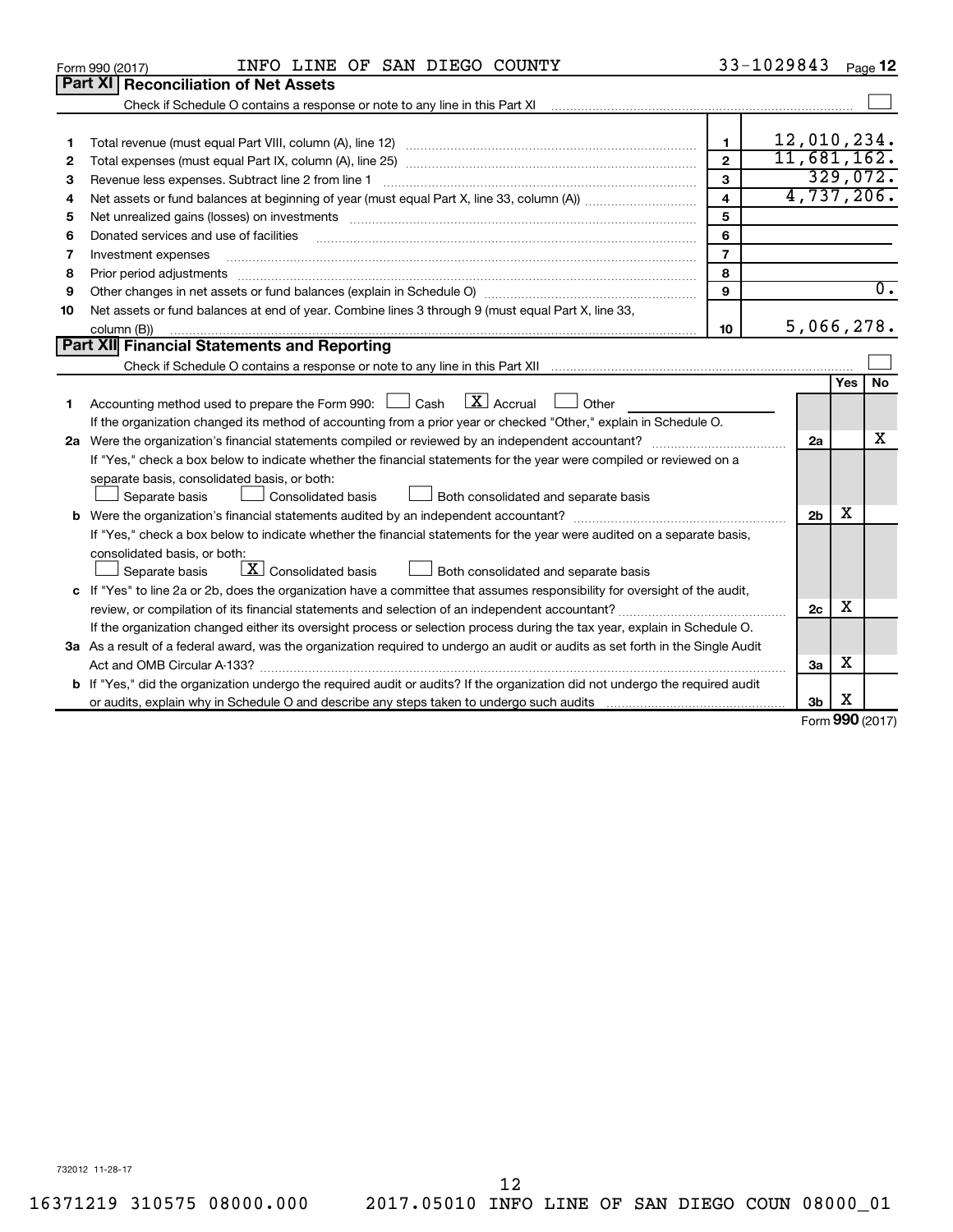Form 990 (2017) INFO LINE OF SAN DIEGO COUNTY 33-1029843

## Part XI Reconciliation of Net Assets

Check if Schedule O contains a response or note to any line in this Part XI ☐

| | | | |
|---|---|---|---|
| 1 | Total revenue (must equal Part VIII, column (A), line 12) | 1 | 12,010,234. |
| 2 | Total expenses (must equal Part IX, column (A), line 25) | 2 | 11,681,162. |
| 3 | Revenue less expenses. Subtract line 2 from line 1 | 3 | 329,072. |
| 4 | Net assets or fund balances at beginning of year (must equal Part X, line 33, column (A)) | 4 | 4,737,206. |
| 5 | Net unrealized gains (losses) on investments | 5 | |
| 6 | Donated services and use of facilities | 6 | |
| 7 | Investment expenses | 7 | |
| 8 | Prior period adjustments | 8 | |
| 9 | Other changes in net assets or fund balances (explain in Schedule O) | 9 | 0. |
| 10 | Net assets or fund balances at end of year. Combine lines 3 through 9 (must equal Part X, line 33, column (B)) | 10 | 5,066,278. |

## Part XII Financial Statements and Reporting

Check if Schedule O contains a response or note to any line in this Part XII ☐

| | | | Yes | No |
|---|---|---|---|---|
| 1 | Accounting method used to prepare the Form 990: ☐ Cash ☒ Accrual ☐ Other<br>If the organization changed its method of accounting from a prior year or checked "Other," explain in Schedule O. | | | |
| 2a | Were the organization's financial statements compiled or reviewed by an independent accountant?<br>If "Yes," check a box below to indicate whether the financial statements for the year were compiled or reviewed on a separate basis, consolidated basis, or both:<br>☐ Separate basis ☐ Consolidated basis ☐ Both consolidated and separate basis | 2a | | X |
| b | Were the organization's financial statements audited by an independent accountant?<br>If "Yes," check a box below to indicate whether the financial statements for the year were audited on a separate basis, consolidated basis, or both:<br>☐ Separate basis ☒ Consolidated basis ☐ Both consolidated and separate basis | 2b | X | |
| c | If "Yes" to line 2a or 2b, does the organization have a committee that assumes responsibility for oversight of the audit, review, or compilation of its financial statements and selection of an independent accountant?<br>If the organization changed either its oversight process or selection process during the tax year, explain in Schedule O. | 2c | X | |
| 3a | As a result of a federal award, was the organization required to undergo an audit or audits as set forth in the Single Audit Act and OMB Circular A-133? | 3a | X | |
| b | If "Yes," did the organization undergo the required audit or audits? If the organization did not undergo the required audit or audits, explain why in Schedule O and describe any steps taken to undergo such audits | 3b | X | |

Form **990** (2017)

732012 11-28-17

16371219 310575 08000.000 2017.05010 INFO LINE OF SAN DIEGO COUN 08000_01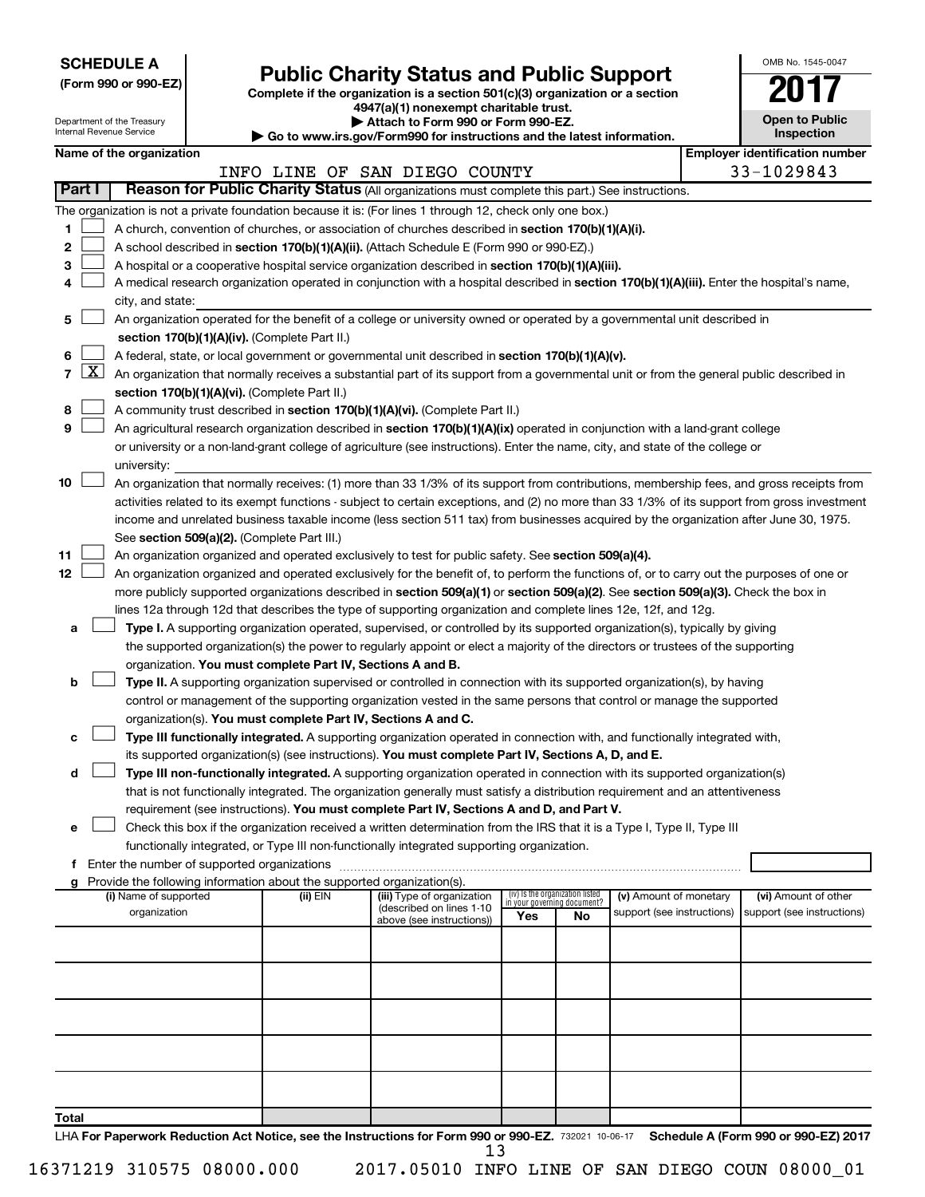**SCHEDULE A (Form 990 or 990-EZ)**

Department of the Treasury
Internal Revenue Service

# Public Charity Status and Public Support

**Complete if the organization is a section 501(c)(3) organization or a section 4947(a)(1) nonexempt charitable trust.**
**▶ Attach to Form 990 or Form 990-EZ.**
**▶ Go to www.irs.gov/Form990 for instructions and the latest information.**

OMB No. 1545-0047

**2017**

**Open to Public Inspection**

**Name of the organization**: INFO LINE OF SAN DIEGO COUNTY

**Employer identification number**: 33-1029843

## Part I — Reason for Public Charity Status (All organizations must complete this part.) See instructions.

The organization is not a private foundation because it is: (For lines 1 through 12, check only one box.)

1. ☐ A church, convention of churches, or association of churches described in **section 170(b)(1)(A)(i).**
2. ☐ A school described in **section 170(b)(1)(A)(ii).** (Attach Schedule E (Form 990 or 990-EZ).)
3. ☐ A hospital or a cooperative hospital service organization described in **section 170(b)(1)(A)(iii).**
4. ☐ A medical research organization operated in conjunction with a hospital described in **section 170(b)(1)(A)(iii).** Enter the hospital's name, city, and state:
5. ☐ An organization operated for the benefit of a college or university owned or operated by a governmental unit described in **section 170(b)(1)(A)(iv).** (Complete Part II.)
6. ☐ A federal, state, or local government or governmental unit described in **section 170(b)(1)(A)(v).**
7. ☒ An organization that normally receives a substantial part of its support from a governmental unit or from the general public described in **section 170(b)(1)(A)(vi).** (Complete Part II.)
8. ☐ A community trust described in **section 170(b)(1)(A)(vi).** (Complete Part II.)
9. ☐ An agricultural research organization described in **section 170(b)(1)(A)(ix)** operated in conjunction with a land-grant college or university or a non-land-grant college of agriculture (see instructions). Enter the name, city, and state of the college or university:
10. ☐ An organization that normally receives: (1) more than 33 1/3% of its support from contributions, membership fees, and gross receipts from activities related to its exempt functions - subject to certain exceptions, and (2) no more than 33 1/3% of its support from gross investment income and unrelated business taxable income (less section 511 tax) from businesses acquired by the organization after June 30, 1975. See **section 509(a)(2).** (Complete Part III.)
11. ☐ An organization organized and operated exclusively to test for public safety. See **section 509(a)(4).**
12. ☐ An organization organized and operated exclusively for the benefit of, to perform the functions of, or to carry out the purposes of one or more publicly supported organizations described in **section 509(a)(1)** or **section 509(a)(2).** See **section 509(a)(3).** Check the box in lines 12a through 12d that describes the type of supporting organization and complete lines 12e, 12f, and 12g.
   - **a** ☐ **Type I.** A supporting organization operated, supervised, or controlled by its supported organization(s), typically by giving the supported organization(s) the power to regularly appoint or elect a majority of the directors or trustees of the supporting organization. **You must complete Part IV, Sections A and B.**
   - **b** ☐ **Type II.** A supporting organization supervised or controlled in connection with its supported organization(s), by having control or management of the supporting organization vested in the same persons that control or manage the supported organization(s). **You must complete Part IV, Sections A and C.**
   - **c** ☐ **Type III functionally integrated.** A supporting organization operated in connection with, and functionally integrated with, its supported organization(s) (see instructions). **You must complete Part IV, Sections A, D, and E.**
   - **d** ☐ **Type III non-functionally integrated.** A supporting organization operated in connection with its supported organization(s) that is not functionally integrated. The organization generally must satisfy a distribution requirement and an attentiveness requirement (see instructions). **You must complete Part IV, Sections A and D, and Part V.**
   - **e** ☐ Check this box if the organization received a written determination from the IRS that it is a Type I, Type II, Type III functionally integrated, or Type III non-functionally integrated supporting organization.
   - **f** Enter the number of supported organizations
   - **g** Provide the following information about the supported organization(s).

| (i) Name of supported organization | (ii) EIN | (iii) Type of organization (described on lines 1-10 above (see instructions)) | (iv) Is the organization listed in your governing document? Yes | No | (v) Amount of monetary support (see instructions) | (vi) Amount of other support (see instructions) |
|---|---|---|---|---|---|---|
| | | | | | | |
| | | | | | | |
| | | | | | | |
| | | | | | | |
| | | | | | | |
| **Total** | | | | | | |

LHA **For Paperwork Reduction Act Notice, see the Instructions for Form 990 or 990-EZ.** 732021 10-06-17 **Schedule A (Form 990 or 990-EZ) 2017**

16371219 310575 08000.000 2017.05010 INFO LINE OF SAN DIEGO COUN 08000_01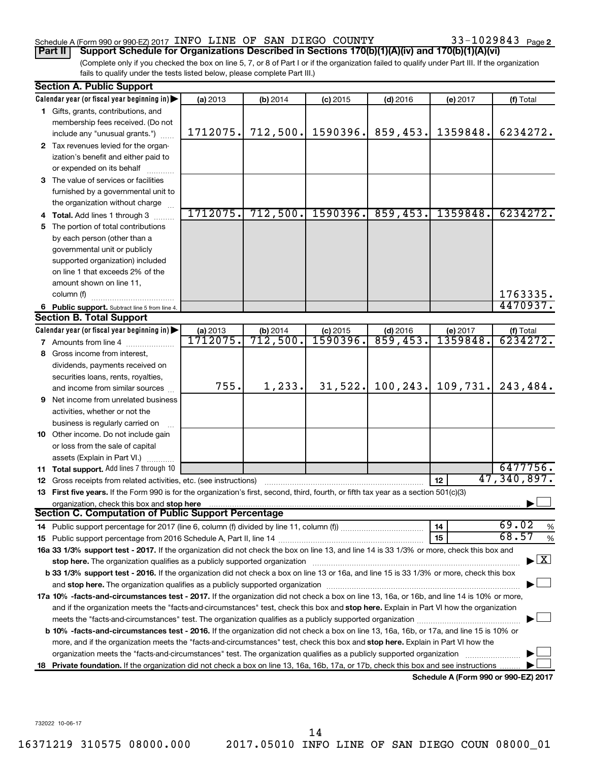Schedule A (Form 990 or 990-EZ) 2017 INFO LINE OF SAN DIEGO COUNTY 33-1029843 Page 2

**Part II** **Support Schedule for Organizations Described in Sections 170(b)(1)(A)(iv) and 170(b)(1)(A)(vi)**

(Complete only if you checked the box on line 5, 7, or 8 of Part I or if the organization failed to qualify under Part III. If the organization fails to qualify under the tests listed below, please complete Part III.)

**Section A. Public Support**

| Calendar year (or fiscal year beginning in) | (a) 2013 | (b) 2014 | (c) 2015 | (d) 2016 | (e) 2017 | (f) Total |
|---|---|---|---|---|---|---|
| 1 Gifts, grants, contributions, and membership fees received. (Do not include any "unusual grants.") | 1712075. | 712,500. | 1590396. | 859,453. | 1359848. | 6234272. |
| 2 Tax revenues levied for the organization's benefit and either paid to or expended on its behalf | | | | | | |
| 3 The value of services or facilities furnished by a governmental unit to the organization without charge | | | | | | |
| 4 **Total.** Add lines 1 through 3 | 1712075. | 712,500. | 1590396. | 859,453. | 1359848. | 6234272. |
| 5 The portion of total contributions by each person (other than a governmental unit or publicly supported organization) included on line 1 that exceeds 2% of the amount shown on line 11, column (f) | | | | | | 1763335. |
| 6 **Public support.** Subtract line 5 from line 4. | | | | | | 4470937. |

**Section B. Total Support**

| Calendar year (or fiscal year beginning in) | (a) 2013 | (b) 2014 | (c) 2015 | (d) 2016 | (e) 2017 | (f) Total |
|---|---|---|---|---|---|---|
| 7 Amounts from line 4 | 1712075. | 712,500. | 1590396. | 859,453. | 1359848. | 6234272. |
| 8 Gross income from interest, dividends, payments received on securities loans, rents, royalties, and income from similar sources | 755. | 1,233. | 31,522. | 100,243. | 109,731. | 243,484. |
| 9 Net income from unrelated business activities, whether or not the business is regularly carried on | | | | | | |
| 10 Other income. Do not include gain or loss from the sale of capital assets (Explain in Part VI.) | | | | | | |
| 11 **Total support.** Add lines 7 through 10 | | | | | | 6477756. |

12 Gross receipts from related activities, etc. (see instructions) — **12** — 47,340,897.

13 **First five years.** If the Form 990 is for the organization's first, second, third, fourth, or fifth tax year as a section 501(c)(3) organization, check this box and **stop here** ☐

**Section C. Computation of Public Support Percentage**

14 Public support percentage for 2017 (line 6, column (f) divided by line 11, column (f)) — **14** — 69.02 %

15 Public support percentage from 2016 Schedule A, Part II, line 14 — **15** — 68.57 %

**16a 33 1/3% support test - 2017.** If the organization did not check the box on line 13, and line 14 is 33 1/3% or more, check this box and **stop here.** The organization qualifies as a publicly supported organization ☒

**b 33 1/3% support test - 2016.** If the organization did not check a box on line 13 or 16a, and line 15 is 33 1/3% or more, check this box and **stop here.** The organization qualifies as a publicly supported organization ☐

**17a 10% -facts-and-circumstances test - 2017.** If the organization did not check a box on line 13, 16a, or 16b, and line 14 is 10% or more, and if the organization meets the "facts-and-circumstances" test, check this box and **stop here.** Explain in Part VI how the organization meets the "facts-and-circumstances" test. The organization qualifies as a publicly supported organization ☐

**b 10% -facts-and-circumstances test - 2016.** If the organization did not check a box on line 13, 16a, 16b, or 17a, and line 15 is 10% or more, and if the organization meets the "facts-and-circumstances" test, check this box and **stop here.** Explain in Part VI how the organization meets the "facts-and-circumstances" test. The organization qualifies as a publicly supported organization ☐

**18 Private foundation.** If the organization did not check a box on line 13, 16a, 16b, 17a, or 17b, check this box and see instructions ☐

**Schedule A (Form 990 or 990-EZ) 2017**

732022 10-06-17

16371219 310575 08000.000 2017.05010 INFO LINE OF SAN DIEGO COUN 08000_01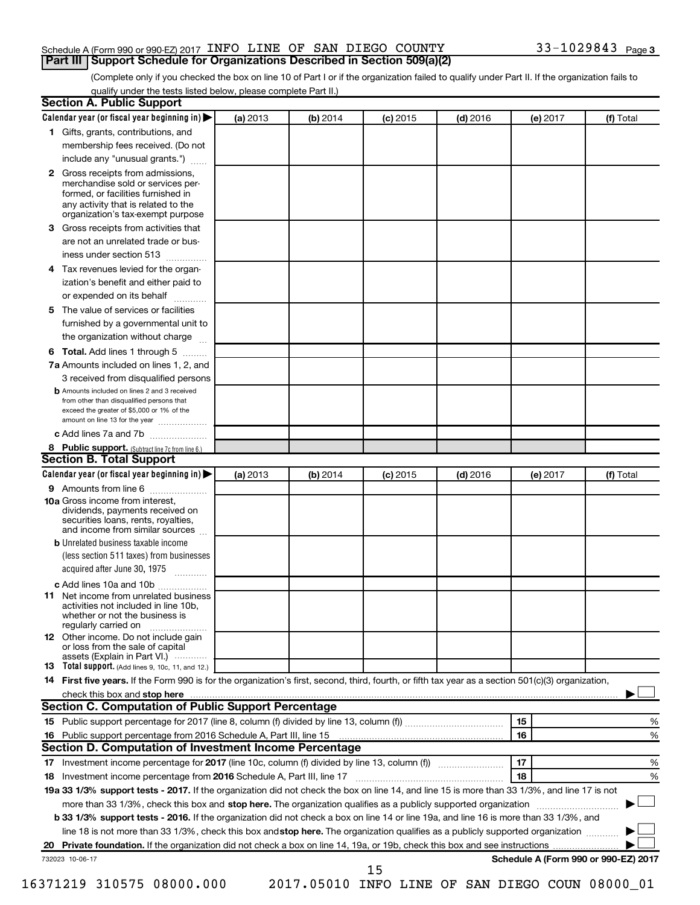Schedule A (Form 990 or 990-EZ) 2017 INFO LINE OF SAN DIEGO COUNTY 33-1029843 Page 3

## Part III Support Schedule for Organizations Described in Section 509(a)(2)

(Complete only if you checked the box on line 10 of Part I or if the organization failed to qualify under Part II. If the organization fails to qualify under the tests listed below, please complete Part II.)

### Section A. Public Support

| Calendar year (or fiscal year beginning in) ▶ | (a) 2013 | (b) 2014 | (c) 2015 | (d) 2016 | (e) 2017 | (f) Total |
|---|---|---|---|---|---|---|
| **1** Gifts, grants, contributions, and membership fees received. (Do not include any "unusual grants.") | | | | | | |
| **2** Gross receipts from admissions, merchandise sold or services performed, or facilities furnished in any activity that is related to the organization's tax-exempt purpose | | | | | | |
| **3** Gross receipts from activities that are not an unrelated trade or business under section 513 | | | | | | |
| **4** Tax revenues levied for the organization's benefit and either paid to or expended on its behalf | | | | | | |
| **5** The value of services or facilities furnished by a governmental unit to the organization without charge | | | | | | |
| **6 Total.** Add lines 1 through 5 | | | | | | |
| **7a** Amounts included on lines 1, 2, and 3 received from disqualified persons | | | | | | |
| **b** Amounts included on lines 2 and 3 received from other than disqualified persons that exceed the greater of $5,000 or 1% of the amount on line 13 for the year | | | | | | |
| **c** Add lines 7a and 7b | | | | | | |
| **8 Public support.** (Subtract line 7c from line 6.) | | | | | | |

### Section B. Total Support

| Calendar year (or fiscal year beginning in) ▶ | (a) 2013 | (b) 2014 | (c) 2015 | (d) 2016 | (e) 2017 | (f) Total |
|---|---|---|---|---|---|---|
| **9** Amounts from line 6 | | | | | | |
| **10a** Gross income from interest, dividends, payments received on securities loans, rents, royalties, and income from similar sources | | | | | | |
| **b** Unrelated business taxable income (less section 511 taxes) from businesses acquired after June 30, 1975 | | | | | | |
| **c** Add lines 10a and 10b | | | | | | |
| **11** Net income from unrelated business activities not included in line 10b, whether or not the business is regularly carried on | | | | | | |
| **12** Other income. Do not include gain or loss from the sale of capital assets (Explain in Part VI.) | | | | | | |
| **13 Total support.** (Add lines 9, 10c, 11, and 12.) | | | | | | |

**14 First five years.** If the Form 990 is for the organization's first, second, third, fourth, or fifth tax year as a section 501(c)(3) organization, check this box and **stop here** ▶ ☐

### Section C. Computation of Public Support Percentage

| | | | |
|---|---|---|---|
| **15** Public support percentage for 2017 (line 8, column (f) divided by line 13, column (f)) | 15 | | % |
| **16** Public support percentage from 2016 Schedule A, Part III, line 15 | 16 | | % |

### Section D. Computation of Investment Income Percentage

| | | | |
|---|---|---|---|
| **17** Investment income percentage for **2017** (line 10c, column (f) divided by line 13, column (f)) | 17 | | % |
| **18** Investment income percentage from **2016** Schedule A, Part III, line 17 | 18 | | % |

**19a 33 1/3% support tests - 2017.** If the organization did not check the box on line 14, and line 15 is more than 33 1/3%, and line 17 is not more than 33 1/3%, check this box and **stop here.** The organization qualifies as a publicly supported organization ▶ ☐

**b 33 1/3% support tests - 2016.** If the organization did not check a box on line 14 or line 19a, and line 16 is more than 33 1/3%, and line 18 is not more than 33 1/3%, check this box and **stop here.** The organization qualifies as a publicly supported organization ▶ ☐

**20 Private foundation.** If the organization did not check a box on line 14, 19a, or 19b, check this box and see instructions ▶ ☐

732023 10-06-17 **Schedule A (Form 990 or 990-EZ) 2017**

16371219 310575 08000.000 2017.05010 INFO LINE OF SAN DIEGO COUN 08000_01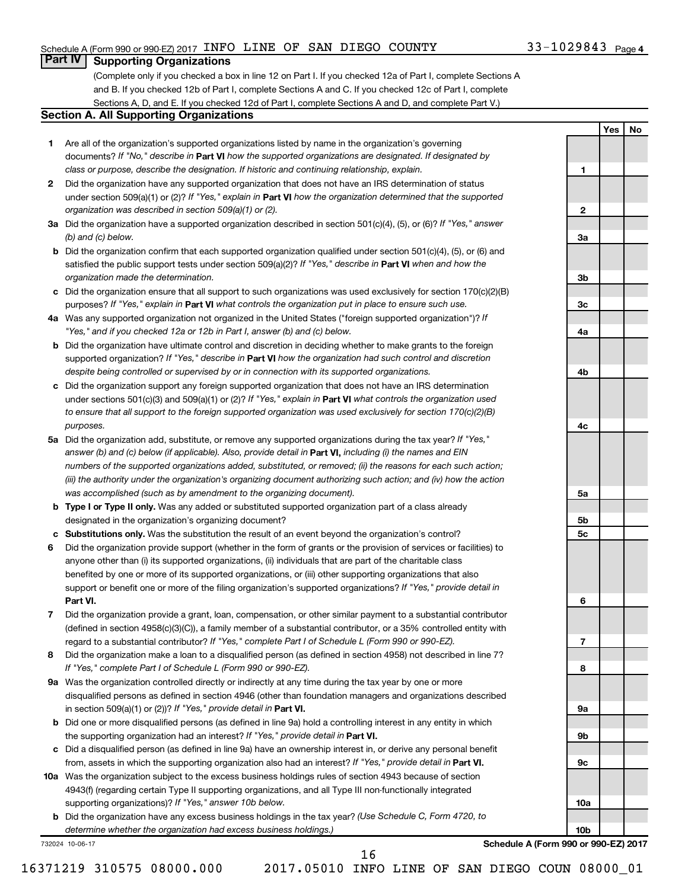Schedule A (Form 990 or 990-EZ) 2017 INFO LINE OF SAN DIEGO COUNTY 33-1029843 Page 4

## Part IV Supporting Organizations

(Complete only if you checked a box in line 12 on Part I. If you checked 12a of Part I, complete Sections A and B. If you checked 12b of Part I, complete Sections A and C. If you checked 12c of Part I, complete Sections A, D, and E. If you checked 12d of Part I, complete Sections A and D, and complete Part V.)

### Section A. All Supporting Organizations

| | | | Yes | No |
|---|---|---|---|---|
| 1 | Are all of the organization's supported organizations listed by name in the organization's governing documents? *If "No," describe in* **Part VI** *how the supported organizations are designated. If designated by class or purpose, describe the designation. If historic and continuing relationship, explain.* | 1 | | |
| 2 | Did the organization have any supported organization that does not have an IRS determination of status under section 509(a)(1) or (2)? *If "Yes," explain in* **Part VI** *how the organization determined that the supported organization was described in section 509(a)(1) or (2).* | 2 | | |
| 3a | Did the organization have a supported organization described in section 501(c)(4), (5), or (6)? *If "Yes," answer (b) and (c) below.* | 3a | | |
| b | Did the organization confirm that each supported organization qualified under section 501(c)(4), (5), or (6) and satisfied the public support tests under section 509(a)(2)? *If "Yes," describe in* **Part VI** *when and how the organization made the determination.* | 3b | | |
| c | Did the organization ensure that all support to such organizations was used exclusively for section 170(c)(2)(B) purposes? *If "Yes," explain in* **Part VI** *what controls the organization put in place to ensure such use.* | 3c | | |
| 4a | Was any supported organization not organized in the United States ("foreign supported organization")? *If "Yes," and if you checked 12a or 12b in Part I, answer (b) and (c) below.* | 4a | | |
| b | Did the organization have ultimate control and discretion in deciding whether to make grants to the foreign supported organization? *If "Yes," describe in* **Part VI** *how the organization had such control and discretion despite being controlled or supervised by or in connection with its supported organizations.* | 4b | | |
| c | Did the organization support any foreign supported organization that does not have an IRS determination under sections 501(c)(3) and 509(a)(1) or (2)? *If "Yes," explain in* **Part VI** *what controls the organization used to ensure that all support to the foreign supported organization was used exclusively for section 170(c)(2)(B) purposes.* | 4c | | |
| 5a | Did the organization add, substitute, or remove any supported organizations during the tax year? *If "Yes," answer (b) and (c) below (if applicable). Also, provide detail in* **Part VI,** *including (i) the names and EIN numbers of the supported organizations added, substituted, or removed; (ii) the reasons for each such action; (iii) the authority under the organization's organizing document authorizing such action; and (iv) how the action was accomplished (such as by amendment to the organizing document).* | 5a | | |
| b | **Type I or Type II only.** Was any added or substituted supported organization part of a class already designated in the organization's organizing document? | 5b | | |
| c | **Substitutions only.** Was the substitution the result of an event beyond the organization's control? | 5c | | |
| 6 | Did the organization provide support (whether in the form of grants or the provision of services or facilities) to anyone other than (i) its supported organizations, (ii) individuals that are part of the charitable class benefited by one or more of its supported organizations, or (iii) other supporting organizations that also support or benefit one or more of the filing organization's supported organizations? *If "Yes," provide detail in* **Part VI.** | 6 | | |
| 7 | Did the organization provide a grant, loan, compensation, or other similar payment to a substantial contributor (defined in section 4958(c)(3)(C)), a family member of a substantial contributor, or a 35% controlled entity with regard to a substantial contributor? *If "Yes," complete Part I of Schedule L (Form 990 or 990-EZ).* | 7 | | |
| 8 | Did the organization make a loan to a disqualified person (as defined in section 4958) not described in line 7? *If "Yes," complete Part I of Schedule L (Form 990 or 990-EZ).* | 8 | | |
| 9a | Was the organization controlled directly or indirectly at any time during the tax year by one or more disqualified persons as defined in section 4946 (other than foundation managers and organizations described in section 509(a)(1) or (2))? *If "Yes," provide detail in* **Part VI.** | 9a | | |
| b | Did one or more disqualified persons (as defined in line 9a) hold a controlling interest in any entity in which the supporting organization had an interest? *If "Yes," provide detail in* **Part VI.** | 9b | | |
| c | Did a disqualified person (as defined in line 9a) have an ownership interest in, or derive any personal benefit from, assets in which the supporting organization also had an interest? *If "Yes," provide detail in* **Part VI.** | 9c | | |
| 10a | Was the organization subject to the excess business holdings rules of section 4943 because of section 4943(f) (regarding certain Type II supporting organizations, and all Type III non-functionally integrated supporting organizations)? *If "Yes," answer 10b below.* | 10a | | |
| b | Did the organization have any excess business holdings in the tax year? *(Use Schedule C, Form 4720, to determine whether the organization had excess business holdings.)* | 10b | | |

732024 10-06-17 **Schedule A (Form 990 or 990-EZ) 2017**

16371219 310575 08000.000 2017.05010 INFO LINE OF SAN DIEGO COUN 08000_01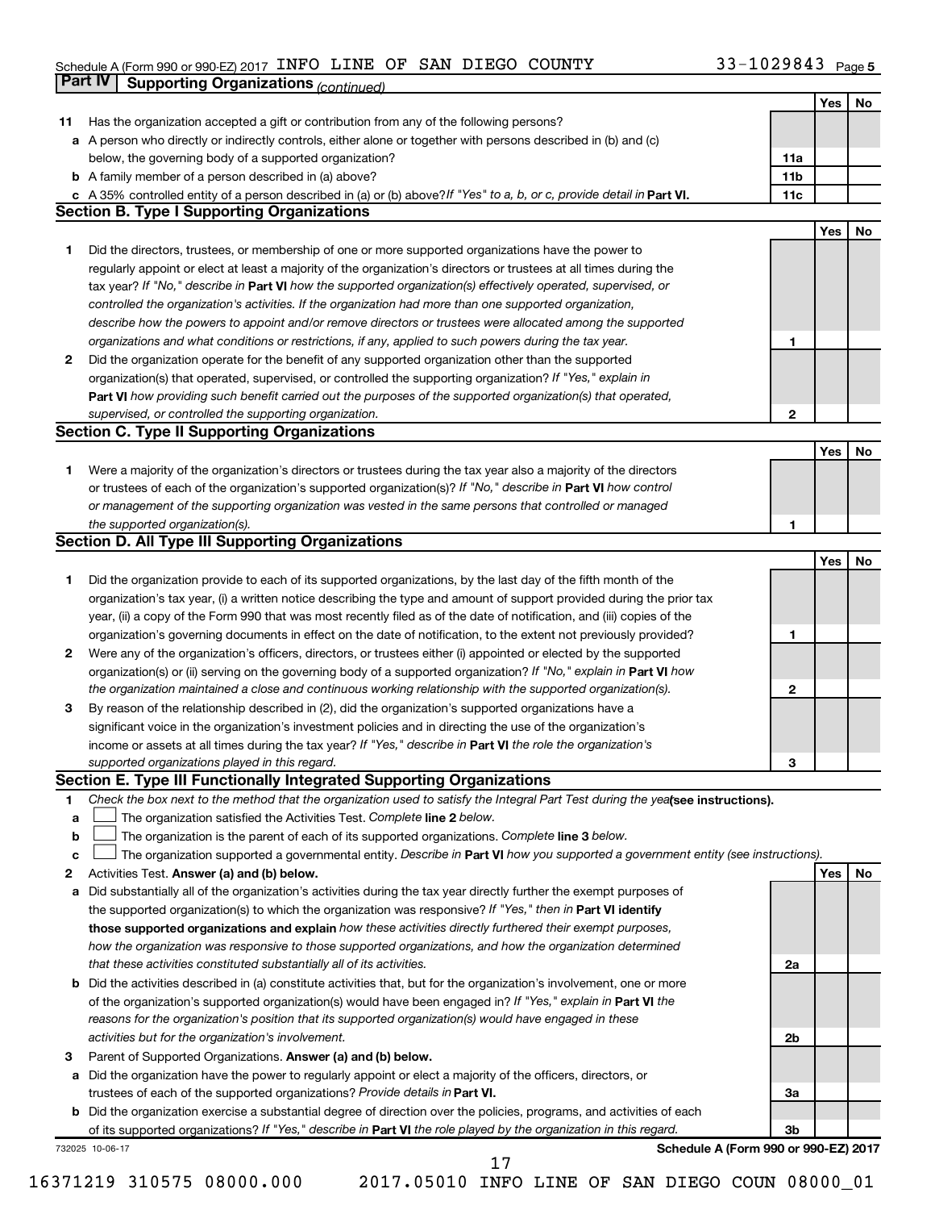Schedule A (Form 990 or 990-EZ) 2017 INFO LINE OF SAN DIEGO COUNTY 33-1029843 Page 5

## Part IV Supporting Organizations *(continued)*

| | | | Yes | No |
|---|---|---|---|---|
| **11** | Has the organization accepted a gift or contribution from any of the following persons? | | | |
| **a** | A person who directly or indirectly controls, either alone or together with persons described in (b) and (c) below, the governing body of a supported organization? | **11a** | | |
| **b** | A family member of a person described in (a) above? | **11b** | | |
| **c** | A 35% controlled entity of a person described in (a) or (b) above? *If "Yes" to a, b, or c, provide detail in* **Part VI.** | **11c** | | |

### Section B. Type I Supporting Organizations

| | | | Yes | No |
|---|---|---|---|---|
| **1** | Did the directors, trustees, or membership of one or more supported organizations have the power to regularly appoint or elect at least a majority of the organization's directors or trustees at all times during the tax year? *If "No," describe in* **Part VI** *how the supported organization(s) effectively operated, supervised, or controlled the organization's activities. If the organization had more than one supported organization, describe how the powers to appoint and/or remove directors or trustees were allocated among the supported organizations and what conditions or restrictions, if any, applied to such powers during the tax year.* | **1** | | |
| **2** | Did the organization operate for the benefit of any supported organization other than the supported organization(s) that operated, supervised, or controlled the supporting organization? *If "Yes," explain in* **Part VI** *how providing such benefit carried out the purposes of the supported organization(s) that operated, supervised, or controlled the supporting organization.* | **2** | | |

### Section C. Type II Supporting Organizations

| | | | Yes | No |
|---|---|---|---|---|
| **1** | Were a majority of the organization's directors or trustees during the tax year also a majority of the directors or trustees of each of the organization's supported organization(s)? *If "No," describe in* **Part VI** *how control or management of the supporting organization was vested in the same persons that controlled or managed the supported organization(s).* | **1** | | |

### Section D. All Type III Supporting Organizations

| | | | Yes | No |
|---|---|---|---|---|
| **1** | Did the organization provide to each of its supported organizations, by the last day of the fifth month of the organization's tax year, (i) a written notice describing the type and amount of support provided during the prior tax year, (ii) a copy of the Form 990 that was most recently filed as of the date of notification, and (iii) copies of the organization's governing documents in effect on the date of notification, to the extent not previously provided? | **1** | | |
| **2** | Were any of the organization's officers, directors, or trustees either (i) appointed or elected by the supported organization(s) or (ii) serving on the governing body of a supported organization? *If "No," explain in* **Part VI** *how the organization maintained a close and continuous working relationship with the supported organization(s).* | **2** | | |
| **3** | By reason of the relationship described in (2), did the organization's supported organizations have a significant voice in the organization's investment policies and in directing the use of the organization's income or assets at all times during the tax year? *If "Yes," describe in* **Part VI** *the role the organization's supported organizations played in this regard.* | **3** | | |

### Section E. Type III Functionally Integrated Supporting Organizations

**1** *Check the box next to the method that the organization used to satisfy the Integral Part Test during the year* **(see instructions).**

- **a** ☐ The organization satisfied the Activities Test. *Complete* **line 2** *below.*
- **b** ☐ The organization is the parent of each of its supported organizations. *Complete* **line 3** *below.*
- **c** ☐ The organization supported a governmental entity. *Describe in* **Part VI** *how you supported a government entity (see instructions).*

| | | | Yes | No |
|---|---|---|---|---|
| **2** | Activities Test. **Answer (a) and (b) below.** | | | |
| **a** | Did substantially all of the organization's activities during the tax year directly further the exempt purposes of the supported organization(s) to which the organization was responsive? *If "Yes," then in* **Part VI identify those supported organizations and explain** *how these activities directly furthered their exempt purposes, how the organization was responsive to those supported organizations, and how the organization determined that these activities constituted substantially all of its activities.* | **2a** | | |
| **b** | Did the activities described in (a) constitute activities that, but for the organization's involvement, one or more of the organization's supported organization(s) would have been engaged in? *If "Yes," explain in* **Part VI** *the reasons for the organization's position that its supported organization(s) would have engaged in these activities but for the organization's involvement.* | **2b** | | |
| **3** | Parent of Supported Organizations. **Answer (a) and (b) below.** | | | |
| **a** | Did the organization have the power to regularly appoint or elect a majority of the officers, directors, or trustees of each of the supported organizations? *Provide details in* **Part VI.** | **3a** | | |
| **b** | Did the organization exercise a substantial degree of direction over the policies, programs, and activities of each of its supported organizations? *If "Yes," describe in* **Part VI** *the role played by the organization in this regard.* | **3b** | | |

732025 10-06-17 **Schedule A (Form 990 or 990-EZ) 2017**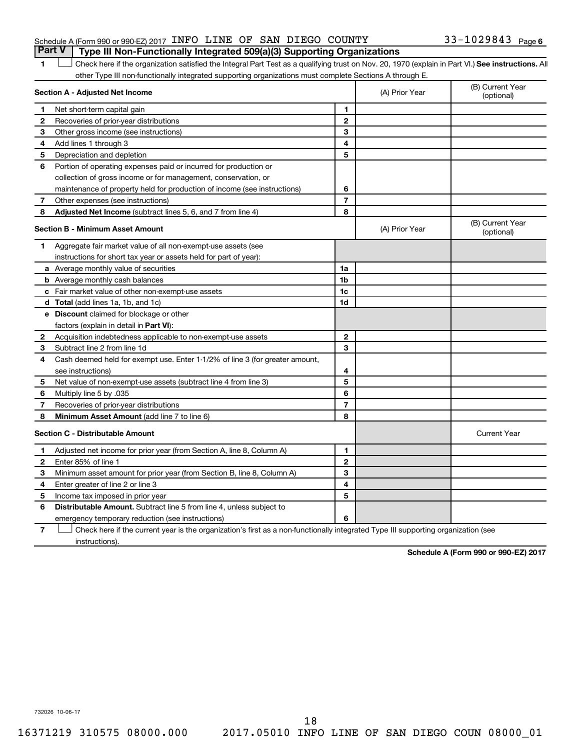Schedule A (Form 990 or 990-EZ) 2017 INFO LINE OF SAN DIEGO COUNTY 33-1029843 Page 6

## Part V Type III Non-Functionally Integrated 509(a)(3) Supporting Organizations

1 ☐ Check here if the organization satisfied the Integral Part Test as a qualifying trust on Nov. 20, 1970 (explain in Part VI.) **See instructions.** All other Type III non-functionally integrated supporting organizations must complete Sections A through E.

| | **Section A - Adjusted Net Income** | | (A) Prior Year | (B) Current Year (optional) |
|---|---|---|---|---|
| 1 | Net short-term capital gain | 1 | | |
| 2 | Recoveries of prior-year distributions | 2 | | |
| 3 | Other gross income (see instructions) | 3 | | |
| 4 | Add lines 1 through 3 | 4 | | |
| 5 | Depreciation and depletion | 5 | | |
| 6 | Portion of operating expenses paid or incurred for production or collection of gross income or for management, conservation, or maintenance of property held for production of income (see instructions) | 6 | | |
| 7 | Other expenses (see instructions) | 7 | | |
| 8 | **Adjusted Net Income** (subtract lines 5, 6, and 7 from line 4) | 8 | | |

| | **Section B - Minimum Asset Amount** | | (A) Prior Year | (B) Current Year (optional) |
|---|---|---|---|---|
| 1 | Aggregate fair market value of all non-exempt-use assets (see instructions for short tax year or assets held for part of year): | | | |
| a | Average monthly value of securities | 1a | | |
| b | Average monthly cash balances | 1b | | |
| c | Fair market value of other non-exempt-use assets | 1c | | |
| d | **Total** (add lines 1a, 1b, and 1c) | 1d | | |
| e | **Discount** claimed for blockage or other factors (explain in detail in **Part VI**): | | | |
| 2 | Acquisition indebtedness applicable to non-exempt-use assets | 2 | | |
| 3 | Subtract line 2 from line 1d | 3 | | |
| 4 | Cash deemed held for exempt use. Enter 1-1/2% of line 3 (for greater amount, see instructions) | 4 | | |
| 5 | Net value of non-exempt-use assets (subtract line 4 from line 3) | 5 | | |
| 6 | Multiply line 5 by .035 | 6 | | |
| 7 | Recoveries of prior-year distributions | 7 | | |
| 8 | **Minimum Asset Amount** (add line 7 to line 6) | 8 | | |

| | **Section C - Distributable Amount** | | | Current Year |
|---|---|---|---|---|
| 1 | Adjusted net income for prior year (from Section A, line 8, Column A) | 1 | | |
| 2 | Enter 85% of line 1 | 2 | | |
| 3 | Minimum asset amount for prior year (from Section B, line 8, Column A) | 3 | | |
| 4 | Enter greater of line 2 or line 3 | 4 | | |
| 5 | Income tax imposed in prior year | 5 | | |
| 6 | **Distributable Amount.** Subtract line 5 from line 4, unless subject to emergency temporary reduction (see instructions) | 6 | | |

7 ☐ Check here if the current year is the organization's first as a non-functionally integrated Type III supporting organization (see instructions).

**Schedule A (Form 990 or 990-EZ) 2017**

732026 10-06-17

16371219 310575 08000.000 2017.05010 INFO LINE OF SAN DIEGO COUN 08000_01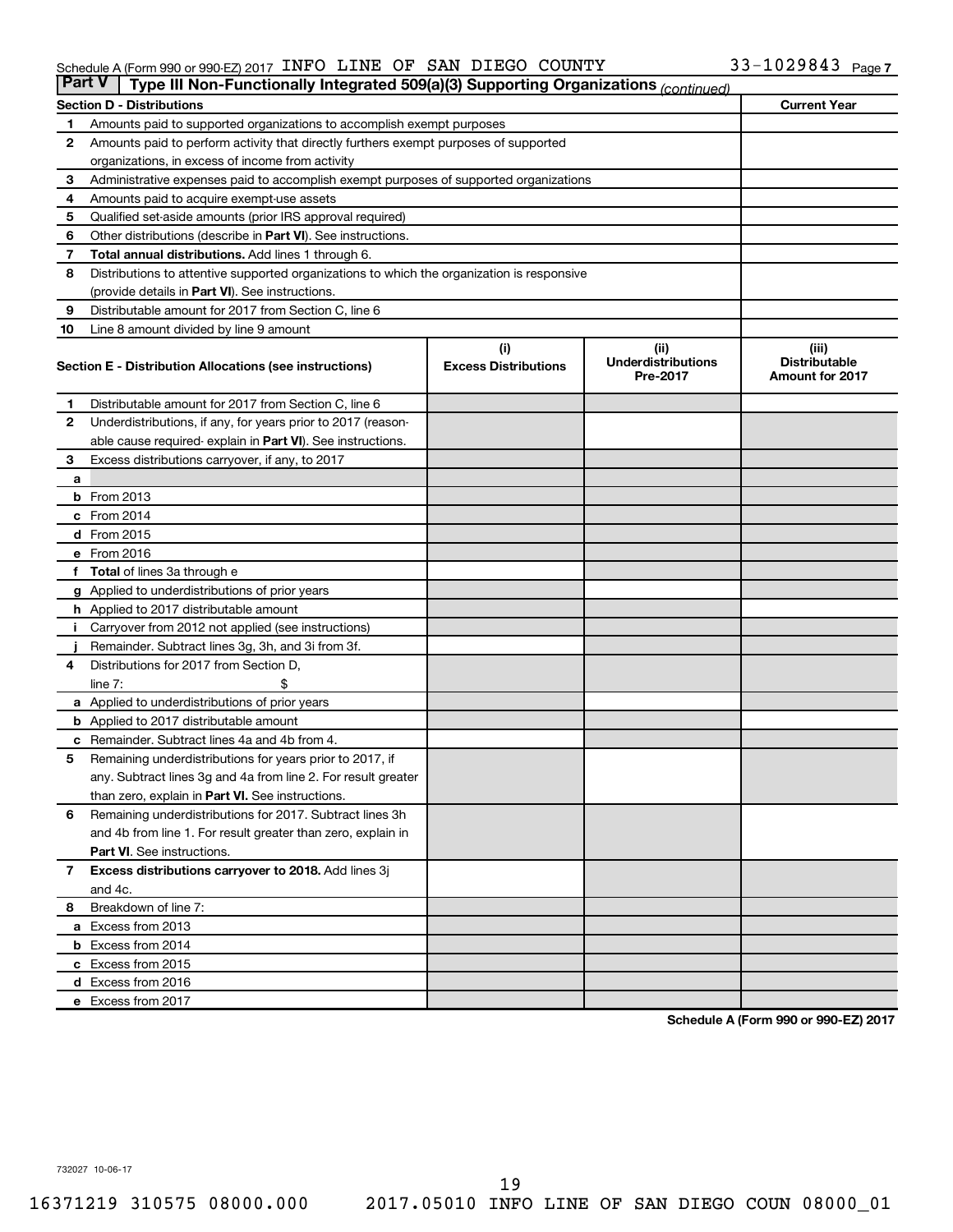Schedule A (Form 990 or 990-EZ) 2017 INFO LINE OF SAN DIEGO COUNTY 33-1029843 Page 7

## Part V | Type III Non-Functionally Integrated 509(a)(3) Supporting Organizations *(continued)*

| Section D - Distributions | | Current Year |
|---|---|---|
| 1 | Amounts paid to supported organizations to accomplish exempt purposes | |
| 2 | Amounts paid to perform activity that directly furthers exempt purposes of supported organizations, in excess of income from activity | |
| 3 | Administrative expenses paid to accomplish exempt purposes of supported organizations | |
| 4 | Amounts paid to acquire exempt-use assets | |
| 5 | Qualified set-aside amounts (prior IRS approval required) | |
| 6 | Other distributions (describe in **Part VI**). See instructions. | |
| 7 | **Total annual distributions.** Add lines 1 through 6. | |
| 8 | Distributions to attentive supported organizations to which the organization is responsive (provide details in **Part VI**). See instructions. | |
| 9 | Distributable amount for 2017 from Section C, line 6 | |
| 10 | Line 8 amount divided by line 9 amount | |

| Section E - Distribution Allocations (see instructions) | | (i) Excess Distributions | (ii) Underdistributions Pre-2017 | (iii) Distributable Amount for 2017 |
|---|---|---|---|---|
| 1 | Distributable amount for 2017 from Section C, line 6 | | | |
| 2 | Underdistributions, if any, for years prior to 2017 (reasonable cause required- explain in **Part VI**). See instructions. | | | |
| 3 | Excess distributions carryover, if any, to 2017 | | | |
| a | | | | |
| b | From 2013 | | | |
| c | From 2014 | | | |
| d | From 2015 | | | |
| e | From 2016 | | | |
| f | **Total** of lines 3a through e | | | |
| g | Applied to underdistributions of prior years | | | |
| h | Applied to 2017 distributable amount | | | |
| i | Carryover from 2012 not applied (see instructions) | | | |
| j | Remainder. Subtract lines 3g, 3h, and 3i from 3f. | | | |
| 4 | Distributions for 2017 from Section D, line 7: $ | | | |
| a | Applied to underdistributions of prior years | | | |
| b | Applied to 2017 distributable amount | | | |
| c | Remainder. Subtract lines 4a and 4b from 4. | | | |
| 5 | Remaining underdistributions for years prior to 2017, if any. Subtract lines 3g and 4a from line 2. For result greater than zero, explain in **Part VI.** See instructions. | | | |
| 6 | Remaining underdistributions for 2017. Subtract lines 3h and 4b from line 1. For result greater than zero, explain in **Part VI**. See instructions. | | | |
| 7 | **Excess distributions carryover to 2018.** Add lines 3j and 4c. | | | |
| 8 | Breakdown of line 7: | | | |
| a | Excess from 2013 | | | |
| b | Excess from 2014 | | | |
| c | Excess from 2015 | | | |
| d | Excess from 2016 | | | |
| e | Excess from 2017 | | | |

**Schedule A (Form 990 or 990-EZ) 2017**

732027 10-06-17

16371219 310575 08000.000 2017.05010 INFO LINE OF SAN DIEGO COUN 08000_01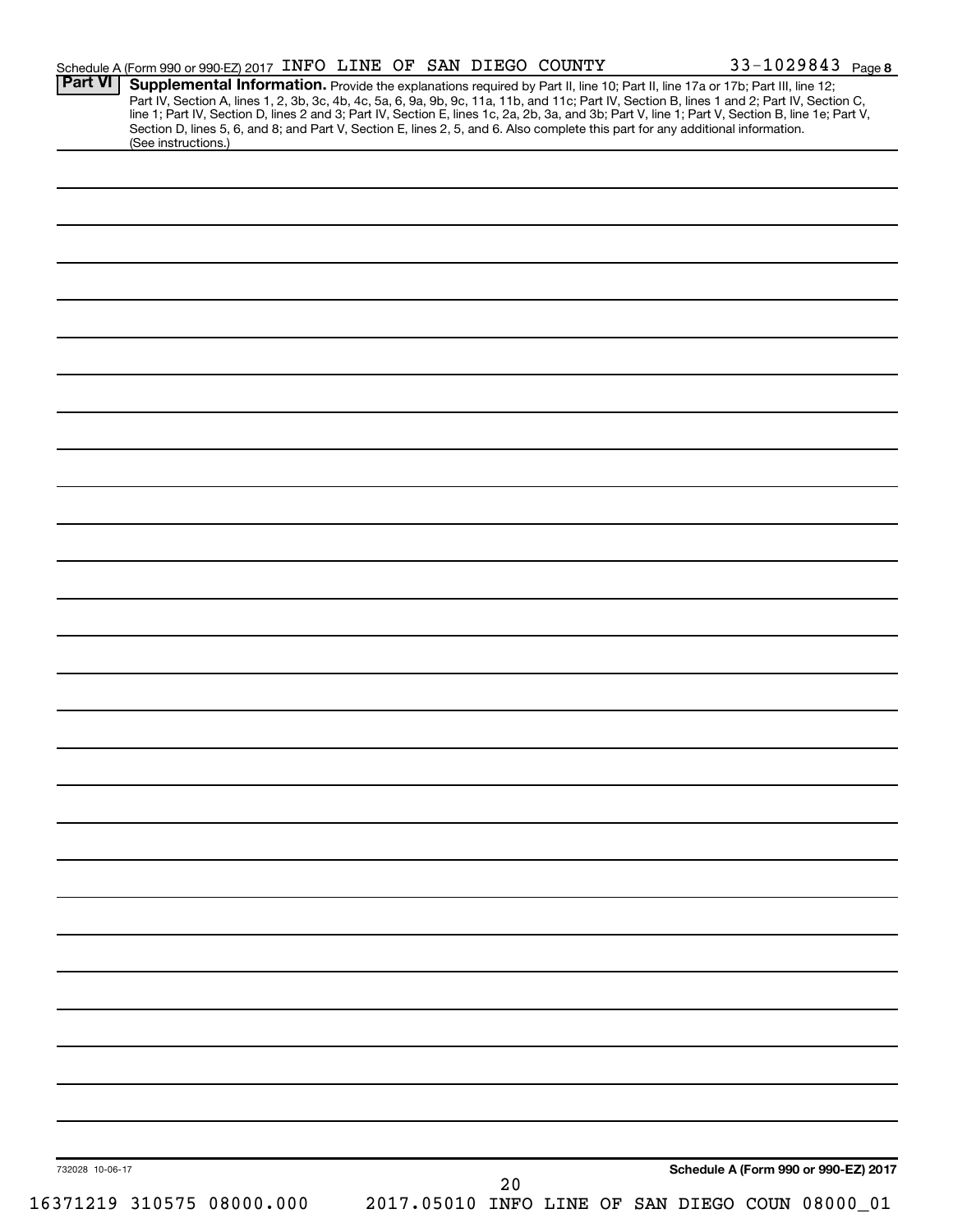Schedule A (Form 990 or 990-EZ) 2017 INFO LINE OF SAN DIEGO COUNTY 33-1029843 Page 8

**Part VI** **Supplemental Information.** Provide the explanations required by Part II, line 10; Part II, line 17a or 17b; Part III, line 12; Part IV, Section A, lines 1, 2, 3b, 3c, 4b, 4c, 5a, 6, 9a, 9b, 9c, 11a, 11b, and 11c; Part IV, Section B, lines 1 and 2; Part IV, Section C, line 1; Part IV, Section D, lines 2 and 3; Part IV, Section E, lines 1c, 2a, 2b, 3a, and 3b; Part V, line 1; Part V, Section B, line 1e; Part V, Section D, lines 5, 6, and 8; and Part V, Section E, lines 2, 5, and 6. Also complete this part for any additional information. (See instructions.)

732028 10-06-17

**Schedule A (Form 990 or 990-EZ) 2017**

16371219 310575 08000.000 2017.05010 INFO LINE OF SAN DIEGO COUN 08000_01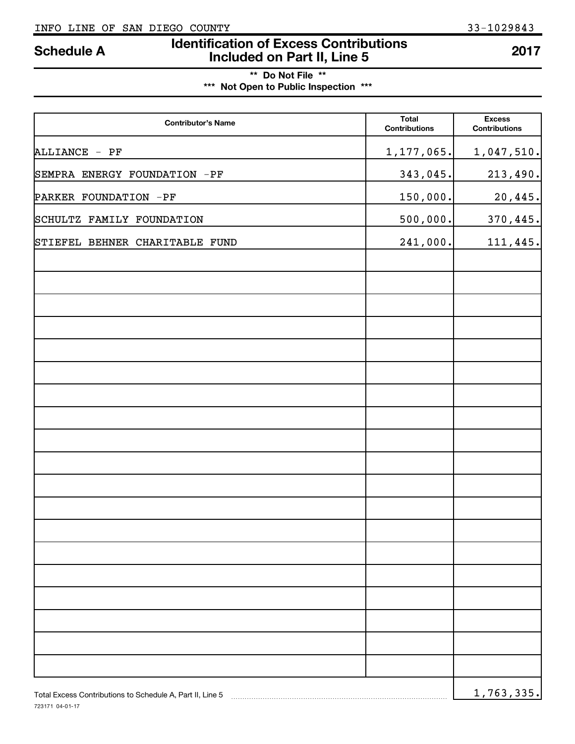INFO LINE OF SAN DIEGO COUNTY 33-1029843

# Schedule A — Identification of Excess Contributions Included on Part II, Line 5 — 2017

**\*\* Do Not File \*\***

**\*\*\* Not Open to Public Inspection \*\*\***

| Contributor's Name | Total Contributions | Excess Contributions |
|---|---|---|
| ALLIANCE - PF | 1,177,065. | 1,047,510. |
| SEMPRA ENERGY FOUNDATION -PF | 343,045. | 213,490. |
| PARKER FOUNDATION -PF | 150,000. | 20,445. |
| SCHULTZ FAMILY FOUNDATION | 500,000. | 370,445. |
| STIEFEL BEHNER CHARITABLE FUND | 241,000. | 111,445. |

Total Excess Contributions to Schedule A, Part II, Line 5 ........ 1,763,335.

723171 04-01-17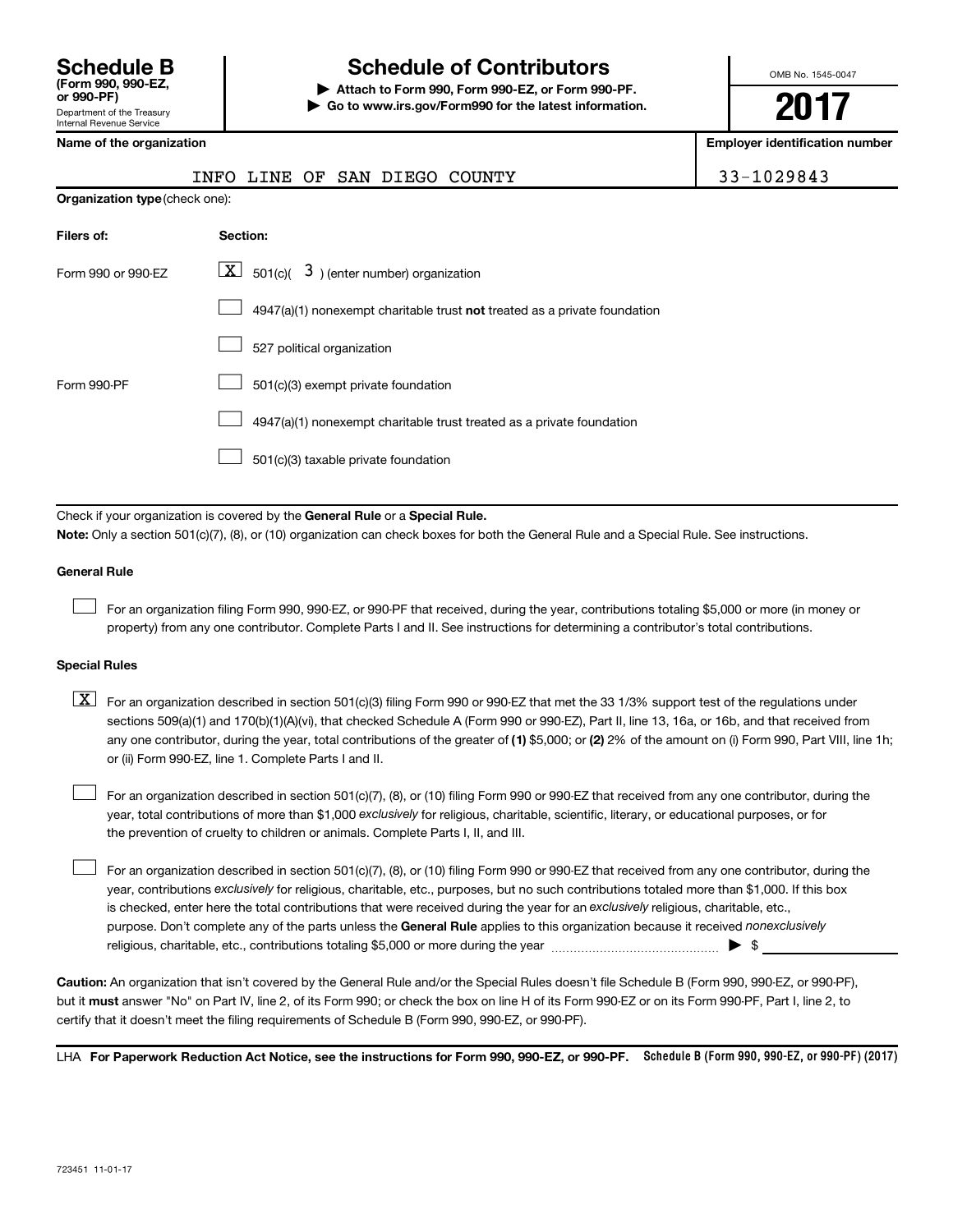# Schedule B (Form 990, 990-EZ, or 990-PF)

Department of the Treasury
Internal Revenue Service

## Schedule of Contributors

▶ **Attach to Form 990, Form 990-EZ, or Form 990-PF.**
▶ **Go to www.irs.gov/Form990 for the latest information.**

OMB No. 1545-0047

**2017**

| Name of the organization | Employer identification number |
| --- | --- |
| INFO LINE OF SAN DIEGO COUNTY | 33-1029843 |

**Organization type** (check one):

| Filers of: | Section: |
| --- | --- |
| Form 990 or 990-EZ | [X] 501(c)( 3 ) (enter number) organization |
| | [ ] 4947(a)(1) nonexempt charitable trust **not** treated as a private foundation |
| | [ ] 527 political organization |
| Form 990-PF | [ ] 501(c)(3) exempt private foundation |
| | [ ] 4947(a)(1) nonexempt charitable trust treated as a private foundation |
| | [ ] 501(c)(3) taxable private foundation |

Check if your organization is covered by the **General Rule** or a **Special Rule.**

**Note:** Only a section 501(c)(7), (8), or (10) organization can check boxes for both the General Rule and a Special Rule. See instructions.

### General Rule

[ ] For an organization filing Form 990, 990-EZ, or 990-PF that received, during the year, contributions totaling $5,000 or more (in money or property) from any one contributor. Complete Parts I and II. See instructions for determining a contributor's total contributions.

### Special Rules

[X] For an organization described in section 501(c)(3) filing Form 990 or 990-EZ that met the 33 1/3% support test of the regulations under sections 509(a)(1) and 170(b)(1)(A)(vi), that checked Schedule A (Form 990 or 990-EZ), Part II, line 13, 16a, or 16b, and that received from any one contributor, during the year, total contributions of the greater of **(1)** $5,000; or **(2)** 2% of the amount on (i) Form 990, Part VIII, line 1h; or (ii) Form 990-EZ, line 1. Complete Parts I and II.

[ ] For an organization described in section 501(c)(7), (8), or (10) filing Form 990 or 990-EZ that received from any one contributor, during the year, total contributions of more than $1,000 *exclusively* for religious, charitable, scientific, literary, or educational purposes, or for the prevention of cruelty to children or animals. Complete Parts I, II, and III.

[ ] For an organization described in section 501(c)(7), (8), or (10) filing Form 990 or 990-EZ that received from any one contributor, during the year, contributions *exclusively* for religious, charitable, etc., purposes, but no such contributions totaled more than $1,000. If this box is checked, enter here the total contributions that were received during the year for an *exclusively* religious, charitable, etc., purpose. Don't complete any of the parts unless the **General Rule** applies to this organization because it received *nonexclusively* religious, charitable, etc., contributions totaling $5,000 or more during the year ▶ $

**Caution:** An organization that isn't covered by the General Rule and/or the Special Rules doesn't file Schedule B (Form 990, 990-EZ, or 990-PF), but it **must** answer "No" on Part IV, line 2, of its Form 990; or check the box on line H of its Form 990-EZ or on its Form 990-PF, Part I, line 2, to certify that it doesn't meet the filing requirements of Schedule B (Form 990, 990-EZ, or 990-PF).

LHA **For Paperwork Reduction Act Notice, see the instructions for Form 990, 990-EZ, or 990-PF.** **Schedule B (Form 990, 990-EZ, or 990-PF) (2017)**

723451 11-01-17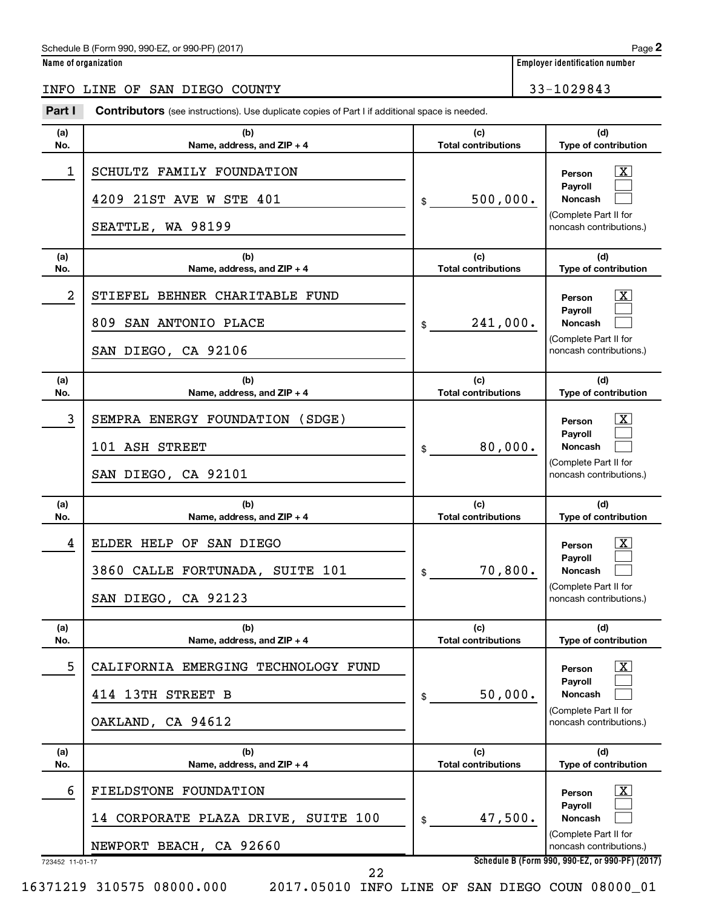Schedule B (Form 990, 990-EZ, or 990-PF) (2017)

**Name of organization**

INFO LINE OF SAN DIEGO COUNTY

**Employer identification number**

33-1029843

**Part I** **Contributors** (see instructions). Use duplicate copies of Part I if additional space is needed.

| (a) No. | (b) Name, address, and ZIP + 4 | (c) Total contributions | (d) Type of contribution |
|---|---|---|---|
| 1 | SCHULTZ FAMILY FOUNDATION<br>4209 21ST AVE W STE 401<br>SEATTLE, WA 98199 | $ 500,000. | Person [X]<br>Payroll [ ]<br>Noncash [ ]<br>(Complete Part II for noncash contributions.) |
| 2 | STIEFEL BEHNER CHARITABLE FUND<br>809 SAN ANTONIO PLACE<br>SAN DIEGO, CA 92106 | $ 241,000. | Person [X]<br>Payroll [ ]<br>Noncash [ ]<br>(Complete Part II for noncash contributions.) |
| 3 | SEMPRA ENERGY FOUNDATION (SDGE)<br>101 ASH STREET<br>SAN DIEGO, CA 92101 | $ 80,000. | Person [X]<br>Payroll [ ]<br>Noncash [ ]<br>(Complete Part II for noncash contributions.) |
| 4 | ELDER HELP OF SAN DIEGO<br>3860 CALLE FORTUNADA, SUITE 101<br>SAN DIEGO, CA 92123 | $ 70,800. | Person [X]<br>Payroll [ ]<br>Noncash [ ]<br>(Complete Part II for noncash contributions.) |
| 5 | CALIFORNIA EMERGING TECHNOLOGY FUND<br>414 13TH STREET B<br>OAKLAND, CA 94612 | $ 50,000. | Person [X]<br>Payroll [ ]<br>Noncash [ ]<br>(Complete Part II for noncash contributions.) |
| 6 | FIELDSTONE FOUNDATION<br>14 CORPORATE PLAZA DRIVE, SUITE 100<br>NEWPORT BEACH, CA 92660 | $ 47,500. | Person [X]<br>Payroll [ ]<br>Noncash [ ]<br>(Complete Part II for noncash contributions.) |

723452 11-01-17

Schedule B (Form 990, 990-EZ, or 990-PF) (2017)

16371219 310575 08000.000 2017.05010 INFO LINE OF SAN DIEGO COUN 08000_01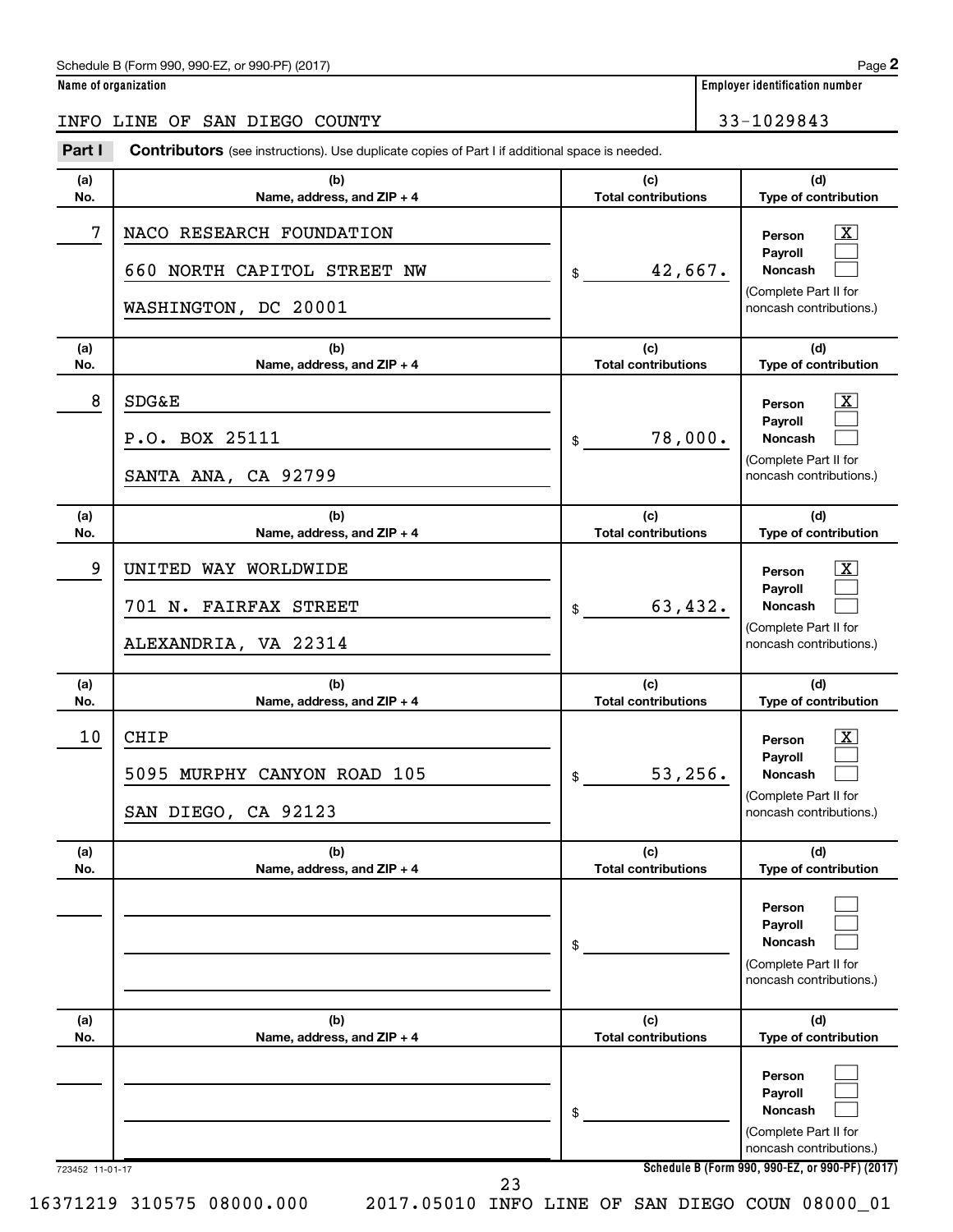Schedule B (Form 990, 990-EZ, or 990-PF) (2017) Page **2**

**Name of organization**: INFO LINE OF SAN DIEGO COUNTY

**Employer identification number**: 33-1029843

**Part I** **Contributors** (see instructions). Use duplicate copies of Part I if additional space is needed.

| (a) No. | (b) Name, address, and ZIP + 4 | (c) Total contributions | (d) Type of contribution |
|---|---|---|---|
| 7 | NACO RESEARCH FOUNDATION<br>660 NORTH CAPITOL STREET NW<br>WASHINGTON, DC 20001 | $ 42,667. | Person [X]<br>Payroll [ ]<br>Noncash [ ]<br>(Complete Part II for noncash contributions.) |
| 8 | SDG&E<br>P.O. BOX 25111<br>SANTA ANA, CA 92799 | $ 78,000. | Person [X]<br>Payroll [ ]<br>Noncash [ ]<br>(Complete Part II for noncash contributions.) |
| 9 | UNITED WAY WORLDWIDE<br>701 N. FAIRFAX STREET<br>ALEXANDRIA, VA 22314 | $ 63,432. | Person [X]<br>Payroll [ ]<br>Noncash [ ]<br>(Complete Part II for noncash contributions.) |
| 10 | CHIP<br>5095 MURPHY CANYON ROAD 105<br>SAN DIEGO, CA 92123 | $ 53,256. | Person [X]<br>Payroll [ ]<br>Noncash [ ]<br>(Complete Part II for noncash contributions.) |
| | | $ | Person [ ]<br>Payroll [ ]<br>Noncash [ ]<br>(Complete Part II for noncash contributions.) |
| | | $ | Person [ ]<br>Payroll [ ]<br>Noncash [ ]<br>(Complete Part II for noncash contributions.) |

723452 11-01-17 **Schedule B (Form 990, 990-EZ, or 990-PF) (2017)**

16371219 310575 08000.000 2017.05010 INFO LINE OF SAN DIEGO COUN 08000_01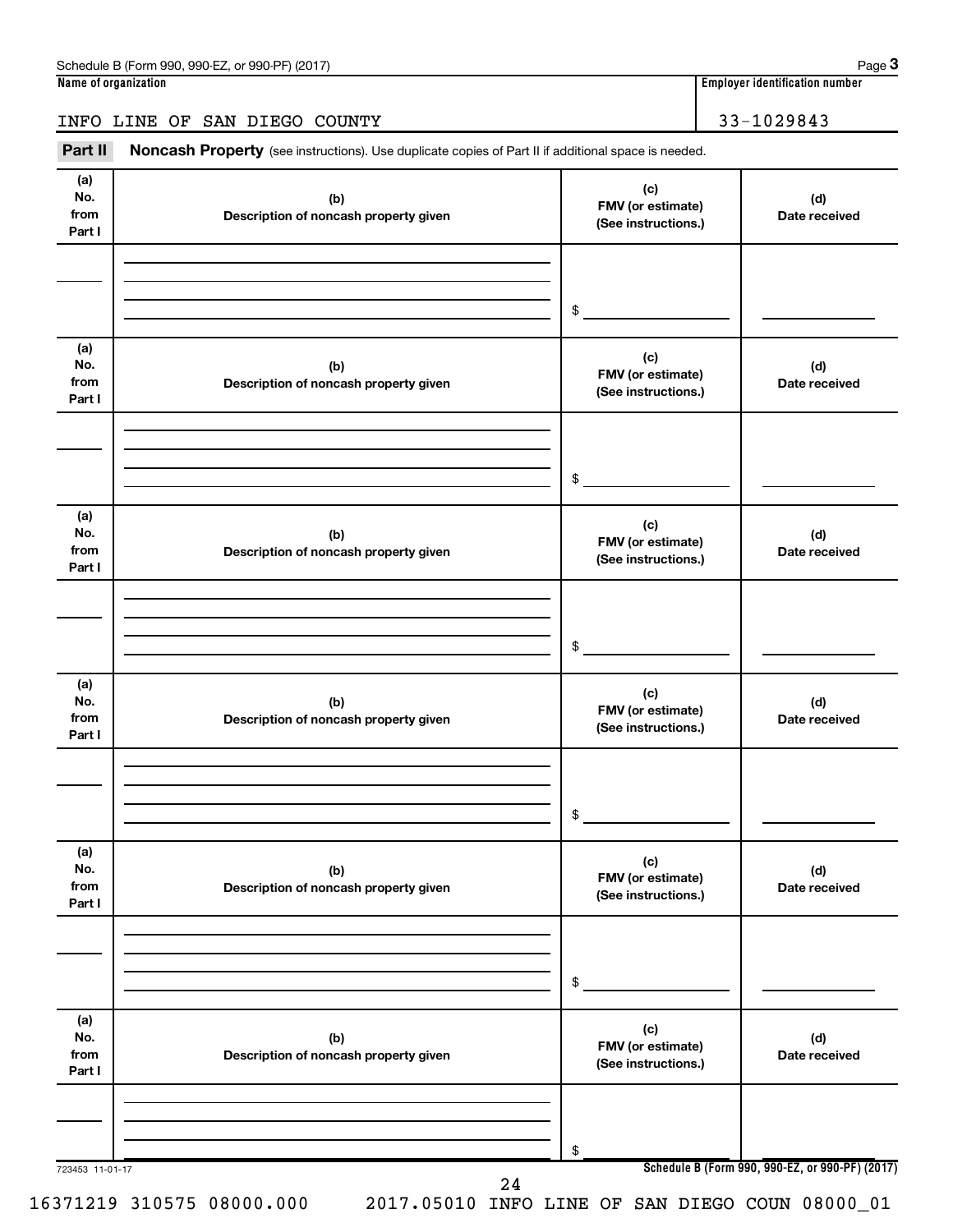Schedule B (Form 990, 990-EZ, or 990-PF) (2017)

**Name of organization**

INFO LINE OF SAN DIEGO COUNTY

**Employer identification number**

33-1029843

**Part II** **Noncash Property** (see instructions). Use duplicate copies of Part II if additional space is needed.

| (a) No. from Part I | (b) Description of noncash property given | (c) FMV (or estimate) (See instructions.) | (d) Date received |
|---|---|---|---|
| | | $ | |

| (a) No. from Part I | (b) Description of noncash property given | (c) FMV (or estimate) (See instructions.) | (d) Date received |
|---|---|---|---|
| | | $ | |

| (a) No. from Part I | (b) Description of noncash property given | (c) FMV (or estimate) (See instructions.) | (d) Date received |
|---|---|---|---|
| | | $ | |

| (a) No. from Part I | (b) Description of noncash property given | (c) FMV (or estimate) (See instructions.) | (d) Date received |
|---|---|---|---|
| | | $ | |

| (a) No. from Part I | (b) Description of noncash property given | (c) FMV (or estimate) (See instructions.) | (d) Date received |
|---|---|---|---|
| | | $ | |

| (a) No. from Part I | (b) Description of noncash property given | (c) FMV (or estimate) (See instructions.) | (d) Date received |
|---|---|---|---|
| | | $ | |

723453 11-01-17

**Schedule B (Form 990, 990-EZ, or 990-PF) (2017)**

16371219 310575 08000.000 2017.05010 INFO LINE OF SAN DIEGO COUN 08000_01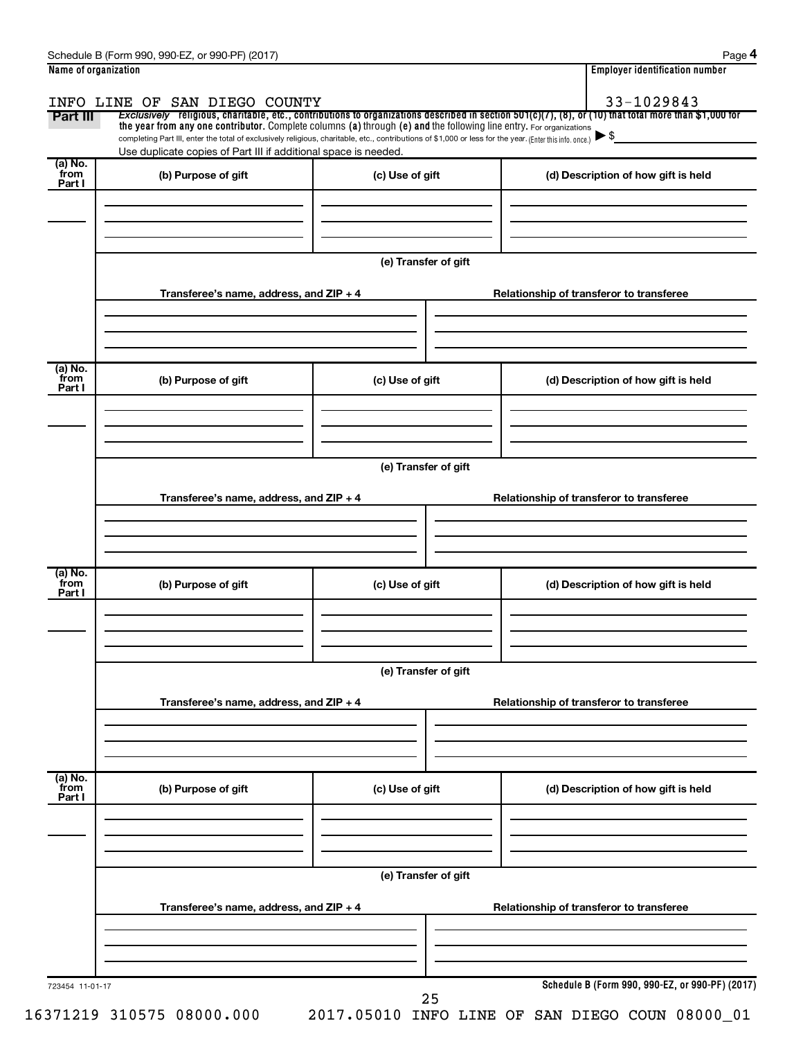Schedule B (Form 990, 990-EZ, or 990-PF) (2017)

**Name of organization**

INFO LINE OF SAN DIEGO COUNTY

**Employer identification number**

33-1029843

**Part III** *Exclusively* religious, charitable, etc., contributions to organizations described in section 501(c)(7), (8), or (10) that total more than $1,000 for the year from any one contributor. Complete columns (a) through (e) and the following line entry. For organizations completing Part III, enter the total of exclusively religious, charitable, etc., contributions of $1,000 or less for the year. (Enter this info. once.) ▶ $

Use duplicate copies of Part III if additional space is needed.

| (a) No. from Part I | (b) Purpose of gift | (c) Use of gift | (d) Description of how gift is held |
|---|---|---|---|
| | | | |

(e) Transfer of gift

| Transferee's name, address, and ZIP + 4 | Relationship of transferor to transferee |
|---|---|
| | |

| (a) No. from Part I | (b) Purpose of gift | (c) Use of gift | (d) Description of how gift is held |
|---|---|---|---|
| | | | |

(e) Transfer of gift

| Transferee's name, address, and ZIP + 4 | Relationship of transferor to transferee |
|---|---|
| | |

| (a) No. from Part I | (b) Purpose of gift | (c) Use of gift | (d) Description of how gift is held |
|---|---|---|---|
| | | | |

(e) Transfer of gift

| Transferee's name, address, and ZIP + 4 | Relationship of transferor to transferee |
|---|---|
| | |

| (a) No. from Part I | (b) Purpose of gift | (c) Use of gift | (d) Description of how gift is held |
|---|---|---|---|
| | | | |

(e) Transfer of gift

| Transferee's name, address, and ZIP + 4 | Relationship of transferor to transferee |
|---|---|
| | |

723454 11-01-17

**Schedule B (Form 990, 990-EZ, or 990-PF) (2017)**

16371219 310575 08000.000 2017.05010 INFO LINE OF SAN DIEGO COUN 08000_01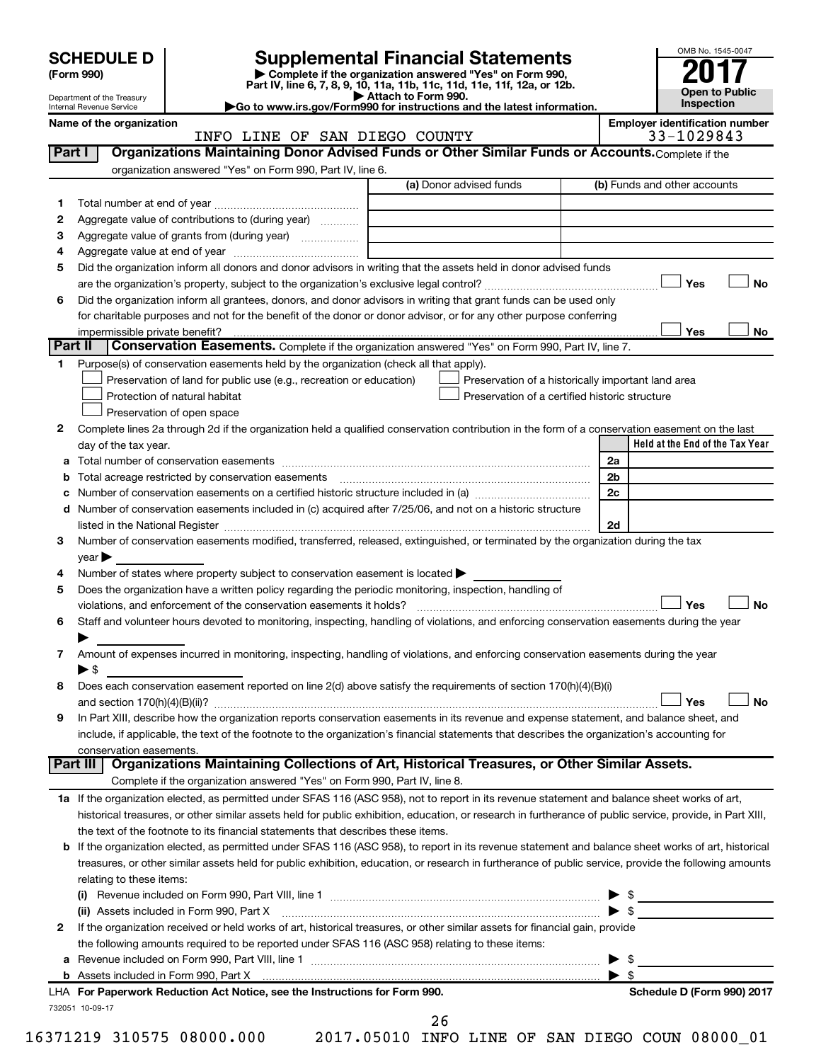# SCHEDULE D (Form 990)

Department of the Treasury
Internal Revenue Service

## Supplemental Financial Statements

▶ Complete if the organization answered "Yes" on Form 990, Part IV, line 6, 7, 8, 9, 10, 11a, 11b, 11c, 11d, 11e, 11f, 12a, or 12b.
▶ Attach to Form 990.
▶Go to www.irs.gov/Form990 for instructions and the latest information.

OMB No. 1545-0047
**2017**
**Open to Public Inspection**

**Name of the organization:** INFO LINE OF SAN DIEGO COUNTY
**Employer identification number:** 33-1029843

## Part I Organizations Maintaining Donor Advised Funds or Other Similar Funds or Accounts.

Complete if the organization answered "Yes" on Form 990, Part IV, line 6.

| | | (a) Donor advised funds | (b) Funds and other accounts |
|---|---|---|---|
| 1 | Total number at end of year | | |
| 2 | Aggregate value of contributions to (during year) | | |
| 3 | Aggregate value of grants from (during year) | | |
| 4 | Aggregate value at end of year | | |

5 Did the organization inform all donors and donor advisors in writing that the assets held in donor advised funds are the organization's property, subject to the organization's exclusive legal control? ☐ Yes ☐ No

6 Did the organization inform all grantees, donors, and donor advisors in writing that grant funds can be used only for charitable purposes and not for the benefit of the donor or donor advisor, or for any other purpose conferring impermissible private benefit? ☐ Yes ☐ No

## Part II Conservation Easements.

Complete if the organization answered "Yes" on Form 990, Part IV, line 7.

1 Purpose(s) of conservation easements held by the organization (check all that apply).

- ☐ Preservation of land for public use (e.g., recreation or education)
- ☐ Protection of natural habitat
- ☐ Preservation of open space
- ☐ Preservation of a historically important land area
- ☐ Preservation of a certified historic structure

2 Complete lines 2a through 2d if the organization held a qualified conservation contribution in the form of a conservation easement on the last day of the tax year.

| | | | Held at the End of the Tax Year |
|---|---|---|---|
| a | Total number of conservation easements | 2a | |
| b | Total acreage restricted by conservation easements | 2b | |
| c | Number of conservation easements on a certified historic structure included in (a) | 2c | |
| d | Number of conservation easements included in (c) acquired after 7/25/06, and not on a historic structure listed in the National Register | 2d | |

3 Number of conservation easements modified, transferred, released, extinguished, or terminated by the organization during the tax year ▶

4 Number of states where property subject to conservation easement is located ▶

5 Does the organization have a written policy regarding the periodic monitoring, inspection, handling of violations, and enforcement of the conservation easements it holds? ☐ Yes ☐ No

6 Staff and volunteer hours devoted to monitoring, inspecting, handling of violations, and enforcing conservation easements during the year ▶

7 Amount of expenses incurred in monitoring, inspecting, handling of violations, and enforcing conservation easements during the year ▶ $

8 Does each conservation easement reported on line 2(d) above satisfy the requirements of section 170(h)(4)(B)(i) and section 170(h)(4)(B)(ii)? ☐ Yes ☐ No

9 In Part XIII, describe how the organization reports conservation easements in its revenue and expense statement, and balance sheet, and include, if applicable, the text of the footnote to the organization's financial statements that describes the organization's accounting for conservation easements.

## Part III Organizations Maintaining Collections of Art, Historical Treasures, or Other Similar Assets.

Complete if the organization answered "Yes" on Form 990, Part IV, line 8.

1a If the organization elected, as permitted under SFAS 116 (ASC 958), not to report in its revenue statement and balance sheet works of art, historical treasures, or other similar assets held for public exhibition, education, or research in furtherance of public service, provide, in Part XIII, the text of the footnote to its financial statements that describes these items.

b If the organization elected, as permitted under SFAS 116 (ASC 958), to report in its revenue statement and balance sheet works of art, historical treasures, or other similar assets held for public exhibition, education, or research in furtherance of public service, provide the following amounts relating to these items:

(i) Revenue included on Form 990, Part VIII, line 1 ▶ $

(ii) Assets included in Form 990, Part X ▶ $

2 If the organization received or held works of art, historical treasures, or other similar assets for financial gain, provide the following amounts required to be reported under SFAS 116 (ASC 958) relating to these items:

a Revenue included on Form 990, Part VIII, line 1 ▶ $

b Assets included in Form 990, Part X ▶ $

LHA For Paperwork Reduction Act Notice, see the Instructions for Form 990. Schedule D (Form 990) 2017

732051 10-09-17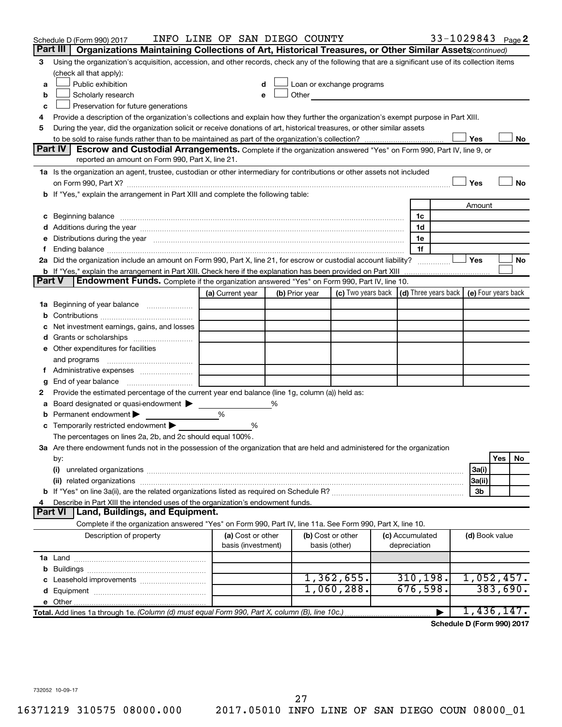Schedule D (Form 990) 2017 INFO LINE OF SAN DIEGO COUNTY 33-1029843 Page 2

## Part III Organizations Maintaining Collections of Art, Historical Treasures, or Other Similar Assets *(continued)*

3 Using the organization's acquisition, accession, and other records, check any of the following that are a significant use of its collection items (check all that apply):

- a ☐ Public exhibition
- b ☐ Scholarly research
- c ☐ Preservation for future generations
- d ☐ Loan or exchange programs
- e ☐ Other

4 Provide a description of the organization's collections and explain how they further the organization's exempt purpose in Part XIII.

5 During the year, did the organization solicit or receive donations of art, historical treasures, or other similar assets to be sold to raise funds rather than to be maintained as part of the organization's collection? ☐ Yes ☐ No

## Part IV Escrow and Custodial Arrangements.

Complete if the organization answered "Yes" on Form 990, Part IV, line 9, or reported an amount on Form 990, Part X, line 21.

1a Is the organization an agent, trustee, custodian or other intermediary for contributions or other assets not included on Form 990, Part X? ☐ Yes ☐ No

b If "Yes," explain the arrangement in Part XIII and complete the following table:

| | | Amount |
|---|---|---|
| c Beginning balance | 1c | |
| d Additions during the year | 1d | |
| e Distributions during the year | 1e | |
| f Ending balance | 1f | |

2a Did the organization include an amount on Form 990, Part X, line 21, for escrow or custodial account liability? ☐ Yes ☐ No

b If "Yes," explain the arrangement in Part XIII. Check here if the explanation has been provided on Part XIII ☐

## Part V Endowment Funds.

Complete if the organization answered "Yes" on Form 990, Part IV, line 10.

| | (a) Current year | (b) Prior year | (c) Two years back | (d) Three years back | (e) Four years back |
|---|---|---|---|---|---|
| 1a Beginning of year balance | | | | | |
| b Contributions | | | | | |
| c Net investment earnings, gains, and losses | | | | | |
| d Grants or scholarships | | | | | |
| e Other expenditures for facilities and programs | | | | | |
| f Administrative expenses | | | | | |
| g End of year balance | | | | | |

2 Provide the estimated percentage of the current year end balance (line 1g, column (a)) held as:

- a Board designated or quasi-endowment ▶ %
- b Permanent endowment ▶ %
- c Temporarily restricted endowment ▶ %

The percentages on lines 2a, 2b, and 2c should equal 100%.

3a Are there endowment funds not in the possession of the organization that are held and administered for the organization by:

| | | Yes | No |
|---|---|---|---|
| (i) unrelated organizations | 3a(i) | | |
| (ii) related organizations | 3a(ii) | | |
| b If "Yes" on line 3a(ii), are the related organizations listed as required on Schedule R? | 3b | | |

4 Describe in Part XIII the intended uses of the organization's endowment funds.

## Part VI Land, Buildings, and Equipment.

Complete if the organization answered "Yes" on Form 990, Part IV, line 11a. See Form 990, Part X, line 10.

| Description of property | (a) Cost or other basis (investment) | (b) Cost or other basis (other) | (c) Accumulated depreciation | (d) Book value |
|---|---|---|---|---|
| 1a Land | | | | |
| b Buildings | | | | |
| c Leasehold improvements | | 1,362,655. | 310,198. | 1,052,457. |
| d Equipment | | 1,060,288. | 676,598. | 383,690. |
| e Other | | | | |
| Total. Add lines 1a through 1e. *(Column (d) must equal Form 990, Part X, column (B), line 10c.)* | | | ▶ | 1,436,147. |

Schedule D (Form 990) 2017

732052 10-09-17

16371219 310575 08000.000 2017.05010 INFO LINE OF SAN DIEGO COUN 08000_01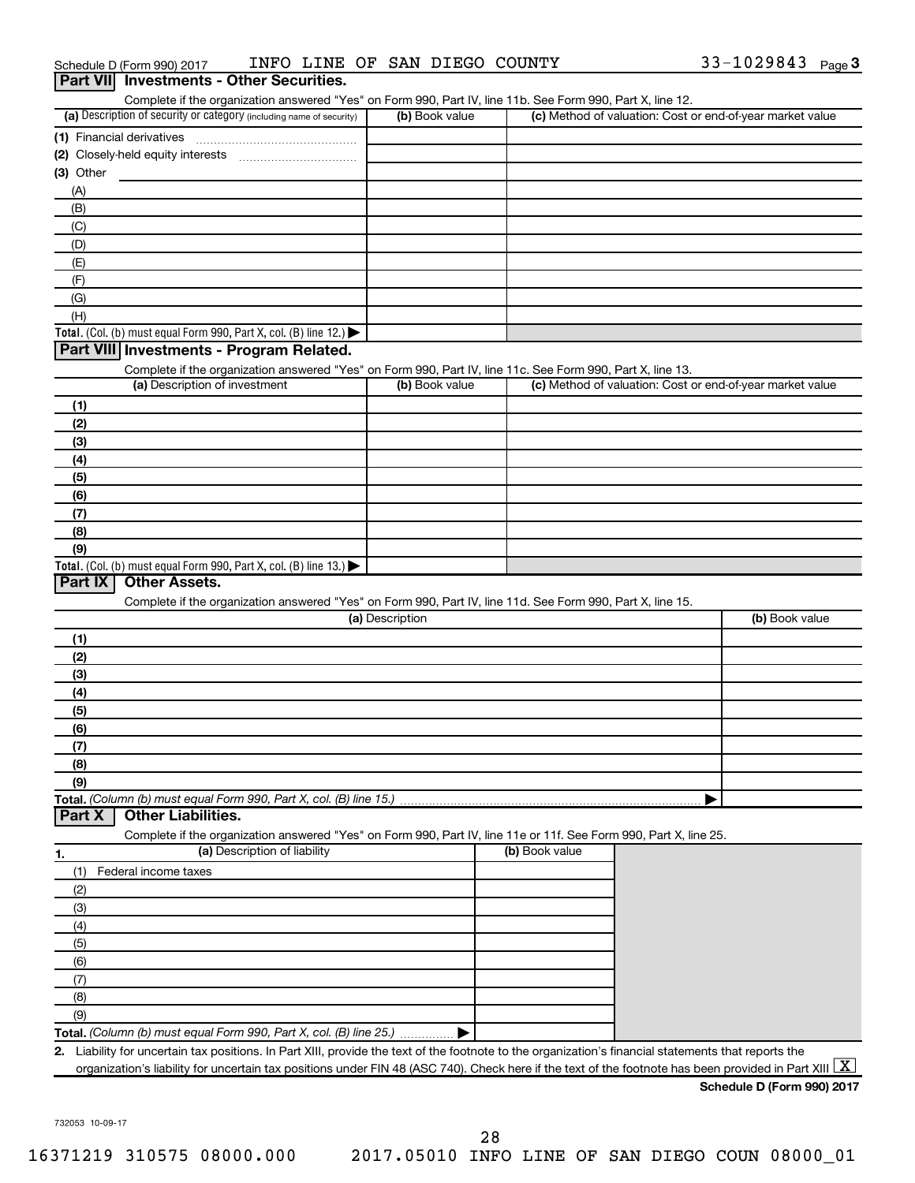Schedule D (Form 990) 2017 INFO LINE OF SAN DIEGO COUNTY 33-1029843 Page 3

## Part VII Investments - Other Securities.

Complete if the organization answered "Yes" on Form 990, Part IV, line 11b. See Form 990, Part X, line 12.

| (a) Description of security or category (including name of security) | (b) Book value | (c) Method of valuation: Cost or end-of-year market value |
|---|---|---|
| (1) Financial derivatives | | |
| (2) Closely-held equity interests | | |
| (3) Other | | |
| (A) | | |
| (B) | | |
| (C) | | |
| (D) | | |
| (E) | | |
| (F) | | |
| (G) | | |
| (H) | | |
| **Total.** (Col. (b) must equal Form 990, Part X, col. (B) line 12.) | | |

## Part VIII Investments - Program Related.

Complete if the organization answered "Yes" on Form 990, Part IV, line 11c. See Form 990, Part X, line 13.

| (a) Description of investment | (b) Book value | (c) Method of valuation: Cost or end-of-year market value |
|---|---|---|
| (1) | | |
| (2) | | |
| (3) | | |
| (4) | | |
| (5) | | |
| (6) | | |
| (7) | | |
| (8) | | |
| (9) | | |
| **Total.** (Col. (b) must equal Form 990, Part X, col. (B) line 13.) | | |

## Part IX Other Assets.

Complete if the organization answered "Yes" on Form 990, Part IV, line 11d. See Form 990, Part X, line 15.

| (a) Description | (b) Book value |
|---|---|
| (1) | |
| (2) | |
| (3) | |
| (4) | |
| (5) | |
| (6) | |
| (7) | |
| (8) | |
| (9) | |
| **Total.** *(Column (b) must equal Form 990, Part X, col. (B) line 15.)* | |

## Part X Other Liabilities.

Complete if the organization answered "Yes" on Form 990, Part IV, line 11e or 11f. See Form 990, Part X, line 25.

| 1. (a) Description of liability | (b) Book value |
|---|---|
| (1) Federal income taxes | |
| (2) | |
| (3) | |
| (4) | |
| (5) | |
| (6) | |
| (7) | |
| (8) | |
| (9) | |
| **Total.** *(Column (b) must equal Form 990, Part X, col. (B) line 25.)* | |

**2.** Liability for uncertain tax positions. In Part XIII, provide the text of the footnote to the organization's financial statements that reports the organization's liability for uncertain tax positions under FIN 48 (ASC 740). Check here if the text of the footnote has been provided in Part XIII [X]

**Schedule D (Form 990) 2017**

732053 10-09-17

16371219 310575 08000.000 2017.05010 INFO LINE OF SAN DIEGO COUN 08000_01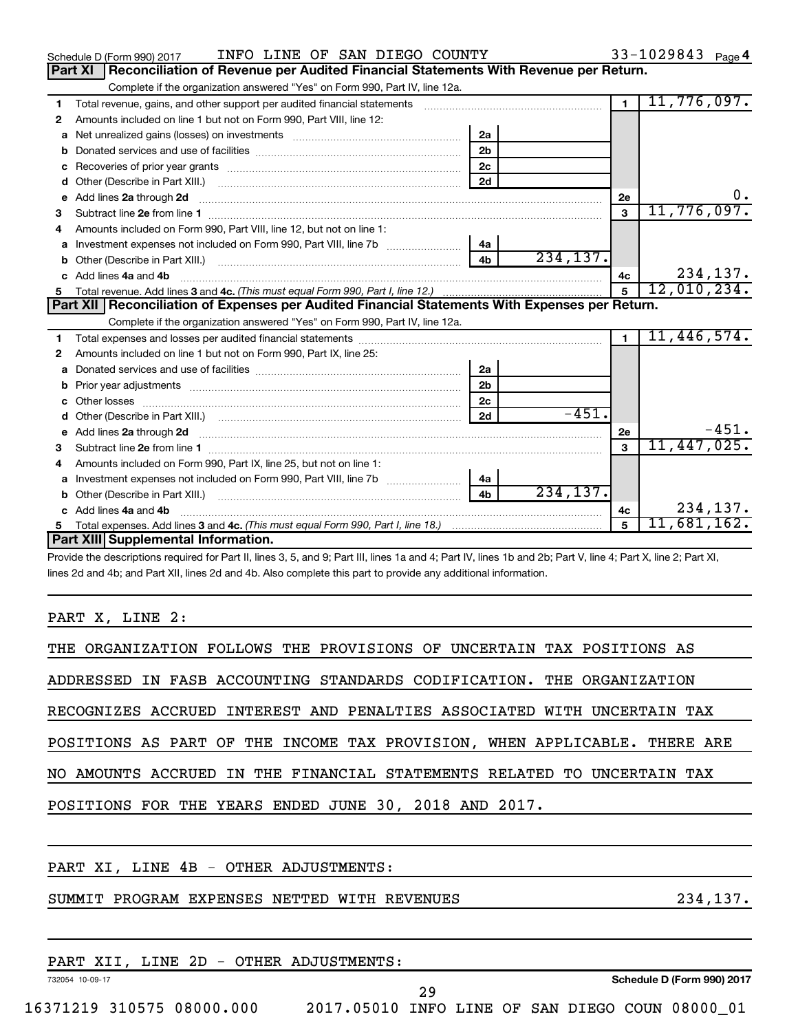Schedule D (Form 990) 2017 INFO LINE OF SAN DIEGO COUNTY 33-1029843 Page 4

## Part XI Reconciliation of Revenue per Audited Financial Statements With Revenue per Return.

Complete if the organization answered "Yes" on Form 990, Part IV, line 12a.

| | | | | | |
|---|---|---|---|---|---|
| 1 | Total revenue, gains, and other support per audited financial statements | | | 1 | 11,776,097. |
| 2 | Amounts included on line 1 but not on Form 990, Part VIII, line 12: | | | | |
| a | Net unrealized gains (losses) on investments | 2a | | | |
| b | Donated services and use of facilities | 2b | | | |
| c | Recoveries of prior year grants | 2c | | | |
| d | Other (Describe in Part XIII.) | 2d | | | |
| e | Add lines 2a through 2d | | | 2e | 0. |
| 3 | Subtract line 2e from line 1 | | | 3 | 11,776,097. |
| 4 | Amounts included on Form 990, Part VIII, line 12, but not on line 1: | | | | |
| a | Investment expenses not included on Form 990, Part VIII, line 7b | 4a | | | |
| b | Other (Describe in Part XIII.) | 4b | 234,137. | | |
| c | Add lines 4a and 4b | | | 4c | 234,137. |
| 5 | Total revenue. Add lines 3 and 4c. *(This must equal Form 990, Part I, line 12.)* | | | 5 | 12,010,234. |

## Part XII Reconciliation of Expenses per Audited Financial Statements With Expenses per Return.

Complete if the organization answered "Yes" on Form 990, Part IV, line 12a.

| | | | | | |
|---|---|---|---|---|---|
| 1 | Total expenses and losses per audited financial statements | | | 1 | 11,446,574. |
| 2 | Amounts included on line 1 but not on Form 990, Part IX, line 25: | | | | |
| a | Donated services and use of facilities | 2a | | | |
| b | Prior year adjustments | 2b | | | |
| c | Other losses | 2c | | | |
| d | Other (Describe in Part XIII.) | 2d | -451. | | |
| e | Add lines 2a through 2d | | | 2e | -451. |
| 3 | Subtract line 2e from line 1 | | | 3 | 11,447,025. |
| 4 | Amounts included on Form 990, Part IX, line 25, but not on line 1: | | | | |
| a | Investment expenses not included on Form 990, Part VIII, line 7b | 4a | | | |
| b | Other (Describe in Part XIII.) | 4b | 234,137. | | |
| c | Add lines 4a and 4b | | | 4c | 234,137. |
| 5 | Total expenses. Add lines 3 and 4c. *(This must equal Form 990, Part I, line 18.)* | | | 5 | 11,681,162. |

## Part XIII Supplemental Information.

Provide the descriptions required for Part II, lines 3, 5, and 9; Part III, lines 1a and 4; Part IV, lines 1b and 2b; Part V, line 4; Part X, line 2; Part XI, lines 2d and 4b; and Part XII, lines 2d and 4b. Also complete this part to provide any additional information.

PART X, LINE 2:

THE ORGANIZATION FOLLOWS THE PROVISIONS OF UNCERTAIN TAX POSITIONS AS ADDRESSED IN FASB ACCOUNTING STANDARDS CODIFICATION. THE ORGANIZATION RECOGNIZES ACCRUED INTEREST AND PENALTIES ASSOCIATED WITH UNCERTAIN TAX POSITIONS AS PART OF THE INCOME TAX PROVISION, WHEN APPLICABLE. THERE ARE NO AMOUNTS ACCRUED IN THE FINANCIAL STATEMENTS RELATED TO UNCERTAIN TAX POSITIONS FOR THE YEARS ENDED JUNE 30, 2018 AND 2017.

PART XI, LINE 4B - OTHER ADJUSTMENTS:

SUMMIT PROGRAM EXPENSES NETTED WITH REVENUES 234,137.

PART XII, LINE 2D - OTHER ADJUSTMENTS:

732054 10-09-17 Schedule D (Form 990) 2017

16371219 310575 08000.000 2017.05010 INFO LINE OF SAN DIEGO COUN 08000_01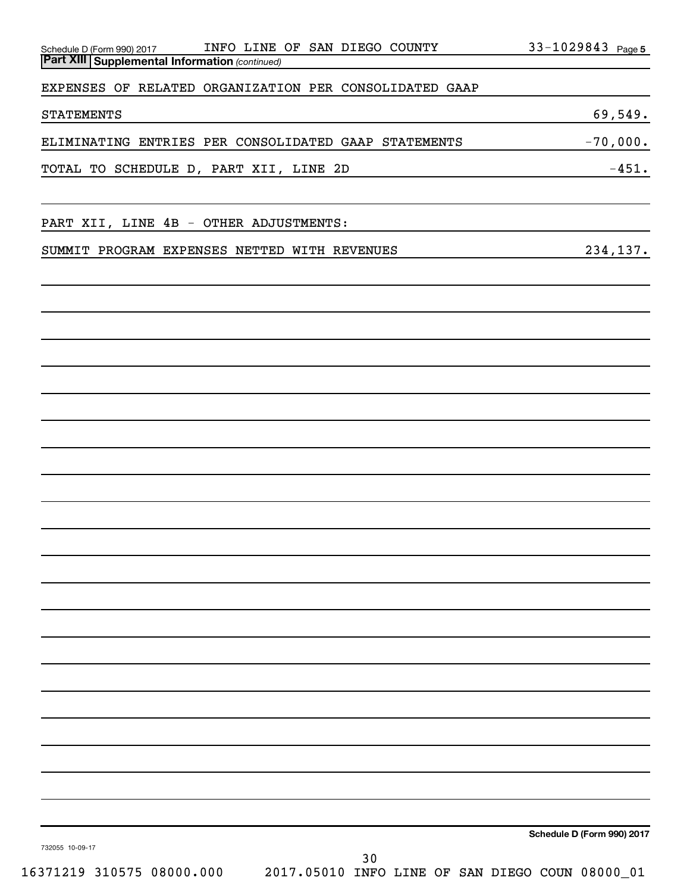Schedule D (Form 990) 2017 INFO LINE OF SAN DIEGO COUNTY 33-1029843 Page 5

**Part XIII Supplemental Information** *(continued)*

| | |
|---|---|
| EXPENSES OF RELATED ORGANIZATION PER CONSOLIDATED GAAP STATEMENTS | 69,549. |
| ELIMINATING ENTRIES PER CONSOLIDATED GAAP STATEMENTS | -70,000. |
| TOTAL TO SCHEDULE D, PART XII, LINE 2D | -451. |

PART XII, LINE 4B - OTHER ADJUSTMENTS:

| | |
|---|---|
| SUMMIT PROGRAM EXPENSES NETTED WITH REVENUES | 234,137. |

Schedule D (Form 990) 2017

732055 10-09-17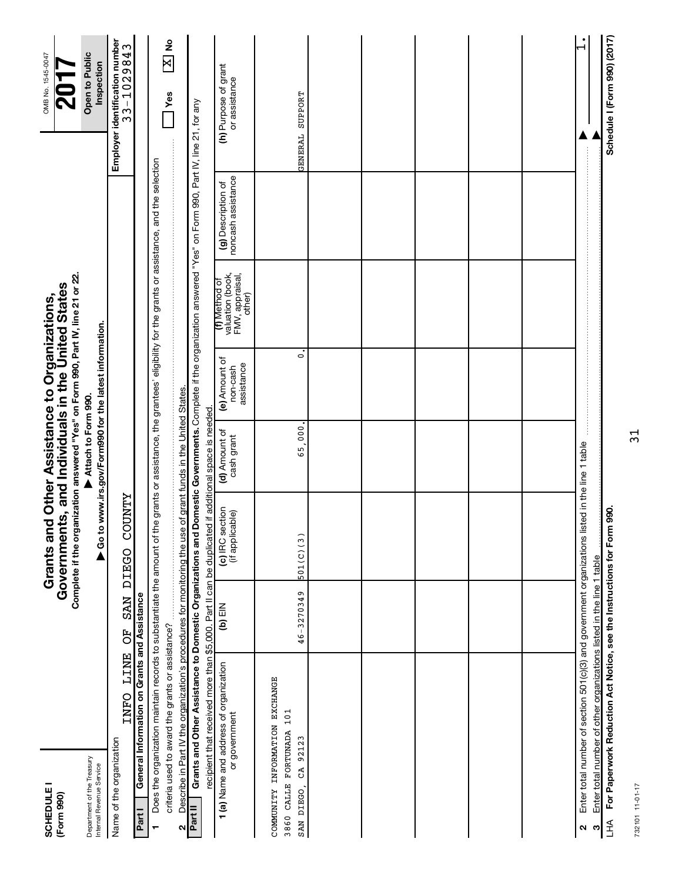**SCHEDULE I**
**(Form 990)**

Department of the Treasury
Internal Revenue Service

# Grants and Other Assistance to Organizations, Governments, and Individuals in the United States

**Complete if the organization answered "Yes" on Form 990, Part IV, line 21 or 22.**

▶ Attach to Form 990.

▶ Go to www.irs.gov/Form990 for the latest information.

OMB No. 1545-0047

**2017**

**Open to Public Inspection**

Name of the organization: INFO LINE OF SAN DIEGO COUNTY

**Employer identification number** 33-1029843

## Part I General Information on Grants and Assistance

1 Does the organization maintain records to substantiate the amount of the grants or assistance, the grantees' eligibility for the grants or assistance, and the selection criteria used to award the grants or assistance? ☐ Yes ☒ No

2 Describe in Part IV the organization's procedures for monitoring the use of grant funds in the United States.

## Part II Grants and Other Assistance to Domestic Organizations and Domestic Governments.

Complete if the organization answered "Yes" on Form 990, Part IV, line 21, for any recipient that received more than $5,000. Part II can be duplicated if additional space is needed.

| 1 (a) Name and address of organization or government | (b) EIN | (c) IRC section (if applicable) | (d) Amount of cash grant | (e) Amount of non-cash assistance | (f) Method of valuation (book, FMV, appraisal, other) | (g) Description of noncash assistance | (h) Purpose of grant or assistance |
|---|---|---|---|---|---|---|---|
| COMMUNITY INFORMATION EXCHANGE<br>3860 CALLE FORTUNADA 101<br>SAN DIEGO, CA 92123 | 46-3270349 | 501(C)(3) | 65,000. | 0. | | | GENERAL SUPPORT |
| | | | | | | | |
| | | | | | | | |
| | | | | | | | |
| | | | | | | | |
| | | | | | | | |

2 Enter total number of section 501(c)(3) and government organizations listed in the line 1 table ▶ 1.

3 Enter total number of other organizations listed in the line 1 table ▶

LHA **For Paperwork Reduction Act Notice, see the Instructions for Form 990.** **Schedule I (Form 990) (2017)**

732101 11-01-17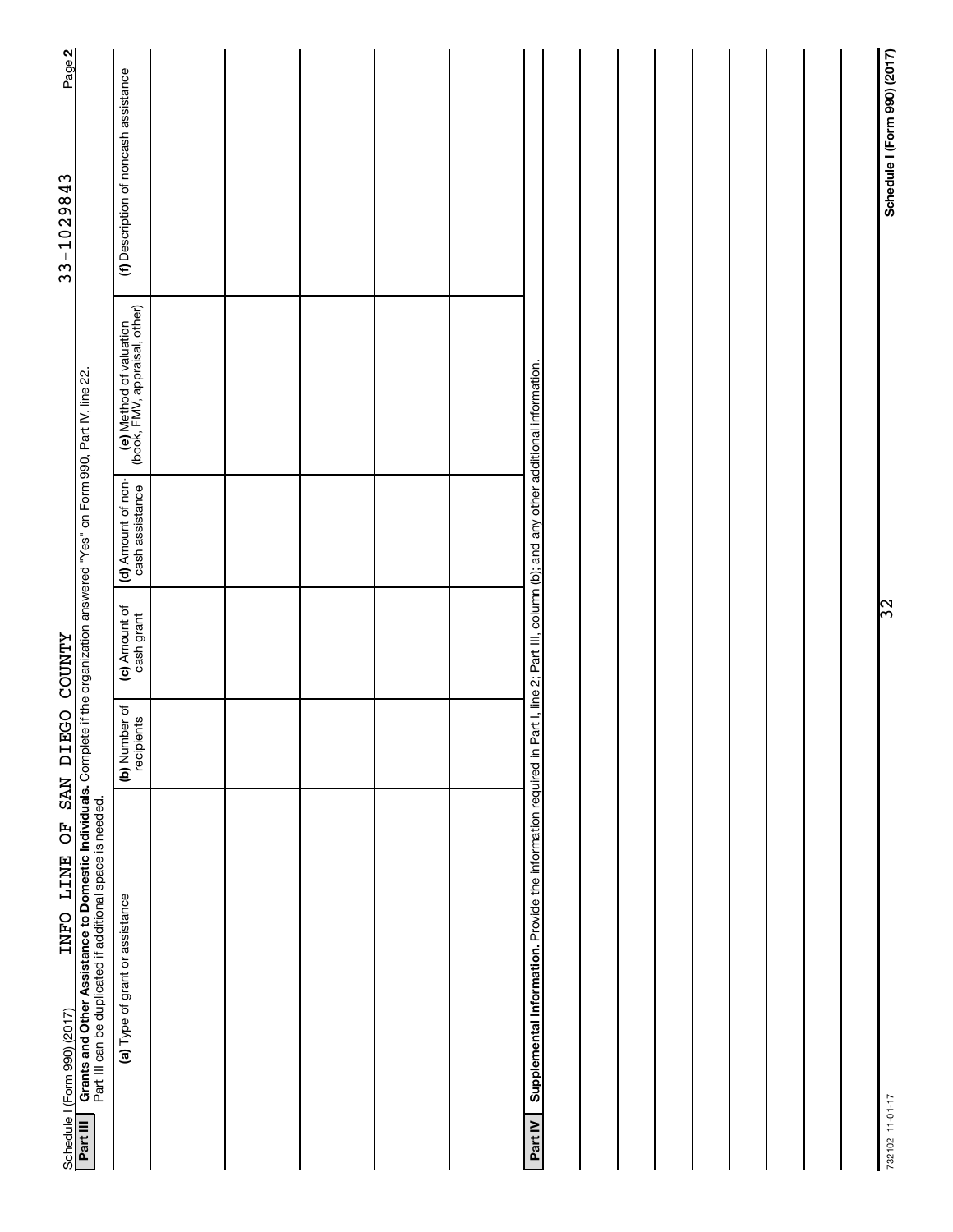Schedule I (Form 990) (2017) INFO LINE OF SAN DIEGO COUNTY 33-1029843 Page **2**

**Part III** **Grants and Other Assistance to Domestic Individuals.** Complete if the organization answered "Yes" on Form 990, Part IV, line 22.
Part III can be duplicated if additional space is needed.

| (a) Type of grant or assistance | (b) Number of recipients | (c) Amount of cash grant | (d) Amount of non-cash assistance | (e) Method of valuation (book, FMV, appraisal, other) | (f) Description of noncash assistance |
|---|---|---|---|---|---|
| | | | | | |
| | | | | | |
| | | | | | |
| | | | | | |
| | | | | | |

**Part IV** **Supplemental Information.** Provide the information required in Part I, line 2; Part III, column (b); and any other additional information.

732102 11-01-17

**Schedule I (Form 990) (2017)**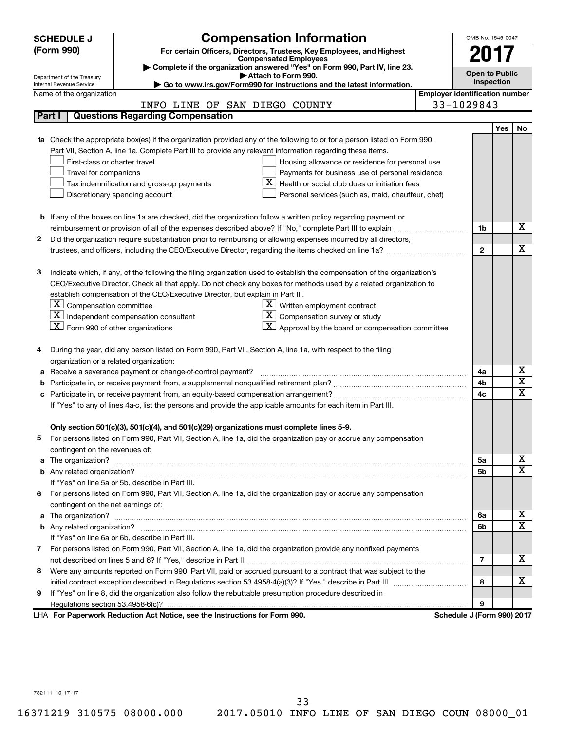**SCHEDULE J (Form 990)**

Department of the Treasury
Internal Revenue Service

# Compensation Information

**For certain Officers, Directors, Trustees, Key Employees, and Highest Compensated Employees**

▶ Complete if the organization answered "Yes" on Form 990, Part IV, line 23.
▶ Attach to Form 990.
▶ Go to www.irs.gov/Form990 for instructions and the latest information.

OMB No. 1545-0047

**2017**

**Open to Public Inspection**

Name of the organization: INFO LINE OF SAN DIEGO COUNTY

Employer identification number: 33-1029843

## Part I | Questions Regarding Compensation

| | | | Yes | No |
|---|---|---|---|---|
| **1a** | Check the appropriate box(es) if the organization provided any of the following to or for a person listed on Form 990, Part VII, Section A, line 1a. Complete Part III to provide any relevant information regarding these items.<br>☐ First-class or charter travel ☐ Housing allowance or residence for personal use<br>☐ Travel for companions ☐ Payments for business use of personal residence<br>☐ Tax indemnification and gross-up payments ☒ Health or social club dues or initiation fees<br>☐ Discretionary spending account ☐ Personal services (such as, maid, chauffeur, chef) | | | |
| **b** | If any of the boxes on line 1a are checked, did the organization follow a written policy regarding payment or reimbursement or provision of all of the expenses described above? If "No," complete Part III to explain | 1b | | X |
| **2** | Did the organization require substantiation prior to reimbursing or allowing expenses incurred by all directors, trustees, and officers, including the CEO/Executive Director, regarding the items checked on line 1a? | 2 | | X |
| **3** | Indicate which, if any, of the following the filing organization used to establish the compensation of the organization's CEO/Executive Director. Check all that apply. Do not check any boxes for methods used by a related organization to establish compensation of the CEO/Executive Director, but explain in Part III.<br>☒ Compensation committee ☒ Written employment contract<br>☒ Independent compensation consultant ☒ Compensation survey or study<br>☒ Form 990 of other organizations ☒ Approval by the board or compensation committee | | | |
| **4** | During the year, did any person listed on Form 990, Part VII, Section A, line 1a, with respect to the filing organization or a related organization: | | | |
| **a** | Receive a severance payment or change-of-control payment? | 4a | | X |
| **b** | Participate in, or receive payment from, a supplemental nonqualified retirement plan? | 4b | | X |
| **c** | Participate in, or receive payment from, an equity-based compensation arrangement? | 4c | | X |
| | If "Yes" to any of lines 4a-c, list the persons and provide the applicable amounts for each item in Part III. | | | |
| | **Only section 501(c)(3), 501(c)(4), and 501(c)(29) organizations must complete lines 5-9.** | | | |
| **5** | For persons listed on Form 990, Part VII, Section A, line 1a, did the organization pay or accrue any compensation contingent on the revenues of: | | | |
| **a** | The organization? | 5a | | X |
| **b** | Any related organization? | 5b | | X |
| | If "Yes" on line 5a or 5b, describe in Part III. | | | |
| **6** | For persons listed on Form 990, Part VII, Section A, line 1a, did the organization pay or accrue any compensation contingent on the net earnings of: | | | |
| **a** | The organization? | 6a | | X |
| **b** | Any related organization? | 6b | | X |
| | If "Yes" on line 6a or 6b, describe in Part III. | | | |
| **7** | For persons listed on Form 990, Part VII, Section A, line 1a, did the organization provide any nonfixed payments not described on lines 5 and 6? If "Yes," describe in Part III | 7 | | X |
| **8** | Were any amounts reported on Form 990, Part VII, paid or accrued pursuant to a contract that was subject to the initial contract exception described in Regulations section 53.4958-4(a)(3)? If "Yes," describe in Part III | 8 | | X |
| **9** | If "Yes" on line 8, did the organization also follow the rebuttable presumption procedure described in Regulations section 53.4958-6(c)? | 9 | | |

LHA **For Paperwork Reduction Act Notice, see the Instructions for Form 990.** **Schedule J (Form 990) 2017**

732111 10-17-17

16371219 310575 08000.000 2017.05010 INFO LINE OF SAN DIEGO COUN 08000_01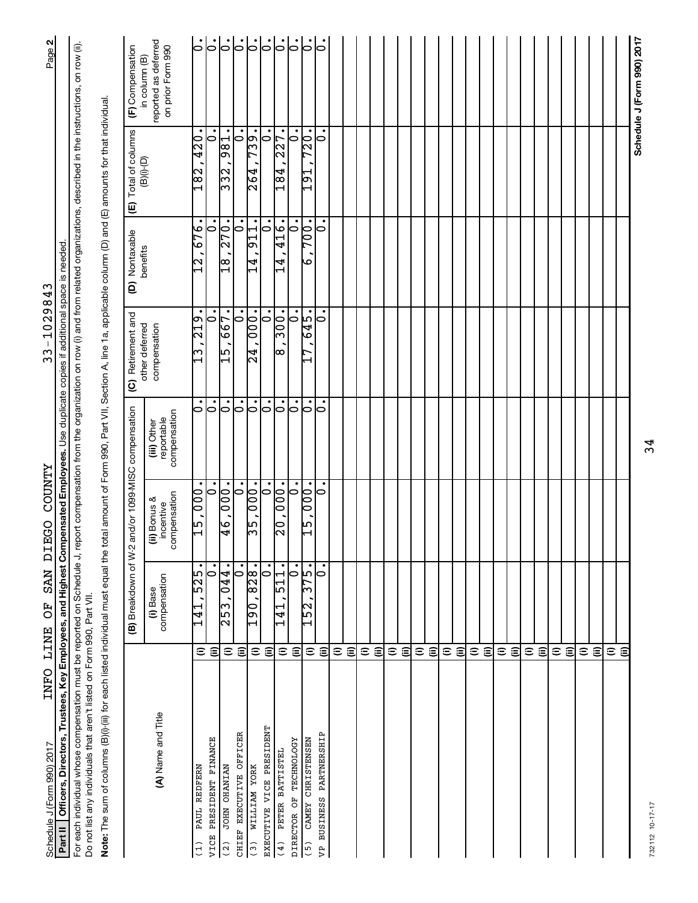Schedule J (Form 990) 2017 INFO LINE OF SAN DIEGO COUNTY 33-1029843 Page 2

**Part II** **Officers, Directors, Trustees, Key Employees, and Highest Compensated Employees.** Use duplicate copies if additional space is needed.

For each individual whose compensation must be reported on Schedule J, report compensation from the organization on row (i) and from related organizations, described in the instructions, on row (ii). Do not list any individuals that aren't listed on Form 990, Part VII.

**Note:** The sum of columns (B)(i)-(iii) for each listed individual must equal the total amount of Form 990, Part VII, Section A, line 1a, applicable column (D) and (E) amounts for that individual.

| (A) Name and Title | | (B) Breakdown of W-2 and/or 1099-MISC compensation | | | (C) Retirement and other deferred compensation | (D) Nontaxable benefits | (E) Total of columns (B)(i)-(D) | (F) Compensation in column (B) reported as deferred on prior Form 990 |
|---|---|---|---|---|---|---|---|---|
| | | (i) Base compensation | (ii) Bonus & incentive compensation | (iii) Other reportable compensation | | | | |
| (1) PAUL REDFERN | (i) | 141,525. | 15,000. | 0. | 13,219. | 12,676. | 182,420. | 0. |
| VICE PRESIDENT FINANCE | (ii) | 0. | 0. | 0. | 0. | 0. | 0. | 0. |
| (2) JOHN OHANIAN | (i) | 253,044. | 46,000. | 0. | 15,667. | 18,270. | 332,981. | 0. |
| CHIEF EXECUTIVE OFFICER | (ii) | 0. | 0. | 0. | 0. | 0. | 0. | 0. |
| (3) WILLIAM YORK | (i) | 190,828. | 35,000. | 0. | 24,000. | 14,911. | 264,739. | 0. |
| EXECUTIVE VICE PRESIDENT | (ii) | 0. | 0. | 0. | 0. | 0. | 0. | 0. |
| (4) PETER BATTISTEL | (i) | 141,511. | 20,000. | 0. | 8,300. | 14,416. | 184,227. | 0. |
| DIRECTOR OF TECHNOLOGY | (ii) | 0. | 0. | 0. | 0. | 0. | 0. | 0. |
| (5) CAMEY CHRISTENSEN | (i) | 152,375. | 15,000. | 0. | 17,645. | 6,700. | 191,720. | 0. |
| VP BUSINESS PARTNERSHIP | (ii) | 0. | 0. | 0. | 0. | 0. | 0. | 0. |

Schedule J (Form 990) 2017

732112 10-17-17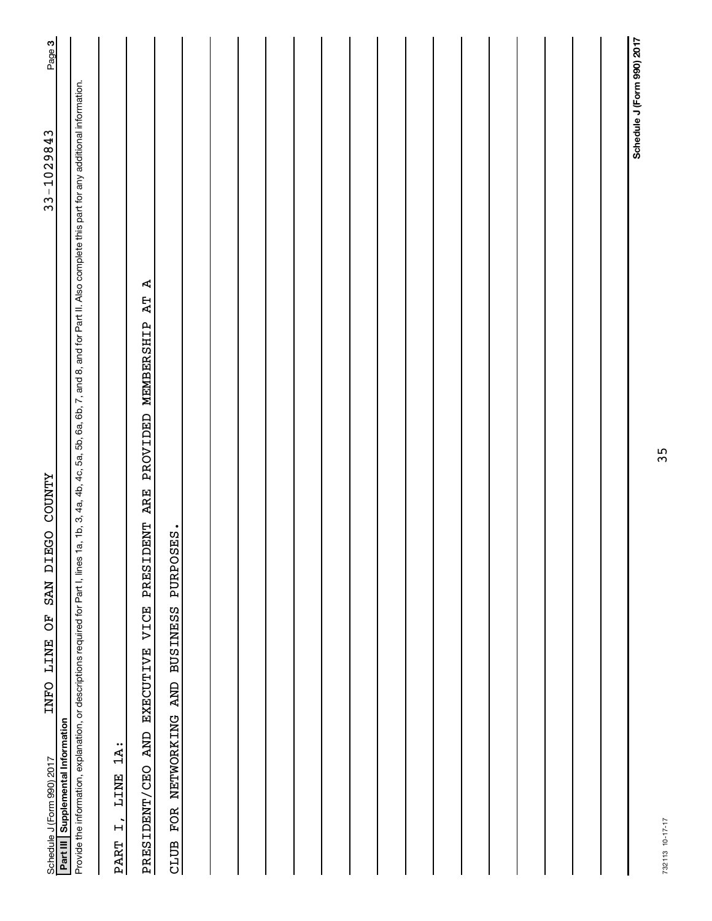Schedule J (Form 990) 2017 INFO LINE OF SAN DIEGO COUNTY 33-1029843

## Part III Supplemental Information

Provide the information, explanation, or descriptions required for Part I, lines 1a, 1b, 3, 4a, 4b, 4c, 5a, 5b, 6a, 6b, 7, and 8, and for Part II. Also complete this part for any additional information.

PART I, LINE 1A:

PRESIDENT/CEO AND EXECUTIVE VICE PRESIDENT ARE PROVIDED MEMBERSHIP AT A CLUB FOR NETWORKING AND BUSINESS PURPOSES.

732113 10-17-17

Schedule J (Form 990) 2017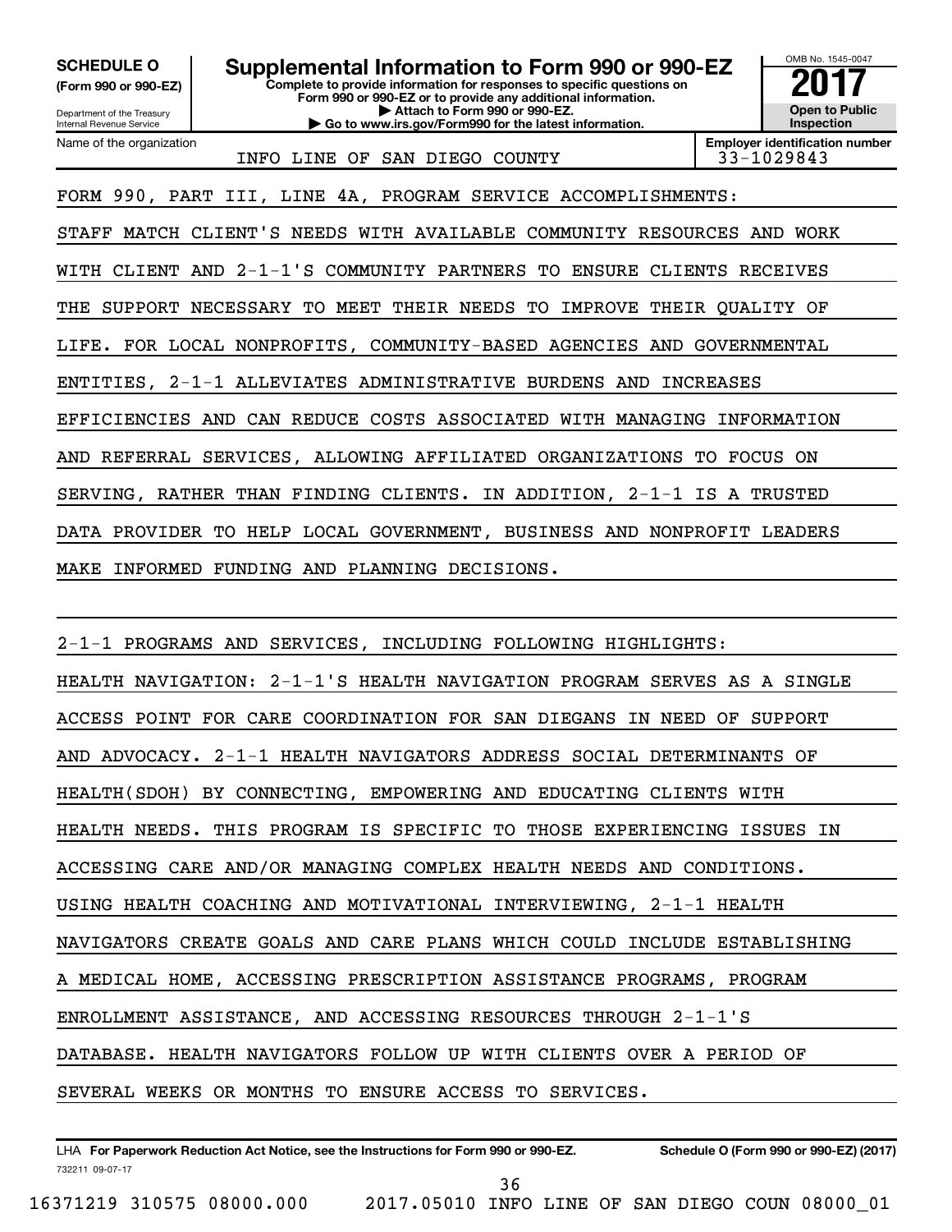**SCHEDULE O**
**(Form 990 or 990-EZ)**

Department of the Treasury
Internal Revenue Service

# Supplemental Information to Form 990 or 990-EZ

**Complete to provide information for responses to specific questions on Form 990 or 990-EZ or to provide any additional information.**
**▶ Attach to Form 990 or 990-EZ.**
**▶ Go to www.irs.gov/Form990 for the latest information.**

OMB No. 1545-0047
**2017**
**Open to Public Inspection**

| Name of the organization | Employer identification number |
|---|---|
| INFO LINE OF SAN DIEGO COUNTY | 33-1029843 |

FORM 990, PART III, LINE 4A, PROGRAM SERVICE ACCOMPLISHMENTS:

STAFF MATCH CLIENT'S NEEDS WITH AVAILABLE COMMUNITY RESOURCES AND WORK WITH CLIENT AND 2-1-1'S COMMUNITY PARTNERS TO ENSURE CLIENTS RECEIVES THE SUPPORT NECESSARY TO MEET THEIR NEEDS TO IMPROVE THEIR QUALITY OF LIFE. FOR LOCAL NONPROFITS, COMMUNITY-BASED AGENCIES AND GOVERNMENTAL ENTITIES, 2-1-1 ALLEVIATES ADMINISTRATIVE BURDENS AND INCREASES EFFICIENCIES AND CAN REDUCE COSTS ASSOCIATED WITH MANAGING INFORMATION AND REFERRAL SERVICES, ALLOWING AFFILIATED ORGANIZATIONS TO FOCUS ON SERVING, RATHER THAN FINDING CLIENTS. IN ADDITION, 2-1-1 IS A TRUSTED DATA PROVIDER TO HELP LOCAL GOVERNMENT, BUSINESS AND NONPROFIT LEADERS MAKE INFORMED FUNDING AND PLANNING DECISIONS.

2-1-1 PROGRAMS AND SERVICES, INCLUDING FOLLOWING HIGHLIGHTS:

HEALTH NAVIGATION: 2-1-1'S HEALTH NAVIGATION PROGRAM SERVES AS A SINGLE ACCESS POINT FOR CARE COORDINATION FOR SAN DIEGANS IN NEED OF SUPPORT AND ADVOCACY. 2-1-1 HEALTH NAVIGATORS ADDRESS SOCIAL DETERMINANTS OF HEALTH(SDOH) BY CONNECTING, EMPOWERING AND EDUCATING CLIENTS WITH HEALTH NEEDS. THIS PROGRAM IS SPECIFIC TO THOSE EXPERIENCING ISSUES IN ACCESSING CARE AND/OR MANAGING COMPLEX HEALTH NEEDS AND CONDITIONS. USING HEALTH COACHING AND MOTIVATIONAL INTERVIEWING, 2-1-1 HEALTH NAVIGATORS CREATE GOALS AND CARE PLANS WHICH COULD INCLUDE ESTABLISHING A MEDICAL HOME, ACCESSING PRESCRIPTION ASSISTANCE PROGRAMS, PROGRAM ENROLLMENT ASSISTANCE, AND ACCESSING RESOURCES THROUGH 2-1-1'S DATABASE. HEALTH NAVIGATORS FOLLOW UP WITH CLIENTS OVER A PERIOD OF SEVERAL WEEKS OR MONTHS TO ENSURE ACCESS TO SERVICES.

LHA **For Paperwork Reduction Act Notice, see the Instructions for Form 990 or 990-EZ.** **Schedule O (Form 990 or 990-EZ) (2017)**
732211 09-07-17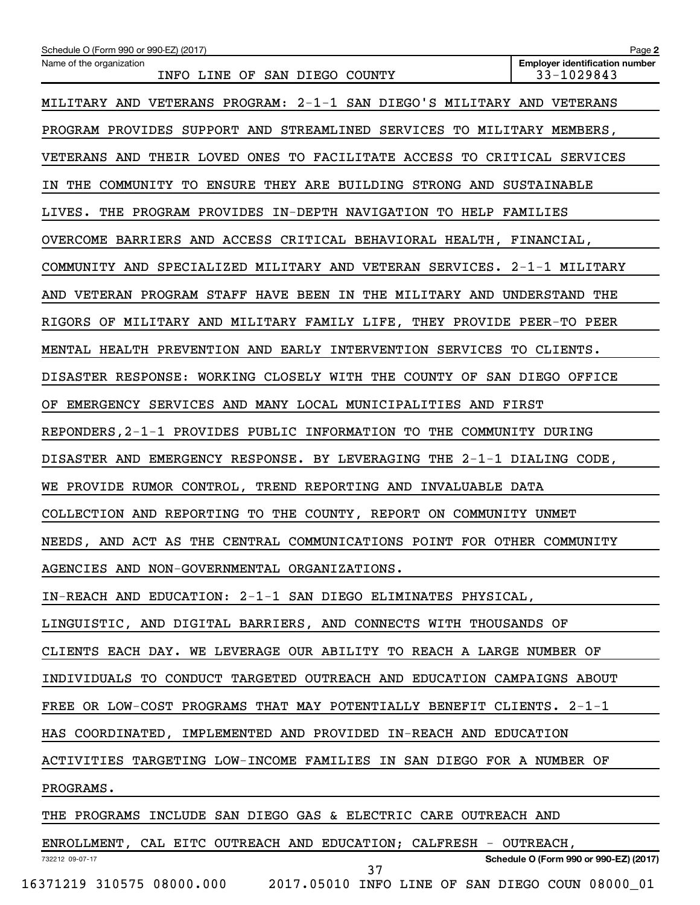Name of the organization: INFO LINE OF SAN DIEGO COUNTY

Employer identification number: 33-1029843

MILITARY AND VETERANS PROGRAM: 2-1-1 SAN DIEGO'S MILITARY AND VETERANS PROGRAM PROVIDES SUPPORT AND STREAMLINED SERVICES TO MILITARY MEMBERS, VETERANS AND THEIR LOVED ONES TO FACILITATE ACCESS TO CRITICAL SERVICES IN THE COMMUNITY TO ENSURE THEY ARE BUILDING STRONG AND SUSTAINABLE LIVES. THE PROGRAM PROVIDES IN-DEPTH NAVIGATION TO HELP FAMILIES OVERCOME BARRIERS AND ACCESS CRITICAL BEHAVIORAL HEALTH, FINANCIAL, COMMUNITY AND SPECIALIZED MILITARY AND VETERAN SERVICES. 2-1-1 MILITARY AND VETERAN PROGRAM STAFF HAVE BEEN IN THE MILITARY AND UNDERSTAND THE RIGORS OF MILITARY AND MILITARY FAMILY LIFE, THEY PROVIDE PEER-TO PEER MENTAL HEALTH PREVENTION AND EARLY INTERVENTION SERVICES TO CLIENTS.

DISASTER RESPONSE: WORKING CLOSELY WITH THE COUNTY OF SAN DIEGO OFFICE OF EMERGENCY SERVICES AND MANY LOCAL MUNICIPALITIES AND FIRST REPONDERS,2-1-1 PROVIDES PUBLIC INFORMATION TO THE COMMUNITY DURING DISASTER AND EMERGENCY RESPONSE. BY LEVERAGING THE 2-1-1 DIALING CODE, WE PROVIDE RUMOR CONTROL, TREND REPORTING AND INVALUABLE DATA COLLECTION AND REPORTING TO THE COUNTY, REPORT ON COMMUNITY UNMET NEEDS, AND ACT AS THE CENTRAL COMMUNICATIONS POINT FOR OTHER COMMUNITY AGENCIES AND NON-GOVERNMENTAL ORGANIZATIONS.

IN-REACH AND EDUCATION: 2-1-1 SAN DIEGO ELIMINATES PHYSICAL, LINGUISTIC, AND DIGITAL BARRIERS, AND CONNECTS WITH THOUSANDS OF CLIENTS EACH DAY. WE LEVERAGE OUR ABILITY TO REACH A LARGE NUMBER OF INDIVIDUALS TO CONDUCT TARGETED OUTREACH AND EDUCATION CAMPAIGNS ABOUT FREE OR LOW-COST PROGRAMS THAT MAY POTENTIALLY BENEFIT CLIENTS. 2-1-1 HAS COORDINATED, IMPLEMENTED AND PROVIDED IN-REACH AND EDUCATION ACTIVITIES TARGETING LOW-INCOME FAMILIES IN SAN DIEGO FOR A NUMBER OF PROGRAMS.

THE PROGRAMS INCLUDE SAN DIEGO GAS & ELECTRIC CARE OUTREACH AND ENROLLMENT, CAL EITC OUTREACH AND EDUCATION; CALFRESH - OUTREACH,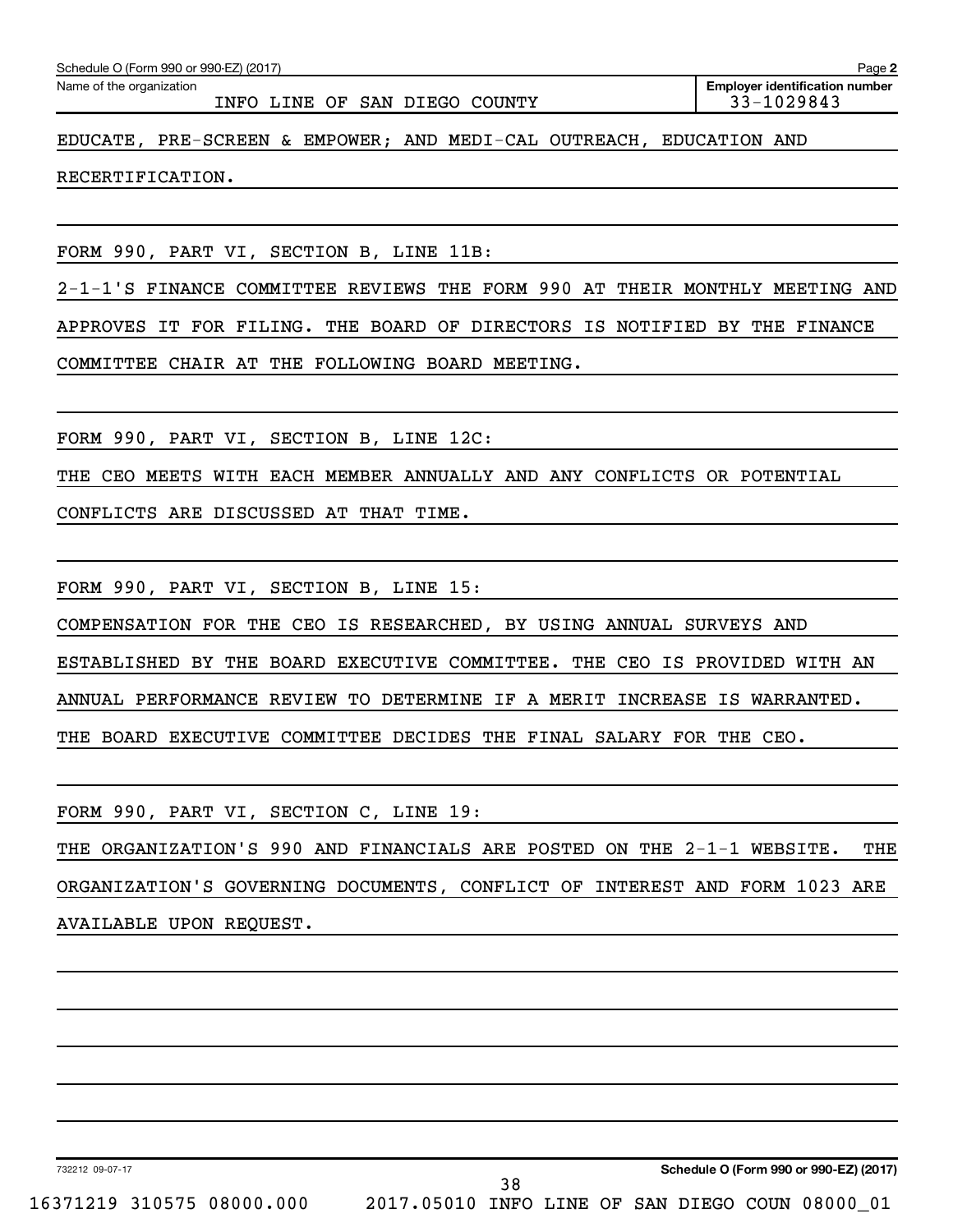Name of the organization: INFO LINE OF SAN DIEGO COUNTY

Employer identification number: 33-1029843

EDUCATE, PRE-SCREEN & EMPOWER; AND MEDI-CAL OUTREACH, EDUCATION AND RECERTIFICATION.

FORM 990, PART VI, SECTION B, LINE 11B:

2-1-1'S FINANCE COMMITTEE REVIEWS THE FORM 990 AT THEIR MONTHLY MEETING AND APPROVES IT FOR FILING. THE BOARD OF DIRECTORS IS NOTIFIED BY THE FINANCE COMMITTEE CHAIR AT THE FOLLOWING BOARD MEETING.

FORM 990, PART VI, SECTION B, LINE 12C:

THE CEO MEETS WITH EACH MEMBER ANNUALLY AND ANY CONFLICTS OR POTENTIAL CONFLICTS ARE DISCUSSED AT THAT TIME.

FORM 990, PART VI, SECTION B, LINE 15:

COMPENSATION FOR THE CEO IS RESEARCHED, BY USING ANNUAL SURVEYS AND ESTABLISHED BY THE BOARD EXECUTIVE COMMITTEE. THE CEO IS PROVIDED WITH AN ANNUAL PERFORMANCE REVIEW TO DETERMINE IF A MERIT INCREASE IS WARRANTED. THE BOARD EXECUTIVE COMMITTEE DECIDES THE FINAL SALARY FOR THE CEO.

FORM 990, PART VI, SECTION C, LINE 19:

THE ORGANIZATION'S 990 AND FINANCIALS ARE POSTED ON THE 2-1-1 WEBSITE. THE ORGANIZATION'S GOVERNING DOCUMENTS, CONFLICT OF INTEREST AND FORM 1023 ARE AVAILABLE UPON REQUEST.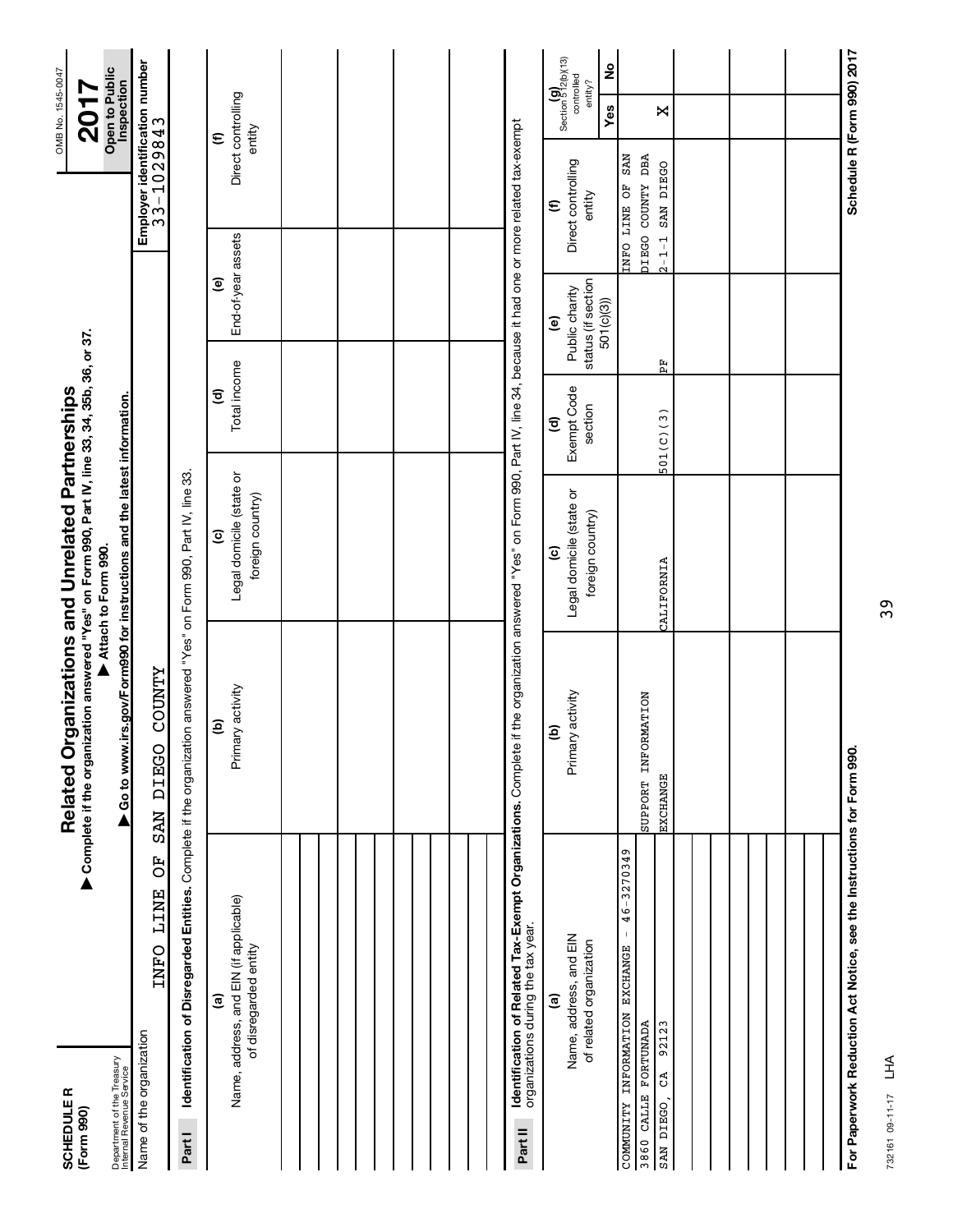**SCHEDULE R**
**(Form 990)**

Department of the Treasury
Internal Revenue Service

# Related Organizations and Unrelated Partnerships

▶ **Complete if the organization answered "Yes" on Form 990, Part IV, line 33, 34, 35b, 36, or 37.**
▶ **Attach to Form 990.**
▶ **Go to www.irs.gov/Form990 for instructions and the latest information.**

OMB No. 1545-0047
**2017**
**Open to Public Inspection**

Name of the organization: INFO LINE OF SAN DIEGO COUNTY

**Employer identification number** 33-1029843

**Part I** **Identification of Disregarded Entities.** Complete if the organization answered "Yes" on Form 990, Part IV, line 33.

| (a) Name, address, and EIN (if applicable) of disregarded entity | (b) Primary activity | (c) Legal domicile (state or foreign country) | (d) Total income | (e) End-of-year assets | (f) Direct controlling entity |
|---|---|---|---|---|---|
| | | | | | |
| | | | | | |
| | | | | | |
| | | | | | |
| | | | | | |
| | | | | | |

**Part II** **Identification of Related Tax-Exempt Organizations.** Complete if the organization answered "Yes" on Form 990, Part IV, line 34, because it had one or more related tax-exempt organizations during the tax year.

| (a) Name, address, and EIN of related organization | (b) Primary activity | (c) Legal domicile (state or foreign country) | (d) Exempt Code section | (e) Public charity status (if section 501(c)(3)) | (f) Direct controlling entity | (g) Section 512(b)(13) controlled entity? Yes | No |
|---|---|---|---|---|---|---|---|
| COMMUNITY INFORMATION EXCHANGE - 46-3270349<br>3860 CALLE FORTUNADA<br>SAN DIEGO, CA 92123 | SUPPORT INFORMATION EXCHANGE | CALIFORNIA | 501(C)(3) | PF | INFO LINE OF SAN DIEGO COUNTY DBA 2-1-1 SAN DIEGO | X | |
| | | | | | | | |
| | | | | | | | |
| | | | | | | | |
| | | | | | | | |
| | | | | | | | |
| | | | | | | | |

**For Paperwork Reduction Act Notice, see the Instructions for Form 990.**

732161 09-11-17 LHA

**Schedule R (Form 990) 2017**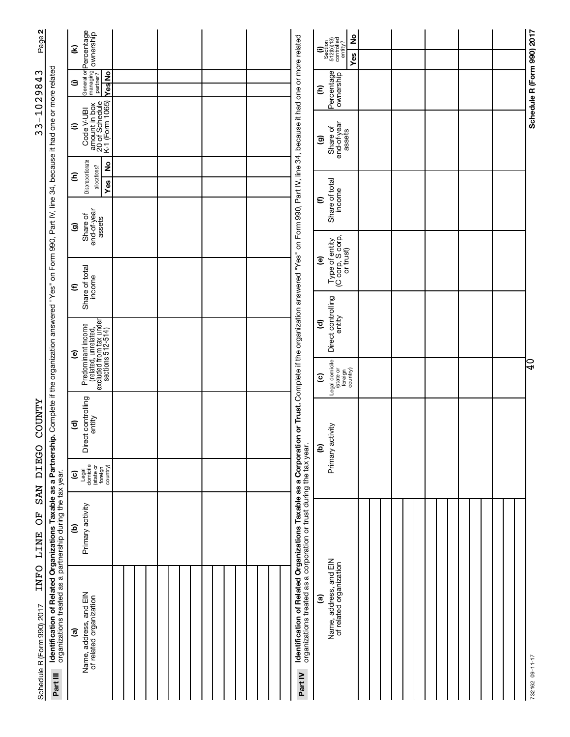Schedule R (Form 990) 2017 INFO LINE OF SAN DIEGO COUNTY 33-1029843 Page **2**

**Part III** **Identification of Related Organizations Taxable as a Partnership.** Complete if the organization answered "Yes" on Form 990, Part IV, line 34, because it had one or more related organizations treated as a partnership during the tax year.

| (a) Name, address, and EIN of related organization | (b) Primary activity | (c) Legal domicile (state or foreign country) | (d) Direct controlling entity | (e) Predominant income (related, unrelated, excluded from tax under sections 512-514) | (f) Share of total income | (g) Share of end-of-year assets | (h) Disproportionate allocations? Yes | No | (i) Code V-UBI amount in box 20 of Schedule K-1 (Form 1065) | (j) General or managing partner? Yes | No | (k) Percentage ownership |
|---|---|---|---|---|---|---|---|---|---|---|---|---|
| | | | | | | | | | | | | |
| | | | | | | | | | | | | |
| | | | | | | | | | | | | |
| | | | | | | | | | | | | |
| | | | | | | | | | | | | |
| | | | | | | | | | | | | |
| | | | | | | | | | | | | |

**Part IV** **Identification of Related Organizations Taxable as a Corporation or Trust.** Complete if the organization answered "Yes" on Form 990, Part IV, line 34, because it had one or more related organizations treated as a corporation or trust during the tax year.

| (a) Name, address, and EIN of related organization | (b) Primary activity | (c) Legal domicile (state or foreign country) | (d) Direct controlling entity | (e) Type of entity (C corp, S corp, or trust) | (f) Share of total income | (g) Share of end-of-year assets | (h) Percentage ownership | (i) Section 512(b)(13) controlled entity? Yes | No |
|---|---|---|---|---|---|---|---|---|---|
| | | | | | | | | | |
| | | | | | | | | | |
| | | | | | | | | | |
| | | | | | | | | | |
| | | | | | | | | | |
| | | | | | | | | | |
| | | | | | | | | | |

732162 09-11-17

**Schedule R (Form 990) 2017**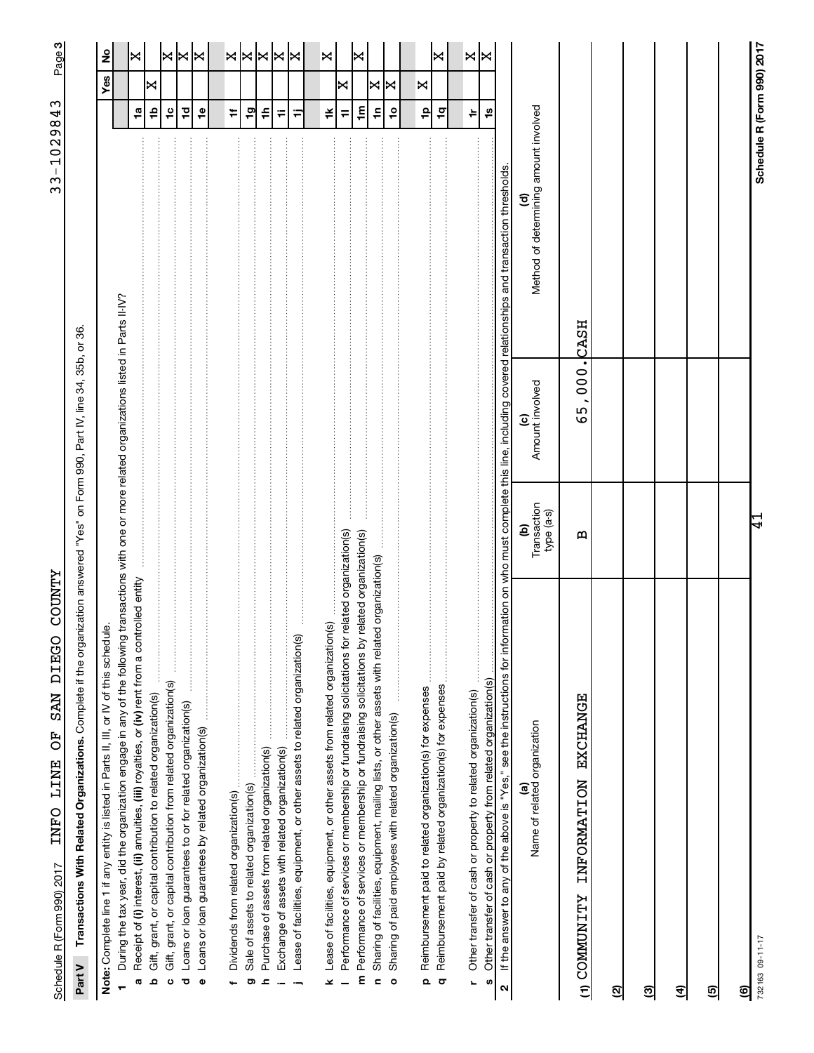Schedule R (Form 990) 2017 INFO LINE OF SAN DIEGO COUNTY 33-1029843

## Part V Transactions With Related Organizations.

Complete if the organization answered "Yes" on Form 990, Part IV, line 34, 35b, or 36.

**Note:** Complete line 1 if any entity is listed in Parts II, III, or IV of this schedule.

| | | | Yes | No |
|---|---|---|---|---|
| **1** | During the tax year, did the organization engage in any of the following transactions with one or more related organizations listed in Parts II-IV? | | | |
| **a** | Receipt of **(i)** interest, **(ii)** annuities, **(iii)** royalties, or **(iv)** rent from a controlled entity | 1a | | X |
| **b** | Gift, grant, or capital contribution to related organization(s) | 1b | X | |
| **c** | Gift, grant, or capital contribution from related organization(s) | 1c | | X |
| **d** | Loans or loan guarantees to or for related organization(s) | 1d | | X |
| **e** | Loans or loan guarantees by related organization(s) | 1e | | X |
| **f** | Dividends from related organization(s) | 1f | | X |
| **g** | Sale of assets to related organization(s) | 1g | | X |
| **h** | Purchase of assets from related organization(s) | 1h | | X |
| **i** | Exchange of assets with related organization(s) | 1i | | X |
| **j** | Lease of facilities, equipment, or other assets to related organization(s) | 1j | | X |
| **k** | Lease of facilities, equipment, or other assets from related organization(s) | 1k | | X |
| **l** | Performance of services or membership or fundraising solicitations for related organization(s) | 1l | X | |
| **m** | Performance of services or membership or fundraising solicitations by related organization(s) | 1m | | X |
| **n** | Sharing of facilities, equipment, mailing lists, or other assets with related organization(s) | 1n | X | |
| **o** | Sharing of paid employees with related organization(s) | 1o | X | |
| **p** | Reimbursement paid to related organization(s) for expenses | 1p | X | |
| **q** | Reimbursement paid by related organization(s) for expenses | 1q | | X |
| **r** | Other transfer of cash or property to related organization(s) | 1r | | X |
| **s** | Other transfer of cash or property from related organization(s) | 1s | | X |

**2** If the answer to any of the above is "Yes," see the instructions for information on who must complete this line, including covered relationships and transaction thresholds.

| | (a) Name of related organization | (b) Transaction type (a-s) | (c) Amount involved | (d) Method of determining amount involved |
|---|---|---|---|---|
| (1) | COMMUNITY INFORMATION EXCHANGE | B | 65,000. | CASH |
| (2) | | | | |
| (3) | | | | |
| (4) | | | | |
| (5) | | | | |
| (6) | | | | |

732163 09-11-17

Schedule R (Form 990) 2017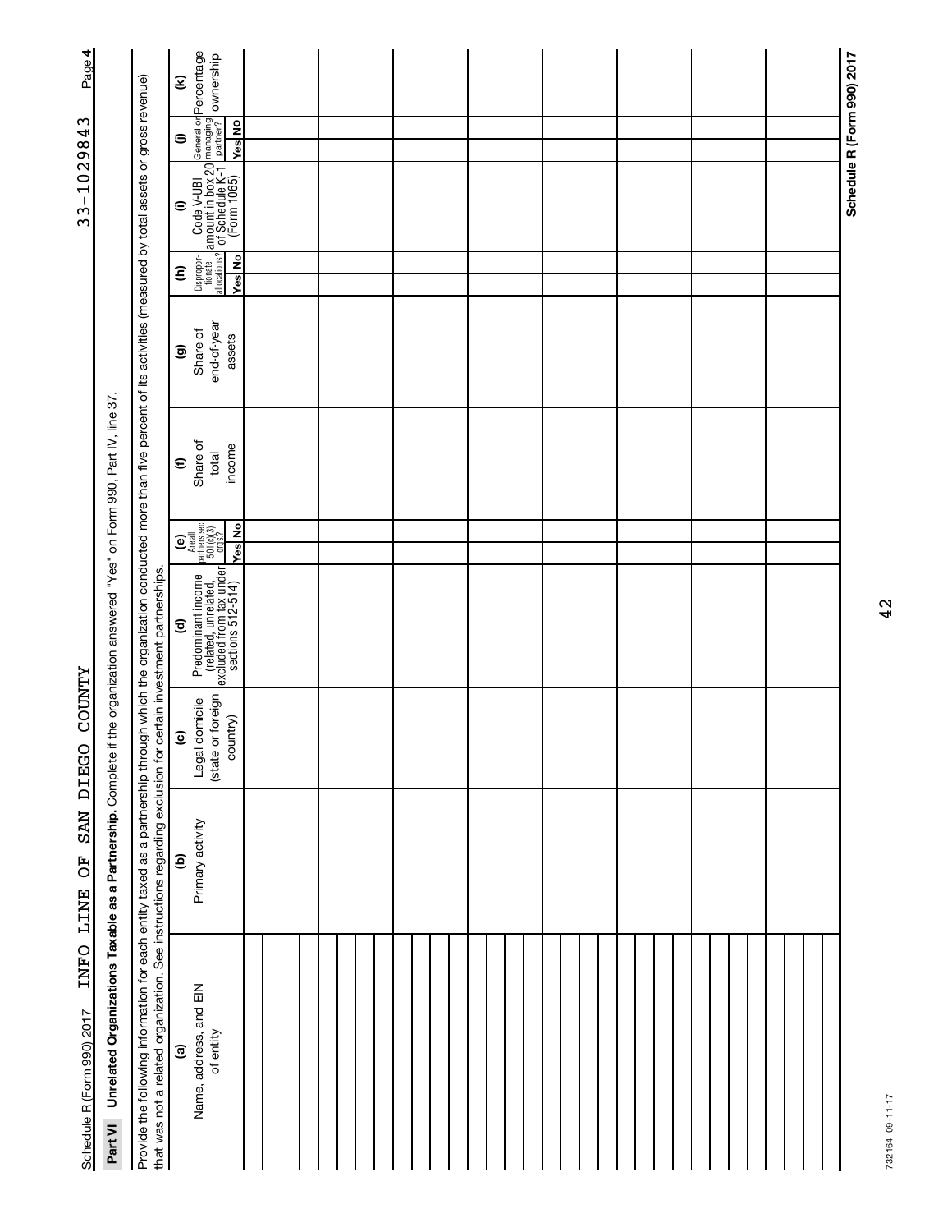Schedule R (Form 990) 2017 INFO LINE OF SAN DIEGO COUNTY 33-1029843 Page **4**

**Part VI Unrelated Organizations Taxable as a Partnership.** Complete if the organization answered "Yes" on Form 990, Part IV, line 37.

Provide the following information for each entity taxed as a partnership through which the organization conducted more than five percent of its activities (measured by total assets or gross revenue) that was not a related organization. See instructions regarding exclusion for certain investment partnerships.

| (a) Name, address, and EIN of entity | (b) Primary activity | (c) Legal domicile (state or foreign country) | (d) Predominant income (related, unrelated, excluded from tax under sections 512-514) | (e) Are all partners sec. 501(c)(3) orgs.? | | (f) Share of total income | (g) Share of end-of-year assets | (h) Disproportionate allocations? | | (i) Code V-UBI amount in box 20 of Schedule K-1 (Form 1065) | (j) General or managing partner? | | (k) Percentage ownership |
|---|---|---|---|---|---|---|---|---|---|---|---|---|---|
| | | | | Yes | No | | | Yes | No | | Yes | No | |
| | | | | | | | | | | | | | |
| | | | | | | | | | | | | | |
| | | | | | | | | | | | | | |
| | | | | | | | | | | | | | |
| | | | | | | | | | | | | | |
| | | | | | | | | | | | | | |
| | | | | | | | | | | | | | |
| | | | | | | | | | | | | | |
| | | | | | | | | | | | | | |
| | | | | | | | | | | | | | |

**Schedule R (Form 990) 2017**

732164 09-11-17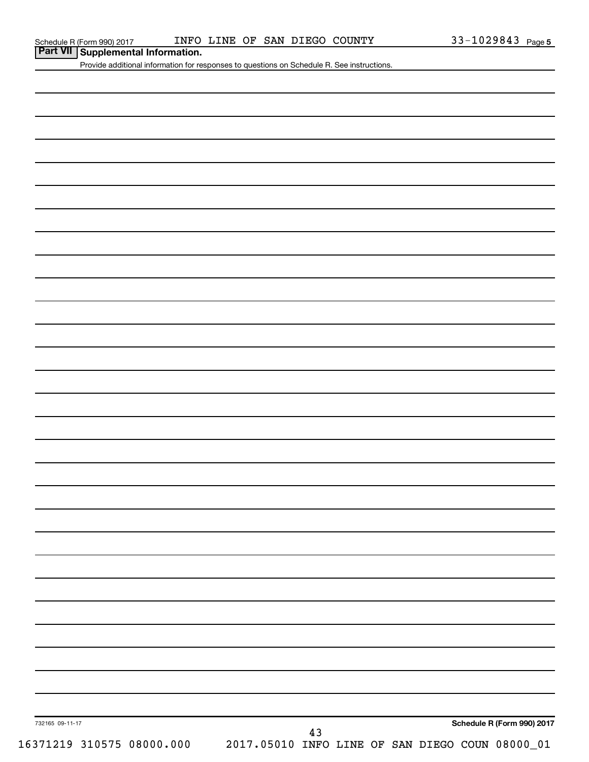Schedule R (Form 990) 2017 INFO LINE OF SAN DIEGO COUNTY 33-1029843 Page 5

## Part VII Supplemental Information.

Provide additional information for responses to questions on Schedule R. See instructions.

732165 09-11-17

**Schedule R (Form 990) 2017**

16371219 310575 08000.000 2017.05010 INFO LINE OF SAN DIEGO COUN 08000_01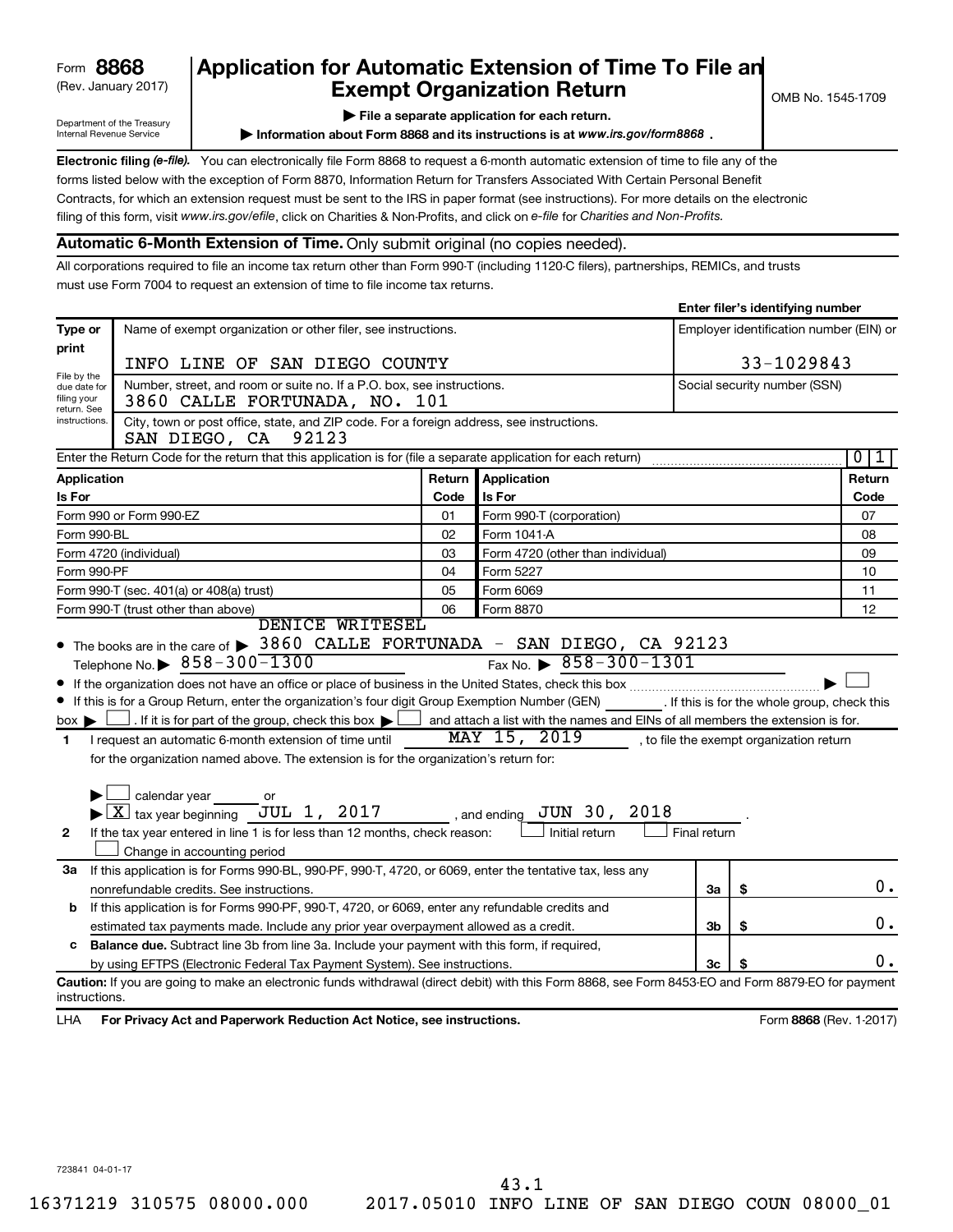Form **8868**
(Rev. January 2017)

Department of the Treasury
Internal Revenue Service

# Application for Automatic Extension of Time To File an Exempt Organization Return

OMB No. 1545-1709

▶ File a separate application for each return.

▶ Information about Form 8868 and its instructions is at *www.irs.gov/form8868*.

**Electronic filing *(e-file)*.** You can electronically file Form 8868 to request a 6-month automatic extension of time to file any of the forms listed below with the exception of Form 8870, Information Return for Transfers Associated With Certain Personal Benefit Contracts, for which an extension request must be sent to the IRS in paper format (see instructions). For more details on the electronic filing of this form, visit *www.irs.gov/efile*, click on Charities & Non-Profits, and click on *e-file* for *Charities and Non-Profits.*

**Automatic 6-Month Extension of Time.** Only submit original (no copies needed).

All corporations required to file an income tax return other than Form 990-T (including 1120-C filers), partnerships, REMICs, and trusts must use Form 7004 to request an extension of time to file income tax returns.

**Enter filer's identifying number**

| Type or print | | |
|---|---|---|
| File by the due date for filing your return. See instructions. | Name of exempt organization or other filer, see instructions. INFO LINE OF SAN DIEGO COUNTY | Employer identification number (EIN) or 33-1029843 |
| | Number, street, and room or suite no. If a P.O. box, see instructions. 3860 CALLE FORTUNADA, NO. 101 | Social security number (SSN) |
| | City, town or post office, state, and ZIP code. For a foreign address, see instructions. SAN DIEGO, CA 92123 | |

Enter the Return Code for the return that this application is for (file a separate application for each return) 0 1

| Application Is For | Return Code | Application Is For | Return Code |
|---|---|---|---|
| Form 990 or Form 990-EZ | 01 | Form 990-T (corporation) | 07 |
| Form 990-BL | 02 | Form 1041-A | 08 |
| Form 4720 (individual) | 03 | Form 4720 (other than individual) | 09 |
| Form 990-PF | 04 | Form 5227 | 10 |
| Form 990-T (sec. 401(a) or 408(a) trust) | 05 | Form 6069 | 11 |
| Form 990-T (trust other than above) | 06 | Form 8870 | 12 |

- The books are in the care of ▶ DENICE WRITESEL 3860 CALLE FORTUNADA - SAN DIEGO, CA 92123
  Telephone No. ▶ 858-300-1300 Fax No. ▶ 858-300-1301
- If the organization does not have an office or place of business in the United States, check this box ▶ ☐
- If this is for a Group Return, enter the organization's four digit Group Exemption Number (GEN) ______. If this is for the whole group, check this box ▶ ☐. If it is for part of the group, check this box ▶ ☐ and attach a list with the names and EINs of all members the extension is for.

**1** I request an automatic 6-month extension of time until MAY 15, 2019, to file the exempt organization return for the organization named above. The extension is for the organization's return for:

▶ ☐ calendar year ______ or
▶ ☒ tax year beginning JUL 1, 2017, and ending JUN 30, 2018.

**2** If the tax year entered in line 1 is for less than 12 months, check reason: ☐ Initial return ☐ Final return ☐ Change in accounting period

| | | | |
|---|---|---|---|
| **3a** If this application is for Forms 990-BL, 990-PF, 990-T, 4720, or 6069, enter the tentative tax, less any nonrefundable credits. See instructions. | **3a** | $ | 0. |
| **b** If this application is for Forms 990-PF, 990-T, 4720, or 6069, enter any refundable credits and estimated tax payments made. Include any prior year overpayment allowed as a credit. | **3b** | $ | 0. |
| **c** **Balance due.** Subtract line 3b from line 3a. Include your payment with this form, if required, by using EFTPS (Electronic Federal Tax Payment System). See instructions. | **3c** | $ | 0. |

**Caution:** If you are going to make an electronic funds withdrawal (direct debit) with this Form 8868, see Form 8453-EO and Form 8879-EO for payment instructions.

LHA **For Privacy Act and Paperwork Reduction Act Notice, see instructions.** Form **8868** (Rev. 1-2017)

723841 04-01-17

43.1
16371219 310575 08000.000 2017.05010 INFO LINE OF SAN DIEGO COUN 08000_01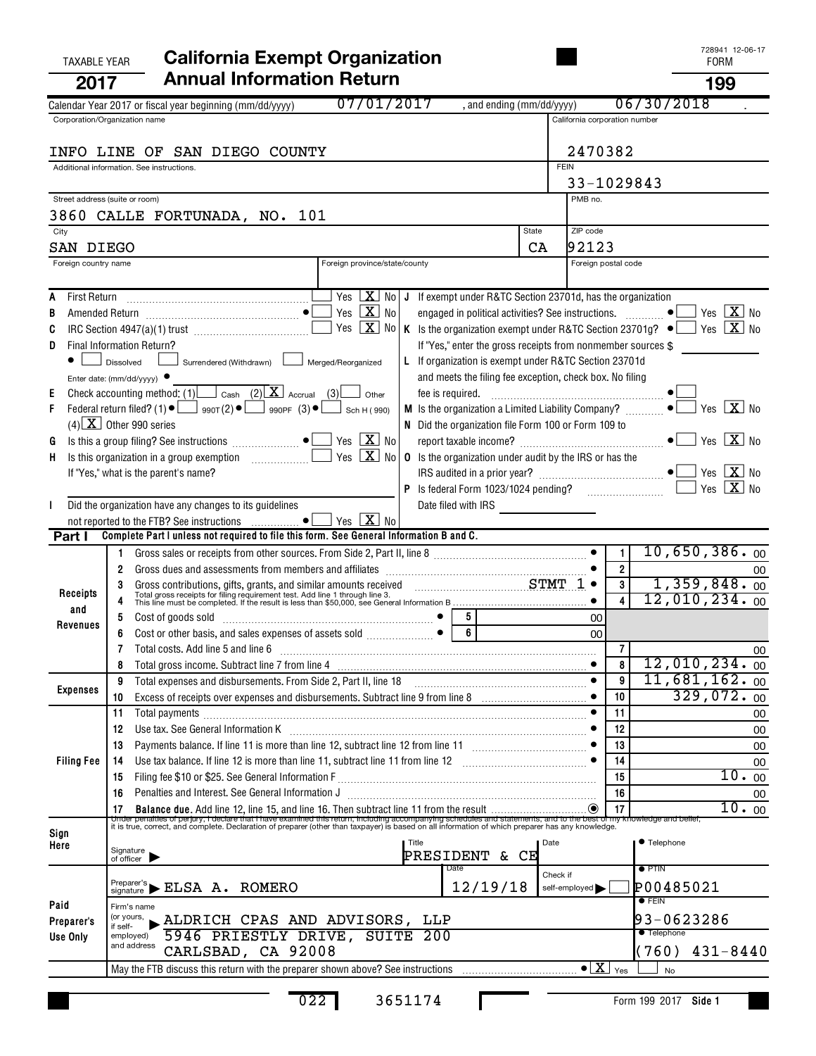728941 12-06-17

TAXABLE YEAR **2017**

# California Exempt Organization Annual Information Return

FORM **199**

Calendar Year 2017 or fiscal year beginning (mm/dd/yyyy) 07/01/2017 , and ending (mm/dd/yyyy) 06/30/2018 .

| Corporation/Organization name | California corporation number |
|---|---|
| INFO LINE OF SAN DIEGO COUNTY | 2470382 |
| Additional information. See instructions. | FEIN 33-1029843 |
| Street address (suite or room) 3860 CALLE FORTUNADA, NO. 101 | PMB no. |
| City SAN DIEGO — State CA | ZIP code 92123 |
| Foreign country name — Foreign province/state/county | Foreign postal code |

- **A** First Return — Yes [ ] No [X]
- **B** Amended Return — Yes [ ] No [X]
- **C** IRC Section 4947(a)(1) trust — Yes [ ] No [X]
- **D** Final Information Return? [ ] Dissolved [ ] Surrendered (Withdrawn) [ ] Merged/Reorganized
  Enter date: (mm/dd/yyyy)
- **E** Check accounting method: (1) [ ] Cash (2) [X] Accrual (3) [ ] Other
- **F** Federal return filed? (1) [ ] 990T (2) [ ] 990PF (3) [ ] Sch H (990) (4) [X] Other 990 series
- **G** Is this a group filing? See instructions — Yes [ ] No [X]
- **H** Is this organization in a group exemption — Yes [ ] No [X]
  If "Yes," what is the parent's name?
- **I** Did the organization have any changes to its guidelines not reported to the FTB? See instructions — Yes [ ] No [X]
- **J** If exempt under R&TC Section 23701d, has the organization engaged in political activities? See instructions. — Yes [ ] No [X]
- **K** Is the organization exempt under R&TC Section 23701g? — Yes [ ] No [X]
  If "Yes," enter the gross receipts from nonmember sources $
- **L** If organization is exempt under R&TC Section 23701d and meets the filing fee exception, check box. No filing fee is required. [ ]
- **M** Is the organization a Limited Liability Company? — Yes [ ] No [X]
- **N** Did the organization file Form 100 or Form 109 to report taxable income? — Yes [ ] No [X]
- **O** Is the organization under audit by the IRS or has the IRS audited in a prior year? — Yes [ ] No [X]
- **P** Is federal Form 1023/1024 pending? — Yes [ ] No [X]
  Date filed with IRS

**Part I** Complete Part I unless not required to file this form. See General Information B and C.

| Section | Line | Description | | Amount |
|---|---|---|---|---|
| Receipts and Revenues | 1 | Gross sales or receipts from other sources. From Side 2, Part II, line 8 | 1 | 10,650,386. 00 |
| | 2 | Gross dues and assessments from members and affiliates | 2 | 00 |
| | 3 | Gross contributions, gifts, grants, and similar amounts received STMT 1 | 3 | 1,359,848. 00 |
| | 4 | Total gross receipts for filing requirement test. Add line 1 through line 3. This line must be completed. If the result is less than $50,000, see General Information B | 4 | 12,010,234. 00 |
| | 5 | Cost of goods sold — 5: 00 | | |
| | 6 | Cost or other basis, and sales expenses of assets sold — 6: 00 | | |
| | 7 | Total costs. Add line 5 and line 6 | 7 | 00 |
| | 8 | Total gross income. Subtract line 7 from line 4 | 8 | 12,010,234. 00 |
| Expenses | 9 | Total expenses and disbursements. From Side 2, Part II, line 18 | 9 | 11,681,162. 00 |
| | 10 | Excess of receipts over expenses and disbursements. Subtract line 9 from line 8 | 10 | 329,072. 00 |
| Filing Fee | 11 | Total payments | 11 | 00 |
| | 12 | Use tax. See General Information K | 12 | 00 |
| | 13 | Payments balance. If line 11 is more than line 12, subtract line 12 from line 11 | 13 | 00 |
| | 14 | Use tax balance. If line 12 is more than line 11, subtract line 11 from line 12 | 14 | 00 |
| | 15 | Filing fee $10 or $25. See General Information F | 15 | 10. 00 |
| | 16 | Penalties and Interest. See General Information J | 16 | 00 |
| | 17 | **Balance due.** Add line 12, line 15, and line 16. Then subtract line 11 from the result | 17 | 10. 00 |

**Sign Here**

Under penalties of perjury, I declare that I have examined this return, including accompanying schedules and statements, and to the best of my knowledge and belief, it is true, correct, and complete. Declaration of preparer (other than taxpayer) is based on all information of which preparer has any knowledge.

Signature of officer — Title: PRESIDENT & CE — Date — Telephone

**Paid Preparer's Use Only**

Preparer's signature: ELSA A. ROMERO — Date: 12/19/18 — Check if self-employed [ ] — PTIN: P00485021

Firm's name (or yours, if self-employed) and address: ALDRICH CPAS AND ADVISORS, LLP, 5946 PRIESTLY DRIVE, SUITE 200, CARLSBAD, CA 92008 — FEIN: 93-0623286 — Telephone: (760) 431-8440

May the FTB discuss this return with the preparer shown above? See instructions — [X] Yes [ ] No

022 3651174

Form 199 2017 Side 1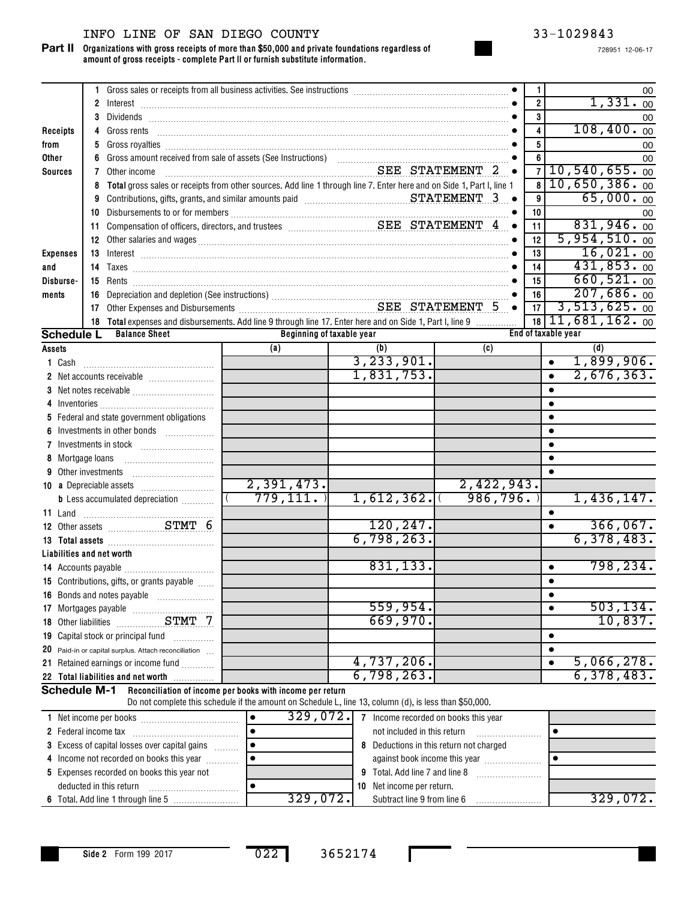INFO LINE OF SAN DIEGO COUNTY 33-1029843

**Part II Organizations with gross receipts of more than $50,000 and private foundations regardless of amount of gross receipts - complete Part II or furnish substitute information.**

728951 12-06-17

| | | | Line | Amount |
|---|---|---|---|---|
| Receipts from Other Sources | 1 | Gross sales or receipts from all business activities. See instructions | 1 | 00 |
| | 2 | Interest | 2 | 1,331. 00 |
| | 3 | Dividends | 3 | 00 |
| | 4 | Gross rents | 4 | 108,400. 00 |
| | 5 | Gross royalties | 5 | 00 |
| | 6 | Gross amount received from sale of assets (See Instructions) | 6 | 00 |
| | 7 | Other income SEE STATEMENT 2 | 7 | 10,540,655. 00 |
| | 8 | **Total** gross sales or receipts from other sources. Add line 1 through line 7. Enter here and on Side 1, Part I, line 1 | 8 | 10,650,386. 00 |
| Expenses and Disbursements | 9 | Contributions, gifts, grants, and similar amounts paid STATEMENT 3 | 9 | 65,000. 00 |
| | 10 | Disbursements to or for members | 10 | 00 |
| | 11 | Compensation of officers, directors, and trustees SEE STATEMENT 4 | 11 | 831,946. 00 |
| | 12 | Other salaries and wages | 12 | 5,954,510. 00 |
| | 13 | Interest | 13 | 16,021. 00 |
| | 14 | Taxes | 14 | 431,853. 00 |
| | 15 | Rents | 15 | 660,521. 00 |
| | 16 | Depreciation and depletion (See instructions) | 16 | 207,686. 00 |
| | 17 | Other Expenses and Disbursements SEE STATEMENT 5 | 17 | 3,513,625. 00 |
| | 18 | **Total** expenses and disbursements. Add line 9 through line 17. Enter here and on Side 1, Part I, line 9 | 18 | 11,681,162. 00 |

**Schedule L Balance Sheet**

| Assets | Beginning of taxable year (a) | (b) | End of taxable year (c) | (d) |
|---|---|---|---|---|
| 1 Cash | | 3,233,901. | | 1,899,906. |
| 2 Net accounts receivable | | 1,831,753. | | 2,676,363. |
| 3 Net notes receivable | | | | |
| 4 Inventories | | | | |
| 5 Federal and state government obligations | | | | |
| 6 Investments in other bonds | | | | |
| 7 Investments in stock | | | | |
| 8 Mortgage loans | | | | |
| 9 Other investments | | | | |
| 10 a Depreciable assets | 2,391,473. | | 2,422,943. | |
| b Less accumulated depreciation | ( 779,111. ) | 1,612,362. | ( 986,796. ) | 1,436,147. |
| 11 Land | | | | |
| 12 Other assets STMT 6 | | 120,247. | | 366,067. |
| 13 **Total assets** | | 6,798,263. | | 6,378,483. |
| **Liabilities and net worth** | | | | |
| 14 Accounts payable | | 831,133. | | 798,234. |
| 15 Contributions, gifts, or grants payable | | | | |
| 16 Bonds and notes payable | | | | |
| 17 Mortgages payable | | 559,954. | | 503,134. |
| 18 Other liabilities STMT 7 | | 669,970. | | 10,837. |
| 19 Capital stock or principal fund | | | | |
| 20 Paid-in or capital surplus. Attach reconciliation | | | | |
| 21 Retained earnings or income fund | | 4,737,206. | | 5,066,278. |
| 22 **Total liabilities and net worth** | | 6,798,263. | | 6,378,483. |

**Schedule M-1 Reconciliation of income per books with income per return**

Do not complete this schedule if the amount on Schedule L, line 13, column (d), is less than $50,000.

| | | | |
|---|---|---|---|
| 1 Net income per books | 329,072. | 7 Income recorded on books this year not included in this return | |
| 2 Federal income tax | | 8 Deductions in this return not charged against book income this year | |
| 3 Excess of capital losses over capital gains | | 9 Total. Add line 7 and line 8 | |
| 4 Income not recorded on books this year | | 10 Net income per return. Subtract line 9 from line 6 | 329,072. |
| 5 Expenses recorded on books this year not deducted in this return | | | |
| 6 Total. Add line 1 through line 5 | 329,072. | | |

Side 2 Form 199 2017 022 3652174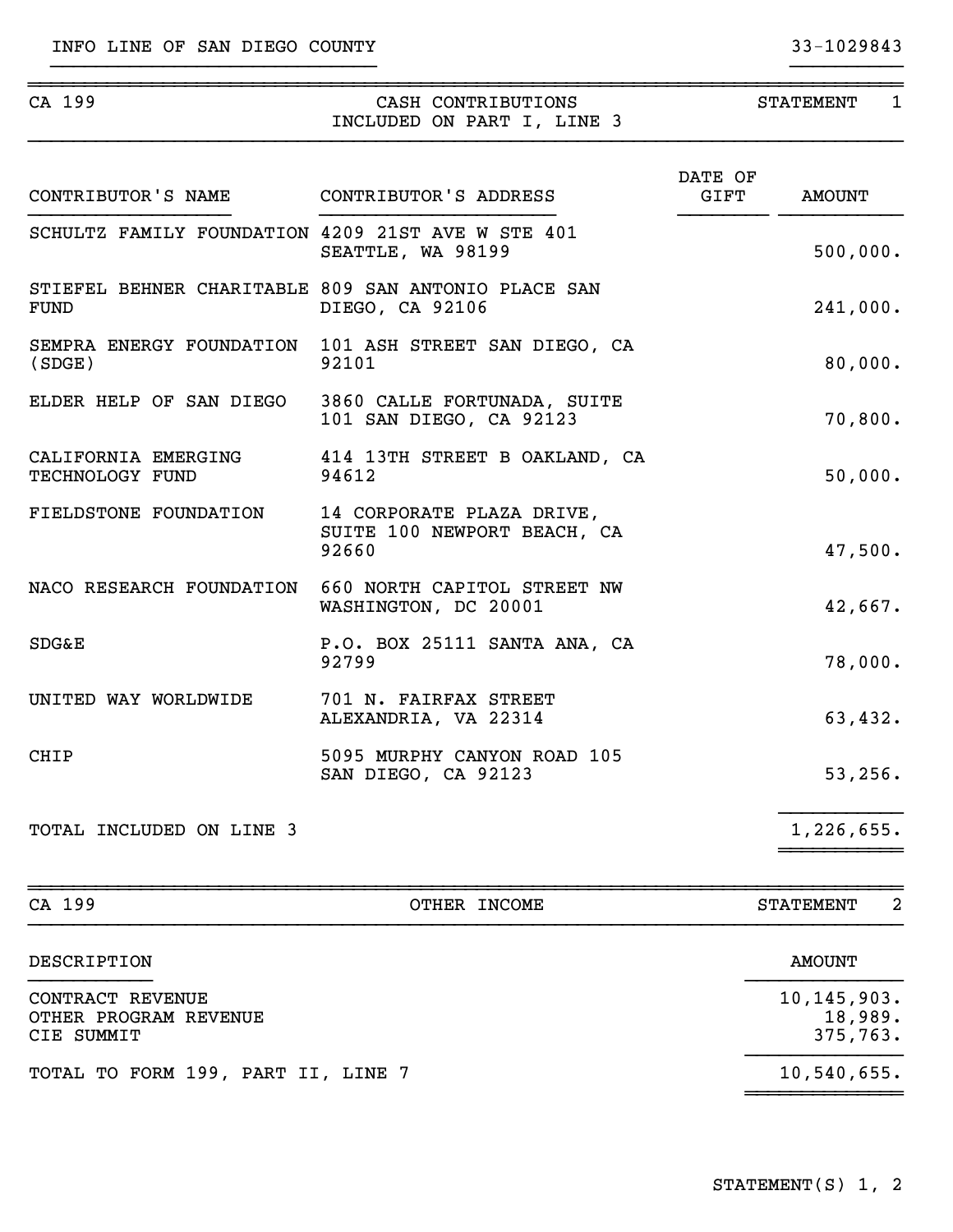INFO LINE OF SAN DIEGO COUNTY 33-1029843

| CA 199 | CASH CONTRIBUTIONS INCLUDED ON PART I, LINE 3 | | STATEMENT 1 |
|---|---|---|---|
| **CONTRIBUTOR'S NAME** | **CONTRIBUTOR'S ADDRESS** | **DATE OF GIFT** | **AMOUNT** |
| SCHULTZ FAMILY FOUNDATION | 4209 21ST AVE W STE 401 SEATTLE, WA 98199 | | 500,000. |
| STIEFEL BEHNER CHARITABLE FUND | 809 SAN ANTONIO PLACE SAN DIEGO, CA 92106 | | 241,000. |
| SEMPRA ENERGY FOUNDATION (SDGE) | 101 ASH STREET SAN DIEGO, CA 92101 | | 80,000. |
| ELDER HELP OF SAN DIEGO | 3860 CALLE FORTUNADA, SUITE 101 SAN DIEGO, CA 92123 | | 70,800. |
| CALIFORNIA EMERGING TECHNOLOGY FUND | 414 13TH STREET B OAKLAND, CA 94612 | | 50,000. |
| FIELDSTONE FOUNDATION | 14 CORPORATE PLAZA DRIVE, SUITE 100 NEWPORT BEACH, CA 92660 | | 47,500. |
| NACO RESEARCH FOUNDATION | 660 NORTH CAPITOL STREET NW WASHINGTON, DC 20001 | | 42,667. |
| SDG&E | P.O. BOX 25111 SANTA ANA, CA 92799 | | 78,000. |
| UNITED WAY WORLDWIDE | 701 N. FAIRFAX STREET ALEXANDRIA, VA 22314 | | 63,432. |
| CHIP | 5095 MURPHY CANYON ROAD 105 SAN DIEGO, CA 92123 | | 53,256. |
| TOTAL INCLUDED ON LINE 3 | | | 1,226,655. |

| CA 199 | OTHER INCOME | STATEMENT 2 |
|---|---|---|
| **DESCRIPTION** | | **AMOUNT** |
| CONTRACT REVENUE | | 10,145,903. |
| OTHER PROGRAM REVENUE | | 18,989. |
| CIE SUMMIT | | 375,763. |
| TOTAL TO FORM 199, PART II, LINE 7 | | 10,540,655. |

STATEMENT(S) 1, 2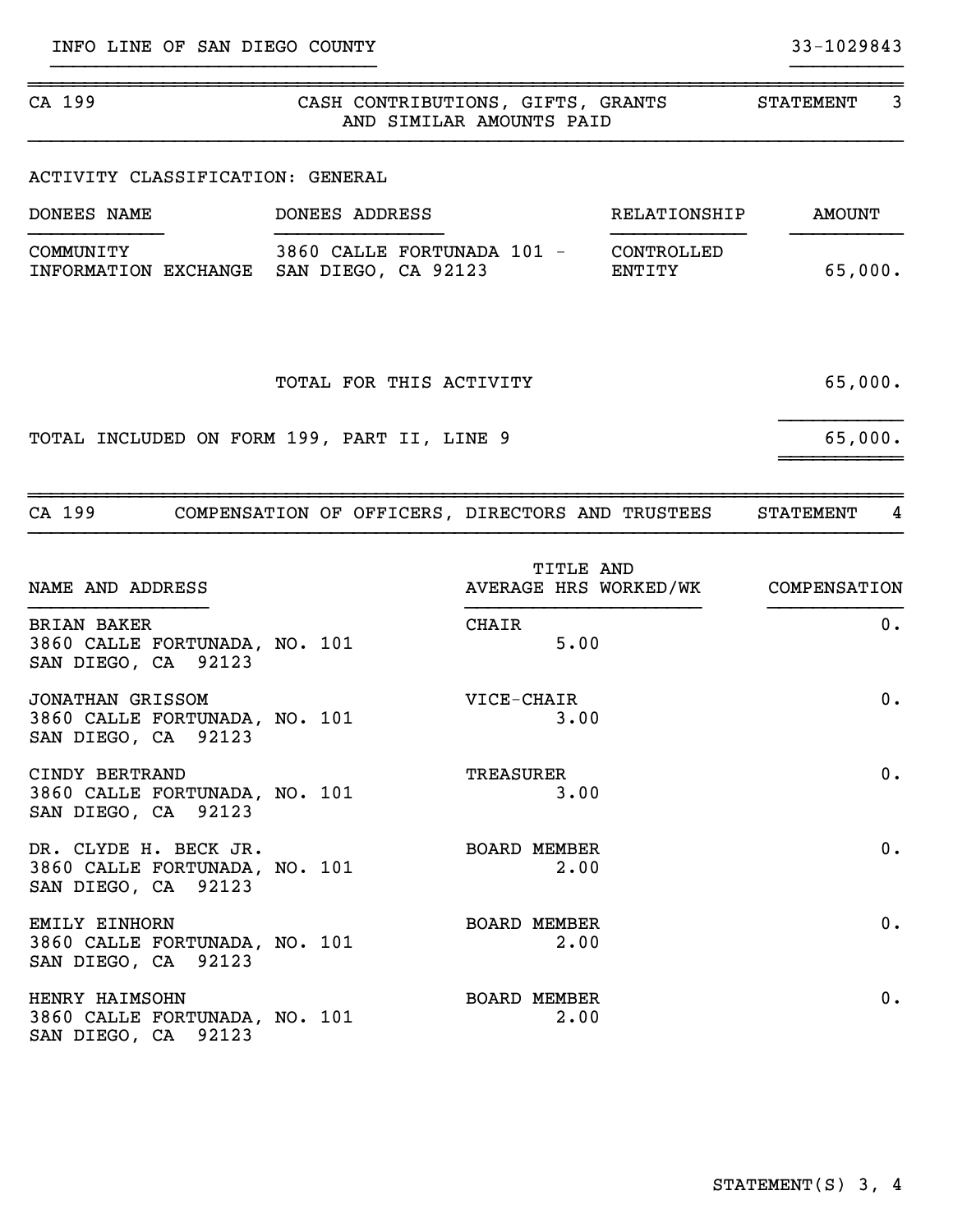INFO LINE OF SAN DIEGO COUNTY 33-1029843

## CA 199 — CASH CONTRIBUTIONS, GIFTS, GRANTS AND SIMILAR AMOUNTS PAID — STATEMENT 3

ACTIVITY CLASSIFICATION: GENERAL

| DONEES NAME | DONEES ADDRESS | RELATIONSHIP | AMOUNT |
|---|---|---|---|
| COMMUNITY INFORMATION EXCHANGE | 3860 CALLE FORTUNADA 101 - SAN DIEGO, CA 92123 | CONTROLLED ENTITY | 65,000. |
| | TOTAL FOR THIS ACTIVITY | | 65,000. |
| TOTAL INCLUDED ON FORM 199, PART II, LINE 9 | | | 65,000. |

## CA 199 — COMPENSATION OF OFFICERS, DIRECTORS AND TRUSTEES — STATEMENT 4

| NAME AND ADDRESS | TITLE AND AVERAGE HRS WORKED/WK | COMPENSATION |
|---|---|---|
| BRIAN BAKER<br>3860 CALLE FORTUNADA, NO. 101<br>SAN DIEGO, CA 92123 | CHAIR<br>5.00 | 0. |
| JONATHAN GRISSOM<br>3860 CALLE FORTUNADA, NO. 101<br>SAN DIEGO, CA 92123 | VICE-CHAIR<br>3.00 | 0. |
| CINDY BERTRAND<br>3860 CALLE FORTUNADA, NO. 101<br>SAN DIEGO, CA 92123 | TREASURER<br>3.00 | 0. |
| DR. CLYDE H. BECK JR.<br>3860 CALLE FORTUNADA, NO. 101<br>SAN DIEGO, CA 92123 | BOARD MEMBER<br>2.00 | 0. |
| EMILY EINHORN<br>3860 CALLE FORTUNADA, NO. 101<br>SAN DIEGO, CA 92123 | BOARD MEMBER<br>2.00 | 0. |
| HENRY HAIMSOHN<br>3860 CALLE FORTUNADA, NO. 101<br>SAN DIEGO, CA 92123 | BOARD MEMBER<br>2.00 | 0. |

STATEMENT(S) 3, 4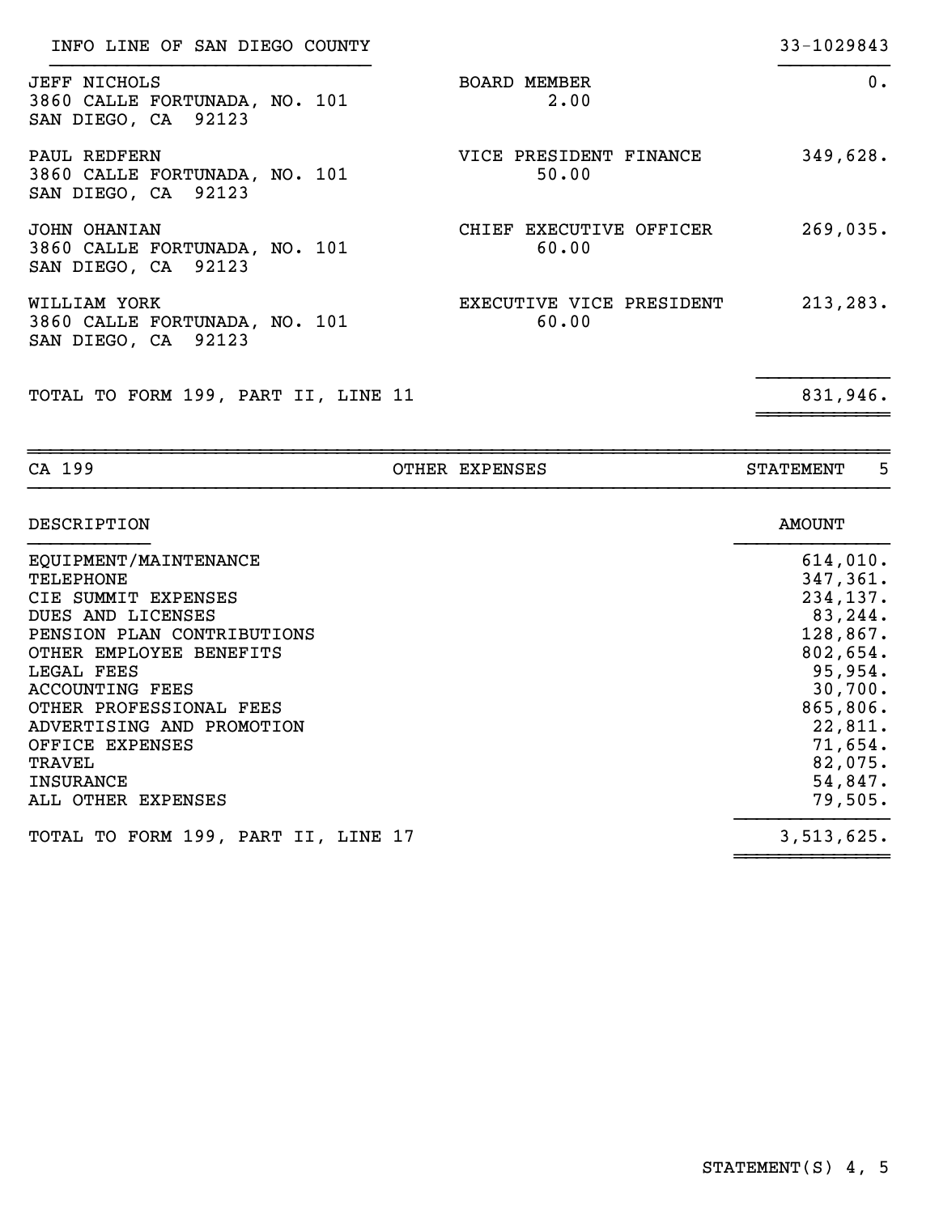INFO LINE OF SAN DIEGO COUNTY | | 33-1029843
---|---|---

| Name and Address | Title / Hours | Amount |
|---|---|---|
| JEFF NICHOLS<br>3860 CALLE FORTUNADA, NO. 101<br>SAN DIEGO, CA 92123 | BOARD MEMBER<br>2.00 | 0. |
| PAUL REDFERN<br>3860 CALLE FORTUNADA, NO. 101<br>SAN DIEGO, CA 92123 | VICE PRESIDENT FINANCE<br>50.00 | 349,628. |
| JOHN OHANIAN<br>3860 CALLE FORTUNADA, NO. 101<br>SAN DIEGO, CA 92123 | CHIEF EXECUTIVE OFFICER<br>60.00 | 269,035. |
| WILLIAM YORK<br>3860 CALLE FORTUNADA, NO. 101<br>SAN DIEGO, CA 92123 | EXECUTIVE VICE PRESIDENT<br>60.00 | 213,283. |
| TOTAL TO FORM 199, PART II, LINE 11 | | 831,946. |

| CA 199 | OTHER EXPENSES | STATEMENT 5 |
|---|---|---|

| DESCRIPTION | AMOUNT |
|---|---|
| EQUIPMENT/MAINTENANCE | 614,010. |
| TELEPHONE | 347,361. |
| CIE SUMMIT EXPENSES | 234,137. |
| DUES AND LICENSES | 83,244. |
| PENSION PLAN CONTRIBUTIONS | 128,867. |
| OTHER EMPLOYEE BENEFITS | 802,654. |
| LEGAL FEES | 95,954. |
| ACCOUNTING FEES | 30,700. |
| OTHER PROFESSIONAL FEES | 865,806. |
| ADVERTISING AND PROMOTION | 22,811. |
| OFFICE EXPENSES | 71,654. |
| TRAVEL | 82,075. |
| INSURANCE | 54,847. |
| ALL OTHER EXPENSES | 79,505. |
| TOTAL TO FORM 199, PART II, LINE 17 | 3,513,625. |

STATEMENT(S) 4, 5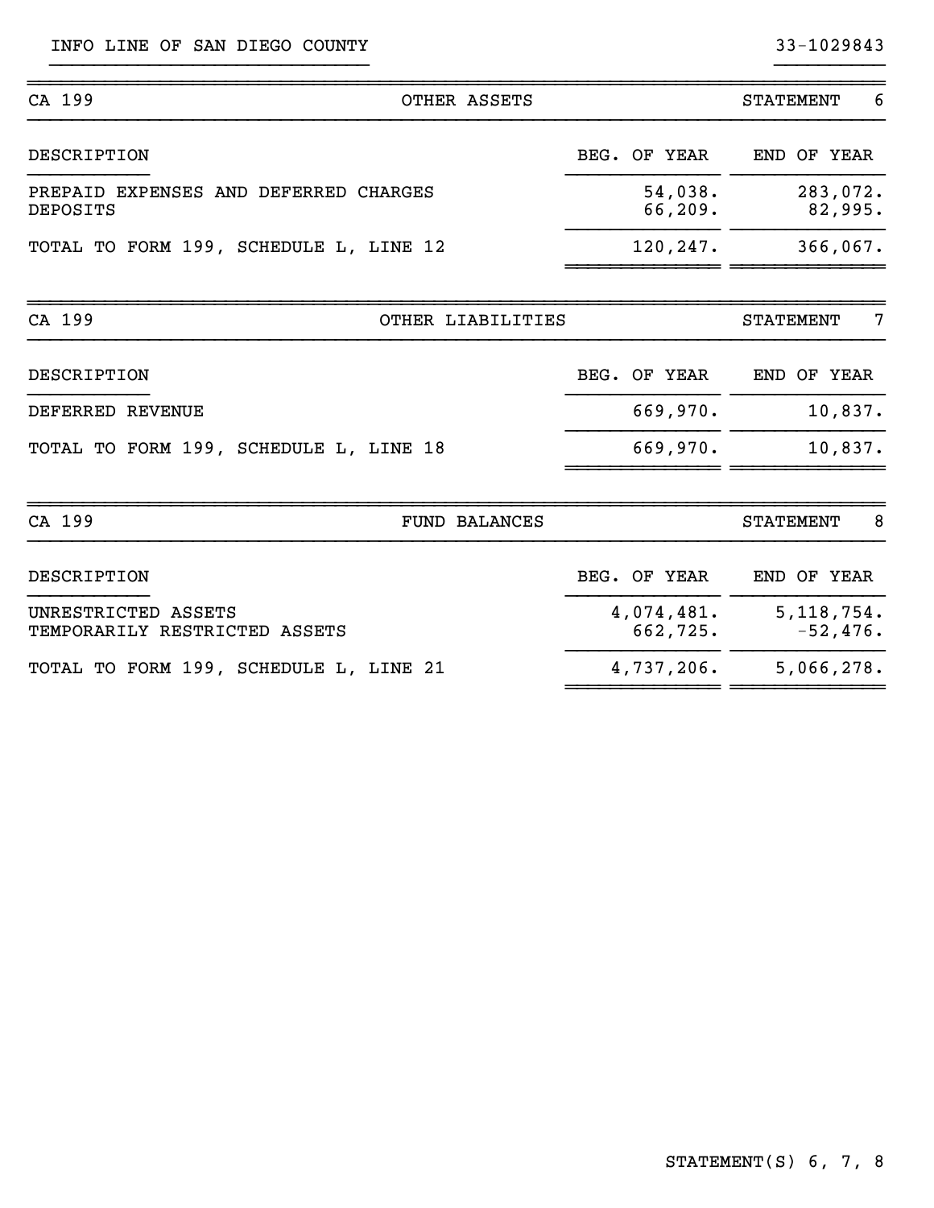INFO LINE OF SAN DIEGO COUNTY — 33-1029843

| CA 199 | OTHER ASSETS | STATEMENT 6 |
|---|---|---|
| DESCRIPTION | BEG. OF YEAR | END OF YEAR |
| PREPAID EXPENSES AND DEFERRED CHARGES | 54,038. | 283,072. |
| DEPOSITS | 66,209. | 82,995. |
| TOTAL TO FORM 199, SCHEDULE L, LINE 12 | 120,247. | 366,067. |

| CA 199 | OTHER LIABILITIES | STATEMENT 7 |
|---|---|---|
| DESCRIPTION | BEG. OF YEAR | END OF YEAR |
| DEFERRED REVENUE | 669,970. | 10,837. |
| TOTAL TO FORM 199, SCHEDULE L, LINE 18 | 669,970. | 10,837. |

| CA 199 | FUND BALANCES | STATEMENT 8 |
|---|---|---|
| DESCRIPTION | BEG. OF YEAR | END OF YEAR |
| UNRESTRICTED ASSETS | 4,074,481. | 5,118,754. |
| TEMPORARILY RESTRICTED ASSETS | 662,725. | -52,476. |
| TOTAL TO FORM 199, SCHEDULE L, LINE 21 | 4,737,206. | 5,066,278. |

STATEMENT(S) 6, 7, 8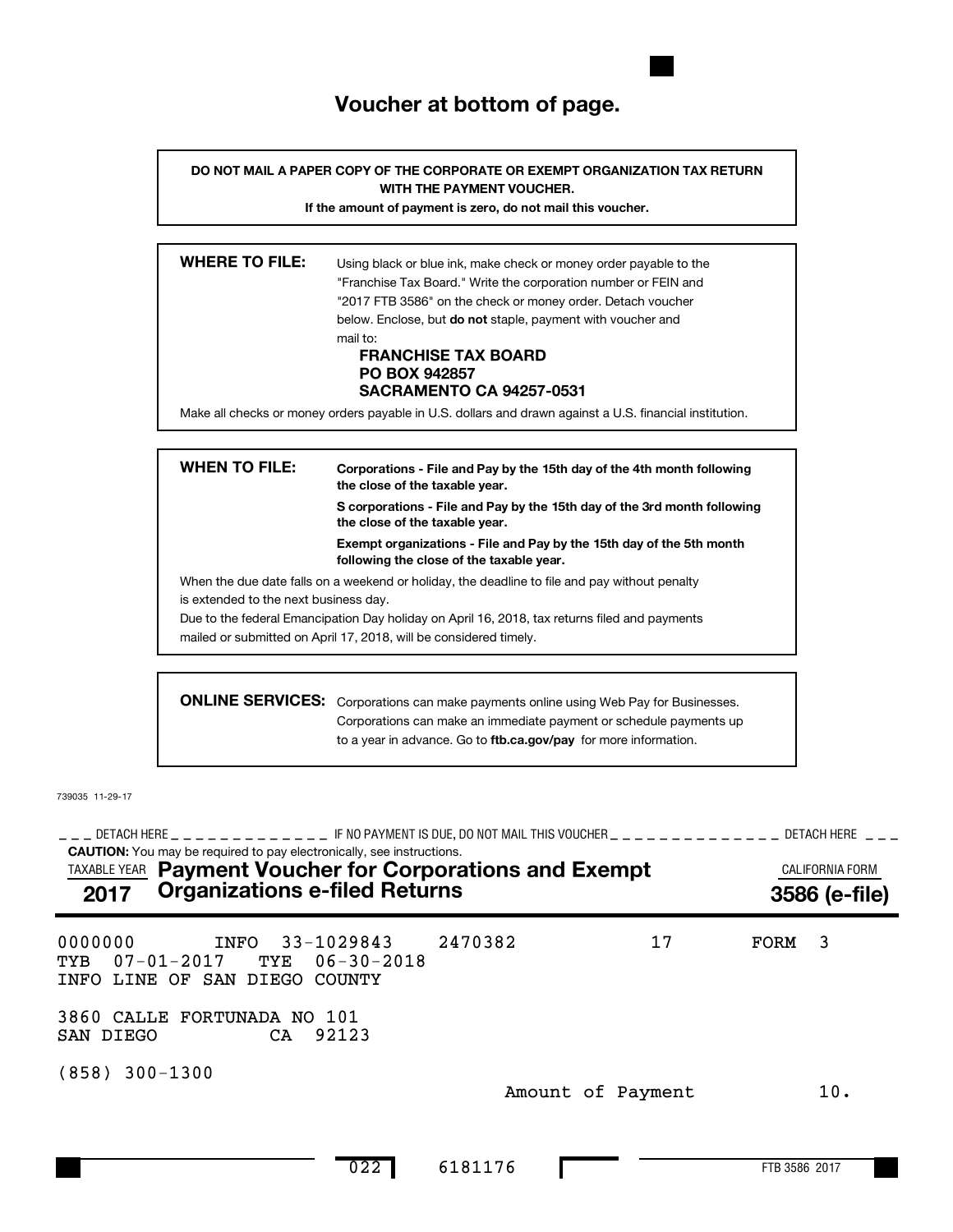## Voucher at bottom of page.

**DO NOT MAIL A PAPER COPY OF THE CORPORATE OR EXEMPT ORGANIZATION TAX RETURN WITH THE PAYMENT VOUCHER.**

**If the amount of payment is zero, do not mail this voucher.**

**WHERE TO FILE:** Using black or blue ink, make check or money order payable to the "Franchise Tax Board." Write the corporation number or FEIN and "2017 FTB 3586" on the check or money order. Detach voucher below. Enclose, but **do not** staple, payment with voucher and mail to:

**FRANCHISE TAX BOARD**
**PO BOX 942857**
**SACRAMENTO CA 94257-0531**

Make all checks or money orders payable in U.S. dollars and drawn against a U.S. financial institution.

**WHEN TO FILE:** **Corporations - File and Pay by the 15th day of the 4th month following the close of the taxable year.**

**S corporations - File and Pay by the 15th day of the 3rd month following the close of the taxable year.**

**Exempt organizations - File and Pay by the 15th day of the 5th month following the close of the taxable year.**

When the due date falls on a weekend or holiday, the deadline to file and pay without penalty is extended to the next business day.

Due to the federal Emancipation Day holiday on April 16, 2018, tax returns filed and payments mailed or submitted on April 17, 2018, will be considered timely.

**ONLINE SERVICES:** Corporations can make payments online using Web Pay for Businesses. Corporations can make an immediate payment or schedule payments up to a year in advance. Go to **ftb.ca.gov/pay** for more information.

739035 11-29-17

_ _ _ DETACH HERE _ _ _ _ _ _ _ _ _ _ _ _ _ IF NO PAYMENT IS DUE, DO NOT MAIL THIS VOUCHER _ _ _ _ _ _ _ _ _ _ _ _ _ DETACH HERE _ _ _

**CAUTION:** You may be required to pay electronically, see instructions.

TAXABLE YEAR **2017** **Payment Voucher for Corporations and Exempt Organizations e-filed Returns** CALIFORNIA FORM **3586 (e-file)**

0000000 INFO 33-1029843 2470382 17 FORM 3
TYB 07-01-2017 TYE 06-30-2018
INFO LINE OF SAN DIEGO COUNTY

3860 CALLE FORTUNADA NO 101
SAN DIEGO CA 92123

(858) 300-1300

Amount of Payment 10.

022 6181176

FTB 3586 2017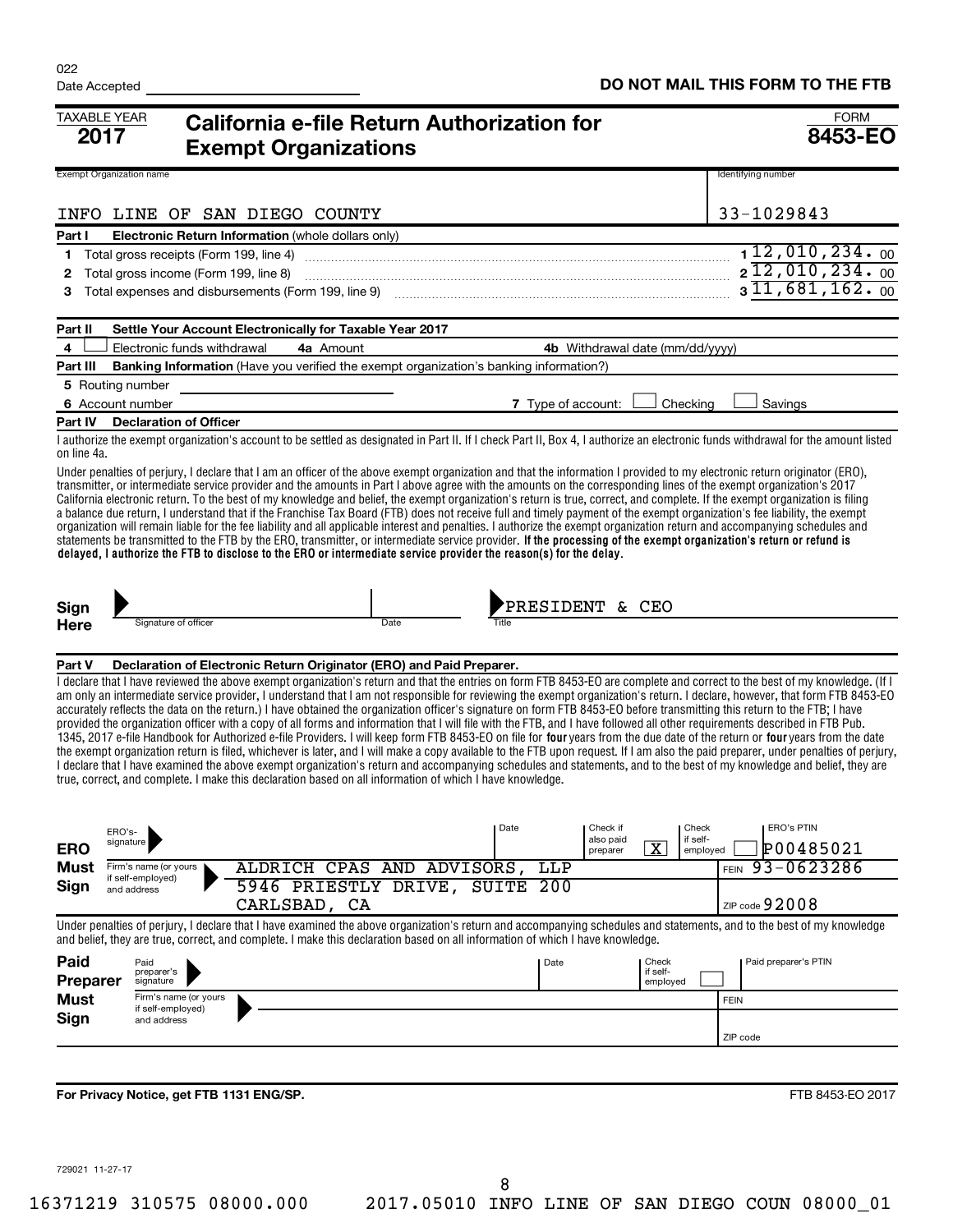022

Date Accepted

**DO NOT MAIL THIS FORM TO THE FTB**

TAXABLE YEAR **2017**

# California e-file Return Authorization for Exempt Organizations

FORM **8453-EO**

| Exempt Organization name | Identifying number |
|---|---|
| INFO LINE OF SAN DIEGO COUNTY | 33-1029843 |

**Part I Electronic Return Information** (whole dollars only)

| | | |
|---|---|---|
| 1 | Total gross receipts (Form 199, line 4) | 1 12,010,234. 00 |
| 2 | Total gross income (Form 199, line 8) | 2 12,010,234. 00 |
| 3 | Total expenses and disbursements (Form 199, line 9) | 3 11,681,162. 00 |

**Part II Settle Your Account Electronically for Taxable Year 2017**

4 ☐ Electronic funds withdrawal **4a** Amount **4b** Withdrawal date (mm/dd/yyyy)

**Part III Banking Information** (Have you verified the exempt organization's banking information?)

5 Routing number

6 Account number **7** Type of account: ☐ Checking ☐ Savings

**Part IV Declaration of Officer**

I authorize the exempt organization's account to be settled as designated in Part II. If I check Part II, Box 4, I authorize an electronic funds withdrawal for the amount listed on line 4a.

Under penalties of perjury, I declare that I am an officer of the above exempt organization and that the information I provided to my electronic return originator (ERO), transmitter, or intermediate service provider and the amounts in Part I above agree with the amounts on the corresponding lines of the exempt organization's 2017 California electronic return. To the best of my knowledge and belief, the exempt organization's return is true, correct, and complete. If the exempt organization is filing a balance due return, I understand that if the Franchise Tax Board (FTB) does not receive full and timely payment of the exempt organization's fee liability, the exempt organization will remain liable for the fee liability and all applicable interest and penalties. I authorize the exempt organization return and accompanying schedules and statements be transmitted to the FTB by the ERO, transmitter, or intermediate service provider. **If the processing of the exempt organization's return or refund is delayed, I authorize the FTB to disclose to the ERO or intermediate service provider the reason(s) for the delay.**

**Sign Here** Signature of officer | Date | Title: PRESIDENT & CEO

**Part V Declaration of Electronic Return Originator (ERO) and Paid Preparer.**

I declare that I have reviewed the above exempt organization's return and that the entries on form FTB 8453-EO are complete and correct to the best of my knowledge. (If I am only an intermediate service provider, I understand that I am not responsible for reviewing the exempt organization's return. I declare, however, that form FTB 8453-EO accurately reflects the data on the return.) I have obtained the organization officer's signature on form FTB 8453-EO before transmitting this return to the FTB; I have provided the organization officer with a copy of all forms and information that I will file with the FTB, and I have followed all other requirements described in FTB Pub. 1345, 2017 e-file Handbook for Authorized e-file Providers. I will keep form FTB 8453-EO on file for **four** years from the due date of the return or **four** years from the date the exempt organization return is filed, whichever is later, and I will make a copy available to the FTB upon request. If I am also the paid preparer, under penalties of perjury, I declare that I have examined the above exempt organization's return and accompanying schedules and statements, and to the best of my knowledge and belief, they are true, correct, and complete. I make this declaration based on all information of which I have knowledge.

**ERO Must Sign**

| | | |
|---|---|---|
| ERO's signature | Date | Check if also paid preparer [X] / Check if self-employed ☐ / ERO's PTIN P00485021 |
| Firm's name (or yours if self-employed) and address | ALDRICH CPAS AND ADVISORS, LLP 5946 PRIESTLY DRIVE, SUITE 200 CARLSBAD, CA | FEIN 93-0623286 / ZIP code 92008 |

Under penalties of perjury, I declare that I have examined the above exempt organization's return and accompanying schedules and statements, and to the best of my knowledge and belief, they are true, correct, and complete. I make this declaration based on all information of which I have knowledge.

**Paid Preparer Must Sign**

| | | |
|---|---|---|
| Paid preparer's signature | Date | Check if self-employed ☐ / Paid preparer's PTIN |
| Firm's name (or yours if self-employed) and address | | FEIN / ZIP code |

**For Privacy Notice, get FTB 1131 ENG/SP.**

FTB 8453-EO 2017

729021 11-27-17

16371219 310575 08000.000 2017.05010 INFO LINE OF SAN DIEGO COUN 08000_01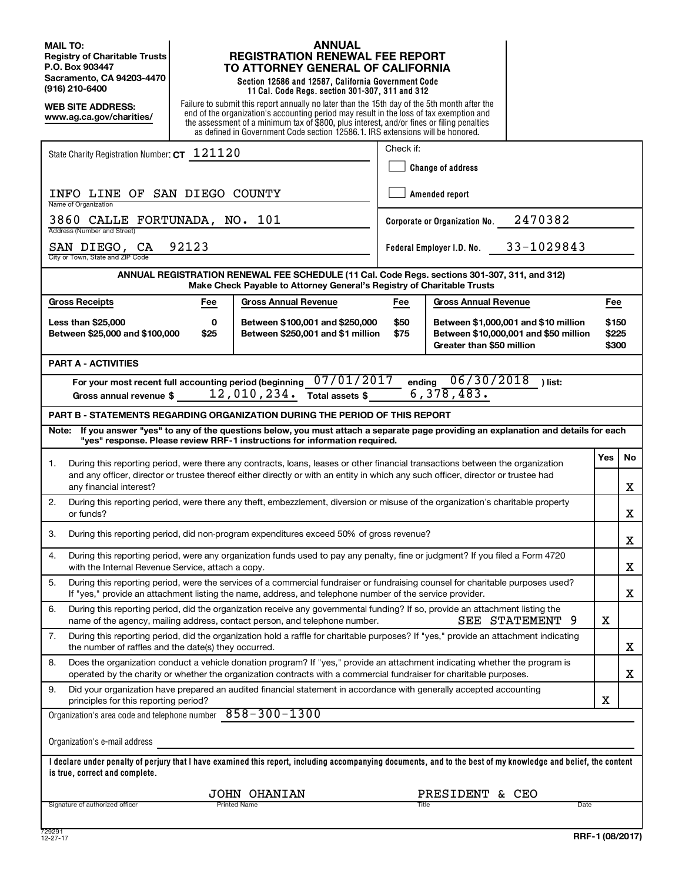**MAIL TO:**
**Registry of Charitable Trusts**
**P.O. Box 903447**
**Sacramento, CA 94203-4470**
**(916) 210-6400**

**WEB SITE ADDRESS:**
**www.ag.ca.gov/charities/**

# ANNUAL REGISTRATION RENEWAL FEE REPORT TO ATTORNEY GENERAL OF CALIFORNIA

**Section 12586 and 12587, California Government Code**
**11 Cal. Code Regs. section 301-307, 311 and 312**

Failure to submit this report annually no later than the 15th day of the 5th month after the end of the organization's accounting period may result in the loss of tax exemption and the assessment of a minimum tax of $800, plus interest, and/or fines or filing penalties as defined in Government Code section 12586.1. IRS extensions will be honored.

State Charity Registration Number: **CT** 121120

Check if:
☐ **Change of address**
☐ **Amended report**

INFO LINE OF SAN DIEGO COUNTY
Name of Organization

3860 CALLE FORTUNADA, NO. 101
Address (Number and Street)

SAN DIEGO, CA 92123
City or Town, State and ZIP Code

**Corporate or Organization No.** 2470382

**Federal Employer I.D. No.** 33-1029843

**ANNUAL REGISTRATION RENEWAL FEE SCHEDULE (11 Cal. Code Regs. sections 301-307, 311, and 312)**
**Make Check Payable to Attorney General's Registry of Charitable Trusts**

| Gross Receipts | Fee | Gross Annual Revenue | Fee | Gross Annual Revenue | Fee |
|---|---|---|---|---|---|
| Less than $25,000 | 0 | Between $100,001 and $250,000 | $50 | Between $1,000,001 and $10 million | $150 |
| Between $25,000 and $100,000 | $25 | Between $250,001 and $1 million | $75 | Between $10,000,001 and $50 million | $225 |
| | | | | Greater than $50 million | $300 |

## PART A - ACTIVITIES

For your most recent full accounting period (beginning 07/01/2017 ending 06/30/2018 ) list:
Gross annual revenue $ 12,010,234. Total assets $ 6,378,483.

## PART B - STATEMENTS REGARDING ORGANIZATION DURING THE PERIOD OF THIS REPORT

**Note: If you answer "yes" to any of the questions below, you must attach a separate page providing an explanation and details for each "yes" response. Please review RRF-1 instructions for information required.**

| | | Yes | No |
|---|---|---|---|
| 1. | During this reporting period, were there any contracts, loans, leases or other financial transactions between the organization and any officer, director or trustee thereof either directly or with an entity in which any such officer, director or trustee had any financial interest? | | X |
| 2. | During this reporting period, were there any theft, embezzlement, diversion or misuse of the organization's charitable property or funds? | | X |
| 3. | During this reporting period, did non-program expenditures exceed 50% of gross revenue? | | X |
| 4. | During this reporting period, were any organization funds used to pay any penalty, fine or judgment? If you filed a Form 4720 with the Internal Revenue Service, attach a copy. | | X |
| 5. | During this reporting period, were the services of a commercial fundraiser or fundraising counsel for charitable purposes used? If "yes," provide an attachment listing the name, address, and telephone number of the service provider. | | X |
| 6. | During this reporting period, did the organization receive any governmental funding? If so, provide an attachment listing the name of the agency, mailing address, contact person, and telephone number. SEE STATEMENT 9 | X | |
| 7. | During this reporting period, did the organization hold a raffle for charitable purposes? If "yes," provide an attachment indicating the number of raffles and the date(s) they occurred. | | X |
| 8. | Does the organization conduct a vehicle donation program? If "yes," provide an attachment indicating whether the program is operated by the charity or whether the organization contracts with a commercial fundraiser for charitable purposes. | | X |
| 9. | Did your organization have prepared an audited financial statement in accordance with generally accepted accounting principles for this reporting period? | X | |

Organization's area code and telephone number 858-300-1300

Organization's e-mail address

**I declare under penalty of perjury that I have examined this report, including accompanying documents, and to the best of my knowledge and belief, the content is true, correct and complete.**

| Signature of authorized officer | Printed Name | Title | Date |
|---|---|---|---|
| | JOHN OHANIAN | PRESIDENT & CEO | |

729291
12-27-17

**RRF-1 (08/2017)**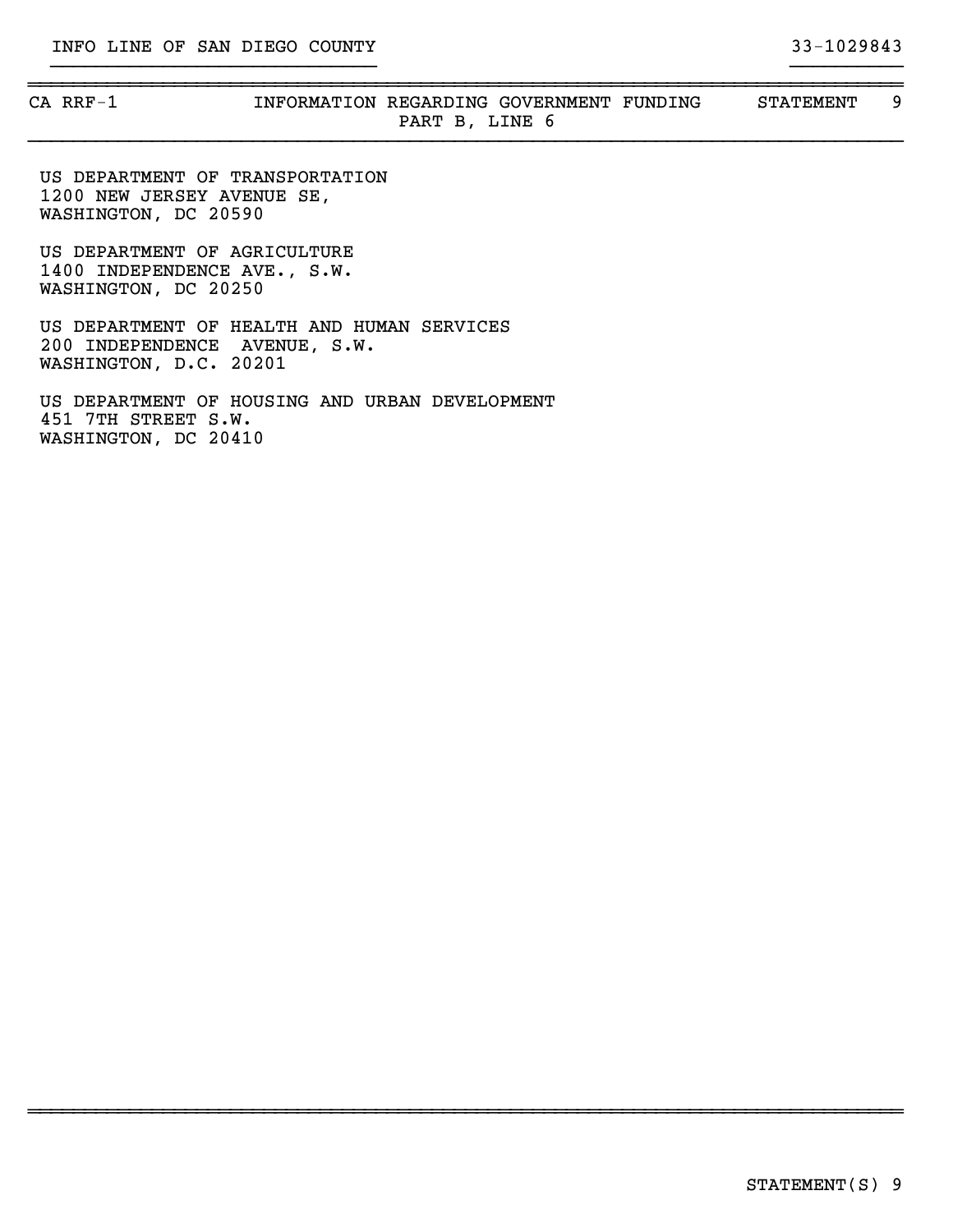INFO LINE OF SAN DIEGO COUNTY 33-1029843

CA RRF-1 INFORMATION REGARDING GOVERNMENT FUNDING STATEMENT 9
PART B, LINE 6

US DEPARTMENT OF TRANSPORTATION
1200 NEW JERSEY AVENUE SE,
WASHINGTON, DC 20590

US DEPARTMENT OF AGRICULTURE
1400 INDEPENDENCE AVE., S.W.
WASHINGTON, DC 20250

US DEPARTMENT OF HEALTH AND HUMAN SERVICES
200 INDEPENDENCE AVENUE, S.W.
WASHINGTON, D.C. 20201

US DEPARTMENT OF HOUSING AND URBAN DEVELOPMENT
451 7TH STREET S.W.
WASHINGTON, DC 20410

STATEMENT(S) 9